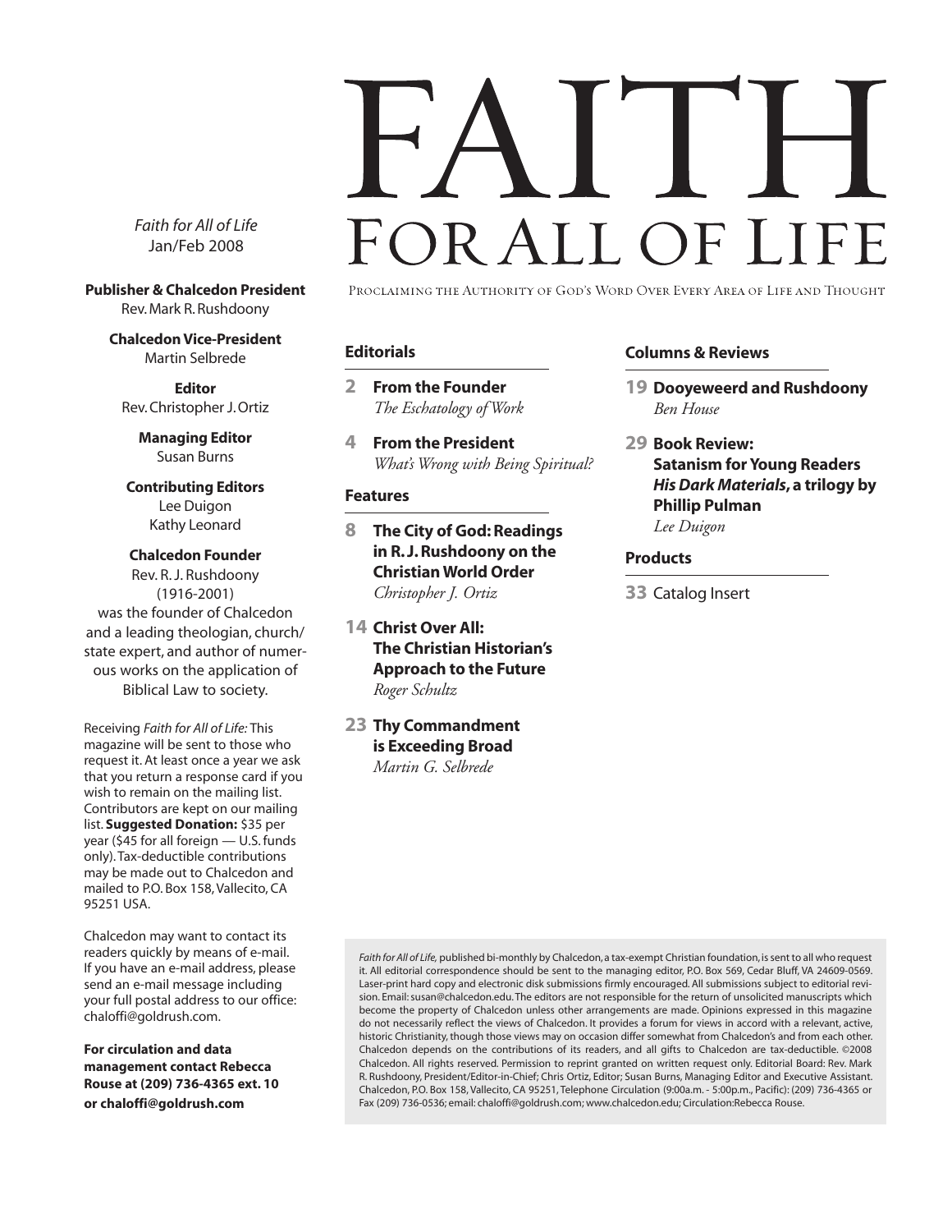# FAITH FOR ALL OF LIFE

PROCLAIMING THE AUTHORITY OF GOD'S WORD OVER EVERY AREA OF LIFE AND THOUGHT

*Faith for All of Life*
Jan/Feb 2008

**Publisher & Chalcedon President**
Rev. Mark R. Rushdoony

**Chalcedon Vice-President**
Martin Selbrede

**Editor**
Rev. Christopher J. Ortiz

**Managing Editor**
Susan Burns

**Contributing Editors**
Lee Duigon
Kathy Leonard

**Chalcedon Founder**
Rev. R. J. Rushdoony
(1916-2001)
was the founder of Chalcedon and a leading theologian, church/state expert, and author of numerous works on the application of Biblical Law to society.

Receiving *Faith for All of Life:* This magazine will be sent to those who request it. At least once a year we ask that you return a response card if you wish to remain on the mailing list. Contributors are kept on our mailing list. **Suggested Donation:** $35 per year ($45 for all foreign — U.S. funds only). Tax-deductible contributions may be made out to Chalcedon and mailed to P.O. Box 158, Vallecito, CA 95251 USA.

Chalcedon may want to contact its readers quickly by means of e-mail. If you have an e-mail address, please send an e-mail message including your full postal address to our office: chaloffi@goldrush.com.

**For circulation and data management contact Rebecca Rouse at (209) 736-4365 ext. 10 or chaloffi@goldrush.com**

## Editorials

**2 From the Founder**
*The Eschatology of Work*

**4 From the President**
*What's Wrong with Being Spiritual?*

## Features

**8 The City of God: Readings in R. J. Rushdoony on the Christian World Order**
*Christopher J. Ortiz*

**14 Christ Over All: The Christian Historian's Approach to the Future**
*Roger Schultz*

**23 Thy Commandment is Exceeding Broad**
*Martin G. Selbrede*

## Columns & Reviews

**19 Dooyeweerd and Rushdoony**
*Ben House*

**29 Book Review: Satanism for Young Readers *His Dark Materials*, a trilogy by Phillip Pulman**
*Lee Duigon*

## Products

**33** Catalog Insert

*Faith for All of Life,* published bi-monthly by Chalcedon, a tax-exempt Christian foundation, is sent to all who request it. All editorial correspondence should be sent to the managing editor, P.O. Box 569, Cedar Bluff, VA 24609-0569. Laser-print hard copy and electronic disk submissions firmly encouraged. All submissions subject to editorial revision. Email: susan@chalcedon.edu. The editors are not responsible for the return of unsolicited manuscripts which become the property of Chalcedon unless other arrangements are made. Opinions expressed in this magazine do not necessarily reflect the views of Chalcedon. It provides a forum for views in accord with a relevant, active, historic Christianity, though those views may on occasion differ somewhat from Chalcedon's and from each other. Chalcedon depends on the contributions of its readers, and all gifts to Chalcedon are tax-deductible. ©2008 Chalcedon. All rights reserved. Permission to reprint granted on written request only. Editorial Board: Rev. Mark R. Rushdoony, President/Editor-in-Chief; Chris Ortiz, Editor; Susan Burns, Managing Editor and Executive Assistant. Chalcedon, P.O. Box 158, Vallecito, CA 95251, Telephone Circulation (9:00a.m. - 5:00p.m., Pacific): (209) 736-4365 or Fax (209) 736-0536; email: chaloffi@goldrush.com; www.chalcedon.edu; Circulation:Rebecca Rouse.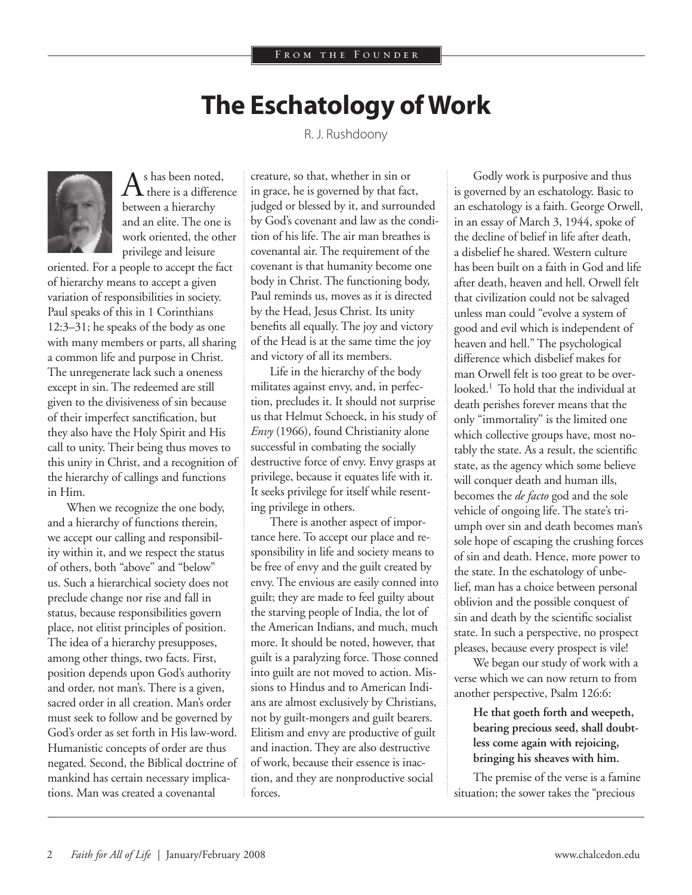From the Founder

# The Eschatology of Work

R. J. Rushdoony

As has been noted, there is a difference between a hierarchy and an elite. The one is work oriented, the other privilege and leisure oriented. For a people to accept the fact of hierarchy means to accept a given variation of responsibilities in society. Paul speaks of this in 1 Corinthians 12:3–31; he speaks of the body as one with many members or parts, all sharing a common life and purpose in Christ. The unregenerate lack such a oneness except in sin. The redeemed are still given to the divisiveness of sin because of their imperfect sanctification, but they also have the Holy Spirit and His call to unity. Their being thus moves to this unity in Christ, and a recognition of the hierarchy of callings and functions in Him.

When we recognize the one body, and a hierarchy of functions therein, we accept our calling and responsibility within it, and we respect the status of others, both "above" and "below" us. Such a hierarchical society does not preclude change nor rise and fall in status, because responsibilities govern place, not elitist principles of position. The idea of a hierarchy presupposes, among other things, two facts. First, position depends upon God's authority and order, not man's. There is a given, sacred order in all creation. Man's order must seek to follow and be governed by God's order as set forth in His law-word. Humanistic concepts of order are thus negated. Second, the Biblical doctrine of mankind has certain necessary implications. Man was created a covenantal creature, so that, whether in sin or in grace, he is governed by that fact, judged or blessed by it, and surrounded by God's covenant and law as the condition of his life. The air man breathes is covenantal air. The requirement of the covenant is that humanity become one body in Christ. The functioning body, Paul reminds us, moves as it is directed by the Head, Jesus Christ. Its unity benefits all equally. The joy and victory of the Head is at the same time the joy and victory of all its members.

Life in the hierarchy of the body militates against envy, and, in perfection, precludes it. It should not surprise us that Helmut Schoeck, in his study of *Envy* (1966), found Christianity alone successful in combating the socially destructive force of envy. Envy grasps at privilege, because it equates life with it. It seeks privilege for itself while resenting privilege in others.

There is another aspect of importance here. To accept our place and responsibility in life and society means to be free of envy and the guilt created by envy. The envious are easily conned into guilt; they are made to feel guilty about the starving people of India, the lot of the American Indians, and much, much more. It should be noted, however, that guilt is a paralyzing force. Those conned into guilt are not moved to action. Missions to Hindus and to American Indians are almost exclusively by Christians, not by guilt-mongers and guilt bearers. Elitism and envy are productive of guilt and inaction. They are also destructive of work, because their essence is inaction, and they are nonproductive social forces.

Godly work is purposive and thus is governed by an eschatology. Basic to an eschatology is a faith. George Orwell, in an essay of March 3, 1944, spoke of the decline of belief in life after death, a disbelief he shared. Western culture has been built on a faith in God and life after death, heaven and hell. Orwell felt that civilization could not be salvaged unless man could "evolve a system of good and evil which is independent of heaven and hell." The psychological difference which disbelief makes for man Orwell felt is too great to be overlooked.[1] To hold that the individual at death perishes forever means that the only "immortality" is the limited one which collective groups have, most notably the state. As a result, the scientific state, as the agency which some believe will conquer death and human ills, becomes the *de facto* god and the sole vehicle of ongoing life. The state's triumph over sin and death becomes man's sole hope of escaping the crushing forces of sin and death. Hence, more power to the state. In the eschatology of unbelief, man has a choice between personal oblivion and the possible conquest of sin and death by the scientific socialist state. In such a perspective, no prospect pleases, because every prospect is vile!

We began our study of work with a verse which we can now return to from another perspective, Psalm 126:6:

> **He that goeth forth and weepeth, bearing precious seed, shall doubtless come again with rejoicing, bringing his sheaves with him.**

The premise of the verse is a famine situation; the sower takes the "precious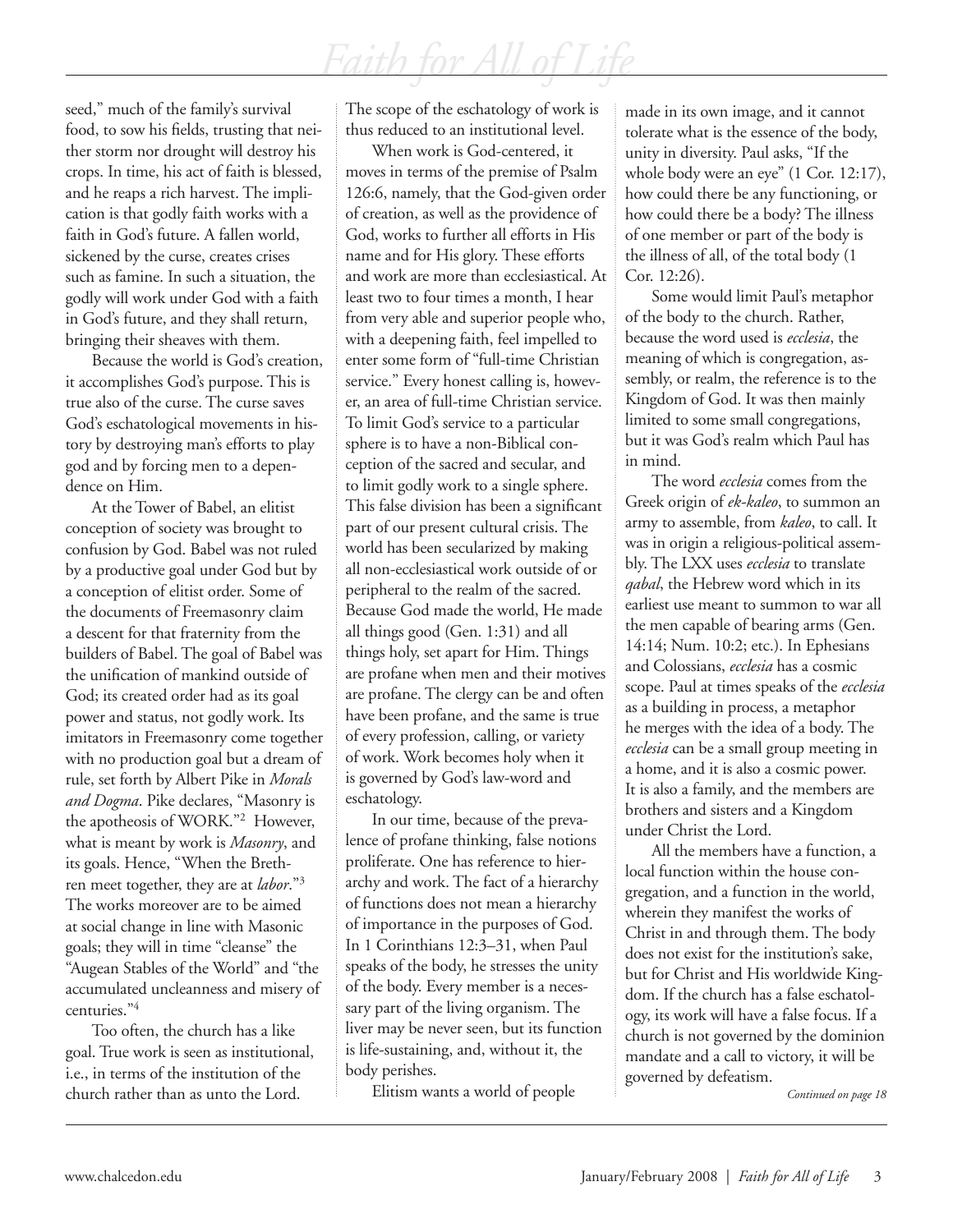seed," much of the family's survival food, to sow his fields, trusting that neither storm nor drought will destroy his crops. In time, his act of faith is blessed, and he reaps a rich harvest. The implication is that godly faith works with a faith in God's future. A fallen world, sickened by the curse, creates crises such as famine. In such a situation, the godly will work under God with a faith in God's future, and they shall return, bringing their sheaves with them.

Because the world is God's creation, it accomplishes God's purpose. This is true also of the curse. The curse saves God's eschatological movements in history by destroying man's efforts to play god and by forcing men to a dependence on Him.

At the Tower of Babel, an elitist conception of society was brought to confusion by God. Babel was not ruled by a productive goal under God but by a conception of elitist order. Some of the documents of Freemasonry claim a descent for that fraternity from the builders of Babel. The goal of Babel was the unification of mankind outside of God; its created order had as its goal power and status, not godly work. Its imitators in Freemasonry come together with no production goal but a dream of rule, set forth by Albert Pike in *Morals and Dogma*. Pike declares, "Masonry is the apotheosis of WORK."[2] However, what is meant by work is *Masonry*, and its goals. Hence, "When the Brethren meet together, they are at *labor*."[3] The works moreover are to be aimed at social change in line with Masonic goals; they will in time "cleanse" the "Augean Stables of the World" and "the accumulated uncleanness and misery of centuries."[4]

Too often, the church has a like goal. True work is seen as institutional, i.e., in terms of the institution of the church rather than as unto the Lord. The scope of the eschatology of work is thus reduced to an institutional level.

When work is God-centered, it moves in terms of the premise of Psalm 126:6, namely, that the God-given order of creation, as well as the providence of God, works to further all efforts in His name and for His glory. These efforts and work are more than ecclesiastical. At least two to four times a month, I hear from very able and superior people who, with a deepening faith, feel impelled to enter some form of "full-time Christian service." Every honest calling is, however, an area of full-time Christian service. To limit God's service to a particular sphere is to have a non-Biblical conception of the sacred and secular, and to limit godly work to a single sphere. This false division has been a significant part of our present cultural crisis. The world has been secularized by making all non-ecclesiastical work outside of or peripheral to the realm of the sacred. Because God made the world, He made all things good (Gen. 1:31) and all things holy, set apart for Him. Things are profane when men and their motives are profane. The clergy can be and often have been profane, and the same is true of every profession, calling, or variety of work. Work becomes holy when it is governed by God's law-word and eschatology.

In our time, because of the prevalence of profane thinking, false notions proliferate. One has reference to hierarchy and work. The fact of a hierarchy of functions does not mean a hierarchy of importance in the purposes of God. In 1 Corinthians 12:3–31, when Paul speaks of the body, he stresses the unity of the body. Every member is a necessary part of the living organism. The liver may be never seen, but its function is life-sustaining, and, without it, the body perishes.

Elitism wants a world of people made in its own image, and it cannot tolerate what is the essence of the body, unity in diversity. Paul asks, "If the whole body were an eye" (1 Cor. 12:17), how could there be any functioning, or how could there be a body? The illness of one member or part of the body is the illness of all, of the total body (1 Cor. 12:26).

Some would limit Paul's metaphor of the body to the church. Rather, because the word used is *ecclesia*, the meaning of which is congregation, assembly, or realm, the reference is to the Kingdom of God. It was then mainly limited to some small congregations, but it was God's realm which Paul has in mind.

The word *ecclesia* comes from the Greek origin of *ek-kaleo*, to summon an army to assemble, from *kaleo*, to call. It was in origin a religious-political assembly. The LXX uses *ecclesia* to translate *qahal*, the Hebrew word which in its earliest use meant to summon to war all the men capable of bearing arms (Gen. 14:14; Num. 10:2; etc.). In Ephesians and Colossians, *ecclesia* has a cosmic scope. Paul at times speaks of the *ecclesia* as a building in process, a metaphor he merges with the idea of a body. The *ecclesia* can be a small group meeting in a home, and it is also a cosmic power. It is also a family, and the members are brothers and sisters and a Kingdom under Christ the Lord.

All the members have a function, a local function within the house congregation, and a function in the world, wherein they manifest the works of Christ in and through them. The body does not exist for the institution's sake, but for Christ and His worldwide Kingdom. If the church has a false eschatology, its work will have a false focus. If a church is not governed by the dominion mandate and a call to victory, it will be governed by defeatism.

*Continued on page 18*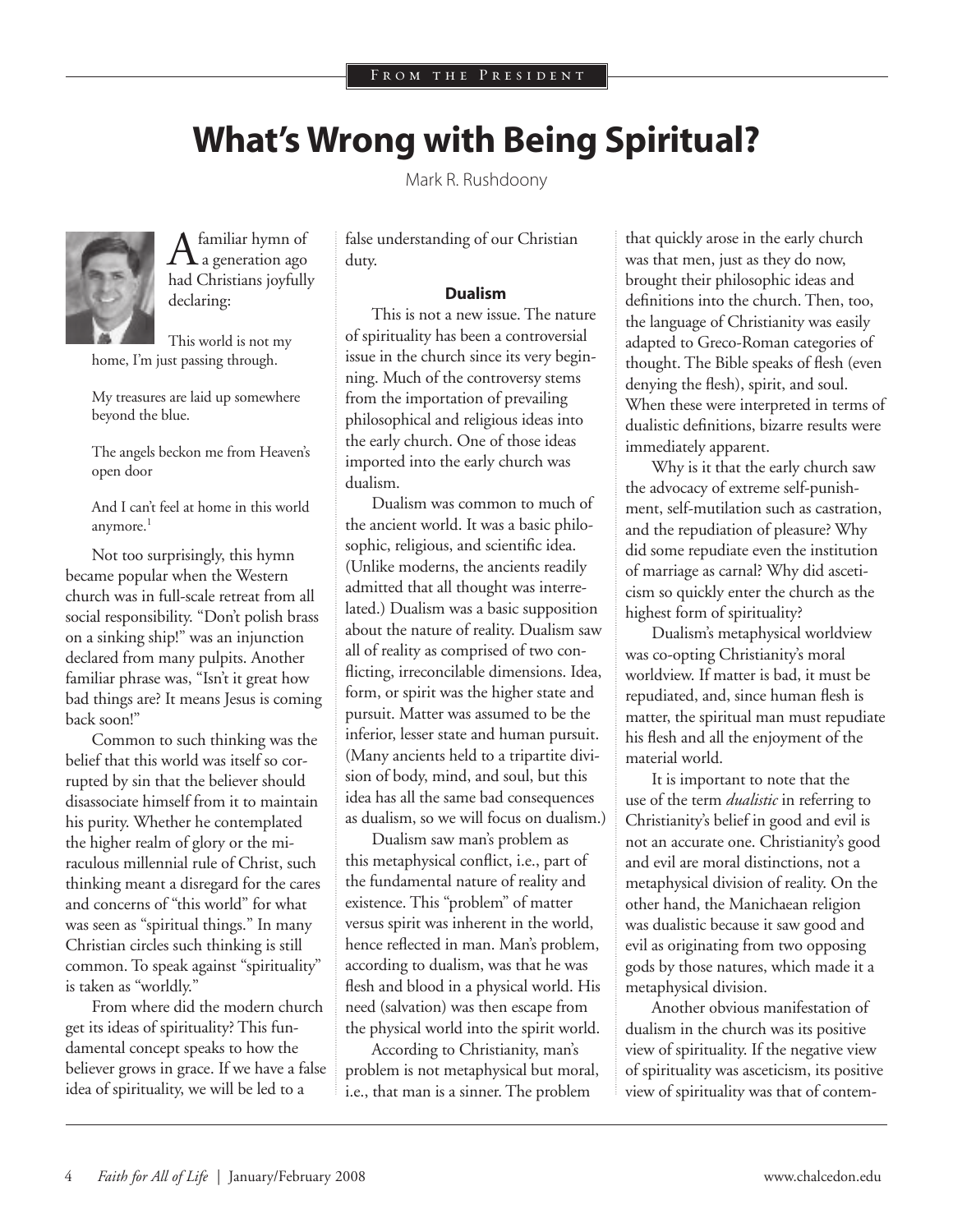# What's Wrong with Being Spiritual?

Mark R. Rushdoony

A familiar hymn of a generation ago had Christians joyfully declaring:

> This world is not my home, I'm just passing through.
>
> My treasures are laid up somewhere beyond the blue.
>
> The angels beckon me from Heaven's open door
>
> And I can't feel at home in this world anymore.[1]

Not too surprisingly, this hymn became popular when the Western church was in full-scale retreat from all social responsibility. "Don't polish brass on a sinking ship!" was an injunction declared from many pulpits. Another familiar phrase was, "Isn't it great how bad things are? It means Jesus is coming back soon!"

Common to such thinking was the belief that this world was itself so corrupted by sin that the believer should disassociate himself from it to maintain his purity. Whether he contemplated the higher realm of glory or the miraculous millennial rule of Christ, such thinking meant a disregard for the cares and concerns of "this world" for what was seen as "spiritual things." In many Christian circles such thinking is still common. To speak against "spirituality" is taken as "worldly."

From where did the modern church get its ideas of spirituality? This fundamental concept speaks to how the believer grows in grace. If we have a false idea of spirituality, we will be led to a false understanding of our Christian duty.

### Dualism

This is not a new issue. The nature of spirituality has been a controversial issue in the church since its very beginning. Much of the controversy stems from the importation of prevailing philosophical and religious ideas into the early church. One of those ideas imported into the early church was dualism.

Dualism was common to much of the ancient world. It was a basic philosophic, religious, and scientific idea. (Unlike moderns, the ancients readily admitted that all thought was interrelated.) Dualism was a basic supposition about the nature of reality. Dualism saw all of reality as comprised of two conflicting, irreconcilable dimensions. Idea, form, or spirit was the higher state and pursuit. Matter was assumed to be the inferior, lesser state and human pursuit. (Many ancients held to a tripartite division of body, mind, and soul, but this idea has all the same bad consequences as dualism, so we will focus on dualism.)

Dualism saw man's problem as this metaphysical conflict, i.e., part of the fundamental nature of reality and existence. This "problem" of matter versus spirit was inherent in the world, hence reflected in man. Man's problem, according to dualism, was that he was flesh and blood in a physical world. His need (salvation) was then escape from the physical world into the spirit world.

According to Christianity, man's problem is not metaphysical but moral, i.e., that man is a sinner. The problem that quickly arose in the early church was that men, just as they do now, brought their philosophic ideas and definitions into the church. Then, too, the language of Christianity was easily adapted to Greco-Roman categories of thought. The Bible speaks of flesh (even denying the flesh), spirit, and soul. When these were interpreted in terms of dualistic definitions, bizarre results were immediately apparent.

Why is it that the early church saw the advocacy of extreme self-punishment, self-mutilation such as castration, and the repudiation of pleasure? Why did some repudiate even the institution of marriage as carnal? Why did asceticism so quickly enter the church as the highest form of spirituality?

Dualism's metaphysical worldview was co-opting Christianity's moral worldview. If matter is bad, it must be repudiated, and, since human flesh is matter, the spiritual man must repudiate his flesh and all the enjoyment of the material world.

It is important to note that the use of the term *dualistic* in referring to Christianity's belief in good and evil is not an accurate one. Christianity's good and evil are moral distinctions, not a metaphysical division of reality. On the other hand, the Manichaean religion was dualistic because it saw good and evil as originating from two opposing gods by those natures, which made it a metaphysical division.

Another obvious manifestation of dualism in the church was its positive view of spirituality. If the negative view of spirituality was asceticism, its positive view of spirituality was that of contem-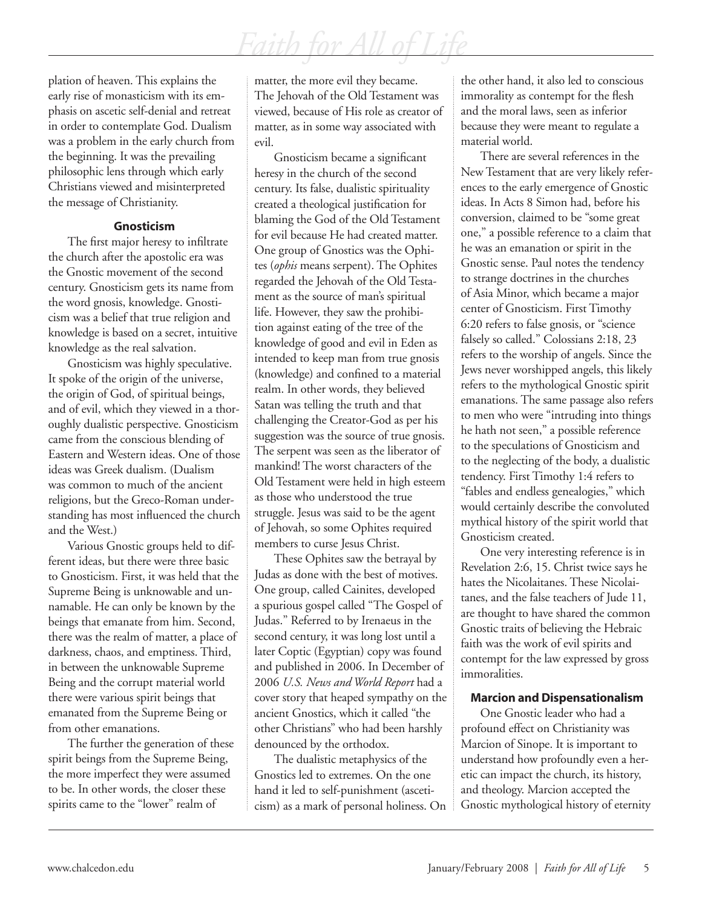plation of heaven. This explains the early rise of monasticism with its emphasis on ascetic self-denial and retreat in order to contemplate God. Dualism was a problem in the early church from the beginning. It was the prevailing philosophic lens through which early Christians viewed and misinterpreted the message of Christianity.

### Gnosticism

The first major heresy to infiltrate the church after the apostolic era was the Gnostic movement of the second century. Gnosticism gets its name from the word gnosis, knowledge. Gnosticism was a belief that true religion and knowledge is based on a secret, intuitive knowledge as the real salvation.

Gnosticism was highly speculative. It spoke of the origin of the universe, the origin of God, of spiritual beings, and of evil, which they viewed in a thoroughly dualistic perspective. Gnosticism came from the conscious blending of Eastern and Western ideas. One of those ideas was Greek dualism. (Dualism was common to much of the ancient religions, but the Greco-Roman understanding has most influenced the church and the West.)

Various Gnostic groups held to different ideas, but there were three basic to Gnosticism. First, it was held that the Supreme Being is unknowable and unnamable. He can only be known by the beings that emanate from him. Second, there was the realm of matter, a place of darkness, chaos, and emptiness. Third, in between the unknowable Supreme Being and the corrupt material world there were various spirit beings that emanated from the Supreme Being or from other emanations.

The further the generation of these spirit beings from the Supreme Being, the more imperfect they were assumed to be. In other words, the closer these spirits came to the "lower" realm of matter, the more evil they became. The Jehovah of the Old Testament was viewed, because of His role as creator of matter, as in some way associated with evil.

Gnosticism became a significant heresy in the church of the second century. Its false, dualistic spirituality created a theological justification for blaming the God of the Old Testament for evil because He had created matter. One group of Gnostics was the Ophites (*ophis* means serpent). The Ophites regarded the Jehovah of the Old Testament as the source of man's spiritual life. However, they saw the prohibition against eating of the tree of the knowledge of good and evil in Eden as intended to keep man from true gnosis (knowledge) and confined to a material realm. In other words, they believed Satan was telling the truth and that challenging the Creator-God as per his suggestion was the source of true gnosis. The serpent was seen as the liberator of mankind! The worst characters of the Old Testament were held in high esteem as those who understood the true struggle. Jesus was said to be the agent of Jehovah, so some Ophites required members to curse Jesus Christ.

These Ophites saw the betrayal by Judas as done with the best of motives. One group, called Cainites, developed a spurious gospel called "The Gospel of Judas." Referred to by Irenaeus in the second century, it was long lost until a later Coptic (Egyptian) copy was found and published in 2006. In December of 2006 *U.S. News and World Report* had a cover story that heaped sympathy on the ancient Gnostics, which it called "the other Christians" who had been harshly denounced by the orthodox.

The dualistic metaphysics of the Gnostics led to extremes. On the one hand it led to self-punishment (asceticism) as a mark of personal holiness. On the other hand, it also led to conscious immorality as contempt for the flesh and the moral laws, seen as inferior because they were meant to regulate a material world.

There are several references in the New Testament that are very likely references to the early emergence of Gnostic ideas. In Acts 8 Simon had, before his conversion, claimed to be "some great one," a possible reference to a claim that he was an emanation or spirit in the Gnostic sense. Paul notes the tendency to strange doctrines in the churches of Asia Minor, which became a major center of Gnosticism. First Timothy 6:20 refers to false gnosis, or "science falsely so called." Colossians 2:18, 23 refers to the worship of angels. Since the Jews never worshipped angels, this likely refers to the mythological Gnostic spirit emanations. The same passage also refers to men who were "intruding into things he hath not seen," a possible reference to the speculations of Gnosticism and to the neglecting of the body, a dualistic tendency. First Timothy 1:4 refers to "fables and endless genealogies," which would certainly describe the convoluted mythical history of the spirit world that Gnosticism created.

One very interesting reference is in Revelation 2:6, 15. Christ twice says he hates the Nicolaitanes. These Nicolaitanes, and the false teachers of Jude 11, are thought to have shared the common Gnostic traits of believing the Hebraic faith was the work of evil spirits and contempt for the law expressed by gross immoralities.

### Marcion and Dispensationalism

One Gnostic leader who had a profound effect on Christianity was Marcion of Sinope. It is important to understand how profoundly even a heretic can impact the church, its history, and theology. Marcion accepted the Gnostic mythological history of eternity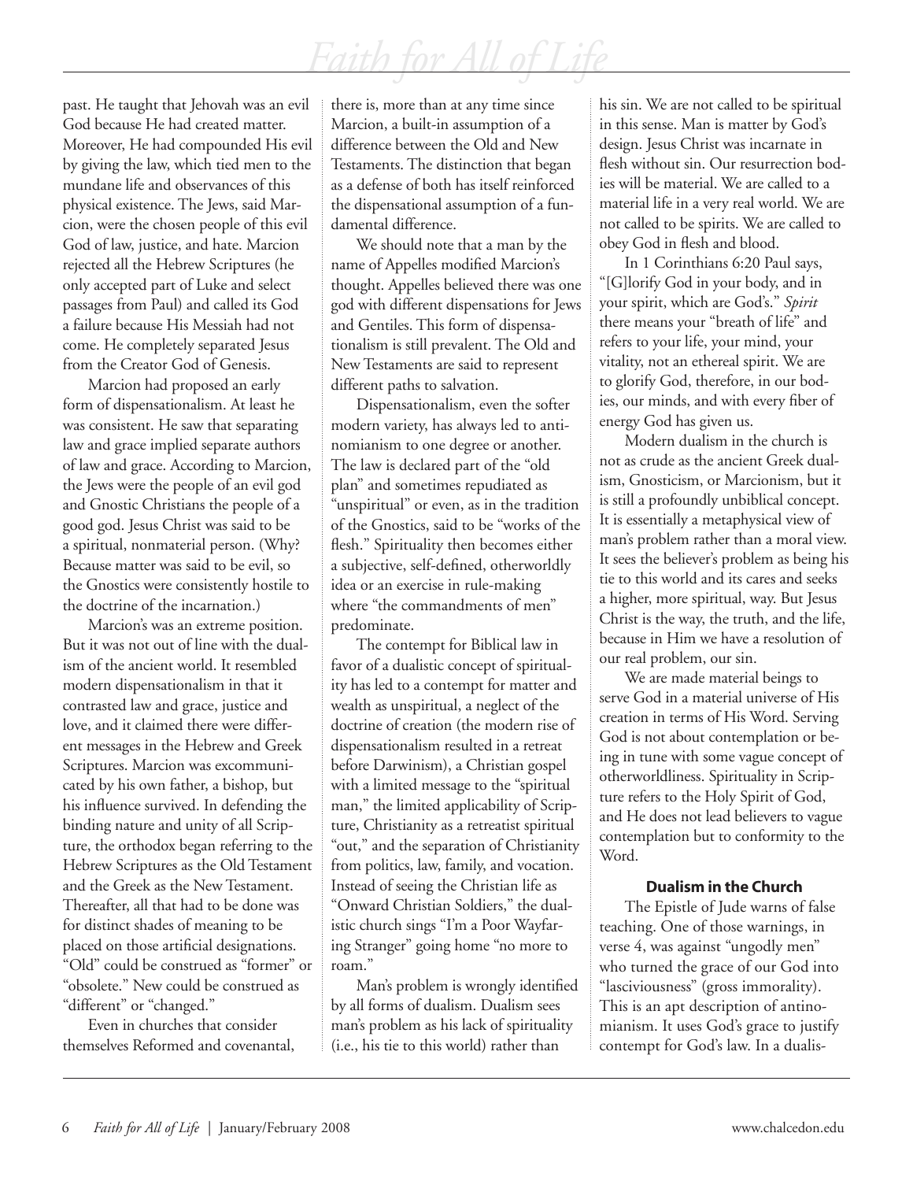past. He taught that Jehovah was an evil God because He had created matter. Moreover, He had compounded His evil by giving the law, which tied men to the mundane life and observances of this physical existence. The Jews, said Marcion, were the chosen people of this evil God of law, justice, and hate. Marcion rejected all the Hebrew Scriptures (he only accepted part of Luke and select passages from Paul) and called its God a failure because His Messiah had not come. He completely separated Jesus from the Creator God of Genesis.

Marcion had proposed an early form of dispensationalism. At least he was consistent. He saw that separating law and grace implied separate authors of law and grace. According to Marcion, the Jews were the people of an evil god and Gnostic Christians the people of a good god. Jesus Christ was said to be a spiritual, nonmaterial person. (Why? Because matter was said to be evil, so the Gnostics were consistently hostile to the doctrine of the incarnation.)

Marcion's was an extreme position. But it was not out of line with the dualism of the ancient world. It resembled modern dispensationalism in that it contrasted law and grace, justice and love, and it claimed there were different messages in the Hebrew and Greek Scriptures. Marcion was excommunicated by his own father, a bishop, but his influence survived. In defending the binding nature and unity of all Scripture, the orthodox began referring to the Hebrew Scriptures as the Old Testament and the Greek as the New Testament. Thereafter, all that had to be done was for distinct shades of meaning to be placed on those artificial designations. "Old" could be construed as "former" or "obsolete." New could be construed as "different" or "changed."

Even in churches that consider themselves Reformed and covenantal, there is, more than at any time since Marcion, a built-in assumption of a difference between the Old and New Testaments. The distinction that began as a defense of both has itself reinforced the dispensational assumption of a fundamental difference.

We should note that a man by the name of Appelles modified Marcion's thought. Appelles believed there was one god with different dispensations for Jews and Gentiles. This form of dispensationalism is still prevalent. The Old and New Testaments are said to represent different paths to salvation.

Dispensationalism, even the softer modern variety, has always led to antinomianism to one degree or another. The law is declared part of the "old plan" and sometimes repudiated as "unspiritual" or even, as in the tradition of the Gnostics, said to be "works of the flesh." Spirituality then becomes either a subjective, self-defined, otherworldly idea or an exercise in rule-making where "the commandments of men" predominate.

The contempt for Biblical law in favor of a dualistic concept of spirituality has led to a contempt for matter and wealth as unspiritual, a neglect of the doctrine of creation (the modern rise of dispensationalism resulted in a retreat before Darwinism), a Christian gospel with a limited message to the "spiritual man," the limited applicability of Scripture, Christianity as a retreatist spiritual "out," and the separation of Christianity from politics, law, family, and vocation. Instead of seeing the Christian life as "Onward Christian Soldiers," the dualistic church sings "I'm a Poor Wayfaring Stranger" going home "no more to roam."

Man's problem is wrongly identified by all forms of dualism. Dualism sees man's problem as his lack of spirituality (i.e., his tie to this world) rather than his sin. We are not called to be spiritual in this sense. Man is matter by God's design. Jesus Christ was incarnate in flesh without sin. Our resurrection bodies will be material. We are called to a material life in a very real world. We are not called to be spirits. We are called to obey God in flesh and blood.

In 1 Corinthians 6:20 Paul says, "[G]lorify God in your body, and in your spirit, which are God's." *Spirit* there means your "breath of life" and refers to your life, your mind, your vitality, not an ethereal spirit. We are to glorify God, therefore, in our bodies, our minds, and with every fiber of energy God has given us.

Modern dualism in the church is not as crude as the ancient Greek dualism, Gnosticism, or Marcionism, but it is still a profoundly unbiblical concept. It is essentially a metaphysical view of man's problem rather than a moral view. It sees the believer's problem as being his tie to this world and its cares and seeks a higher, more spiritual, way. But Jesus Christ is the way, the truth, and the life, because in Him we have a resolution of our real problem, our sin.

We are made material beings to serve God in a material universe of His creation in terms of His Word. Serving God is not about contemplation or being in tune with some vague concept of otherworldliness. Spirituality in Scripture refers to the Holy Spirit of God, and He does not lead believers to vague contemplation but to conformity to the Word.

### Dualism in the Church

The Epistle of Jude warns of false teaching. One of those warnings, in verse 4, was against "ungodly men" who turned the grace of our God into "lasciviousness" (gross immorality). This is an apt description of antinomianism. It uses God's grace to justify contempt for God's law. In a dualis-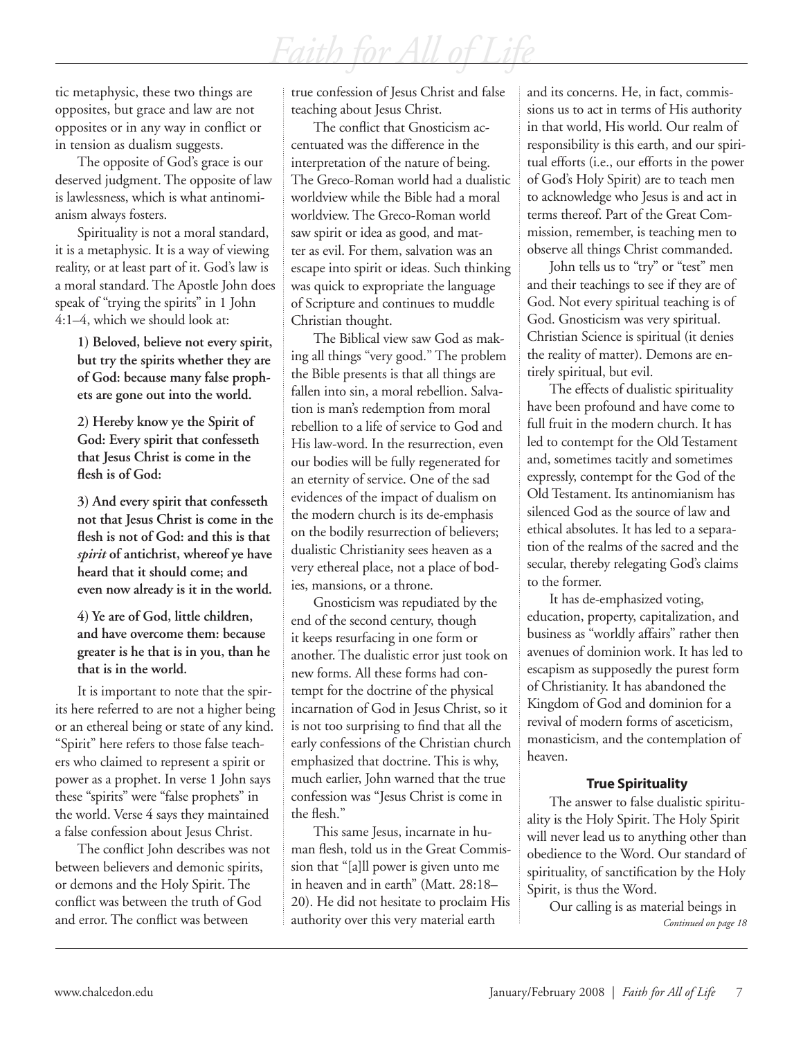tic metaphysic, these two things are opposites, but grace and law are not opposites or in any way in conflict or in tension as dualism suggests.

The opposite of God's grace is our deserved judgment. The opposite of law is lawlessness, which is what antinomianism always fosters.

Spirituality is not a moral standard, it is a metaphysic. It is a way of viewing reality, or at least part of it. God's law is a moral standard. The Apostle John does speak of "trying the spirits" in 1 John 4:1–4, which we should look at:

> **1) Beloved, believe not every spirit, but try the spirits whether they are of God: because many false prophets are gone out into the world.**
>
> **2) Hereby know ye the Spirit of God: Every spirit that confesseth that Jesus Christ is come in the flesh is of God:**
>
> **3) And every spirit that confesseth not that Jesus Christ is come in the flesh is not of God: and this is that *spirit* of antichrist, whereof ye have heard that it should come; and even now already is it in the world.**
>
> **4) Ye are of God, little children, and have overcome them: because greater is he that is in you, than he that is in the world.**

It is important to note that the spirits here referred to are not a higher being or an ethereal being or state of any kind. "Spirit" here refers to those false teachers who claimed to represent a spirit or power as a prophet. In verse 1 John says these "spirits" were "false prophets" in the world. Verse 4 says they maintained a false confession about Jesus Christ.

The conflict John describes was not between believers and demonic spirits, or demons and the Holy Spirit. The conflict was between the truth of God and error. The conflict was between true confession of Jesus Christ and false teaching about Jesus Christ.

The conflict that Gnosticism accentuated was the difference in the interpretation of the nature of being. The Greco-Roman world had a dualistic worldview while the Bible had a moral worldview. The Greco-Roman world saw spirit or idea as good, and matter as evil. For them, salvation was an escape into spirit or ideas. Such thinking was quick to expropriate the language of Scripture and continues to muddle Christian thought.

The Biblical view saw God as making all things "very good." The problem the Bible presents is that all things are fallen into sin, a moral rebellion. Salvation is man's redemption from moral rebellion to a life of service to God and His law-word. In the resurrection, even our bodies will be fully regenerated for an eternity of service. One of the sad evidences of the impact of dualism on the modern church is its de-emphasis on the bodily resurrection of believers; dualistic Christianity sees heaven as a very ethereal place, not a place of bodies, mansions, or a throne.

Gnosticism was repudiated by the end of the second century, though it keeps resurfacing in one form or another. The dualistic error just took on new forms. All these forms had contempt for the doctrine of the physical incarnation of God in Jesus Christ, so it is not too surprising to find that all the early confessions of the Christian church emphasized that doctrine. This is why, much earlier, John warned that the true confession was "Jesus Christ is come in the flesh."

This same Jesus, incarnate in human flesh, told us in the Great Commission that "[a]ll power is given unto me in heaven and in earth" (Matt. 28:18–20). He did not hesitate to proclaim His authority over this very material earth and its concerns. He, in fact, commissions us to act in terms of His authority in that world, His world. Our realm of responsibility is this earth, and our spiritual efforts (i.e., our efforts in the power of God's Holy Spirit) are to teach men to acknowledge who Jesus is and act in terms thereof. Part of the Great Commission, remember, is teaching men to observe all things Christ commanded.

John tells us to "try" or "test" men and their teachings to see if they are of God. Not every spiritual teaching is of God. Gnosticism was very spiritual. Christian Science is spiritual (it denies the reality of matter). Demons are entirely spiritual, but evil.

The effects of dualistic spirituality have been profound and have come to full fruit in the modern church. It has led to contempt for the Old Testament and, sometimes tacitly and sometimes expressly, contempt for the God of the Old Testament. Its antinomianism has silenced God as the source of law and ethical absolutes. It has led to a separation of the realms of the sacred and the secular, thereby relegating God's claims to the former.

It has de-emphasized voting, education, property, capitalization, and business as "worldly affairs" rather then avenues of dominion work. It has led to escapism as supposedly the purest form of Christianity. It has abandoned the Kingdom of God and dominion for a revival of modern forms of asceticism, monasticism, and the contemplation of heaven.

### True Spirituality

The answer to false dualistic spirituality is the Holy Spirit. The Holy Spirit will never lead us to anything other than obedience to the Word. Our standard of spirituality, of sanctification by the Holy Spirit, is thus the Word.

Our calling is as material beings in

*Continued on page 18*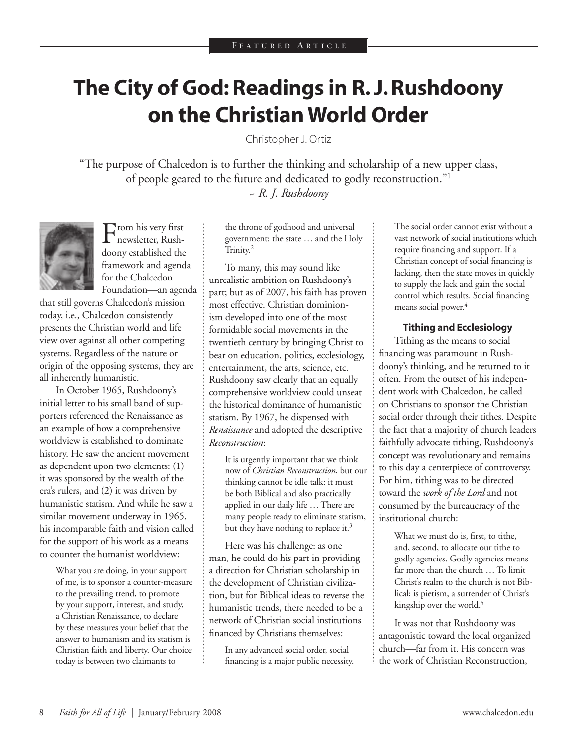Featured Article

# The City of God: Readings in R. J. Rushdoony on the Christian World Order

Christopher J. Ortiz

"The purpose of Chalcedon is to further the thinking and scholarship of a new upper class, of people geared to the future and dedicated to godly reconstruction."[1]
*~ R. J. Rushdoony*

From his very first newsletter, Rushdoony established the framework and agenda for the Chalcedon Foundation—an agenda that still governs Chalcedon's mission today, i.e., Chalcedon consistently presents the Christian world and life view over against all other competing systems. Regardless of the nature or origin of the opposing systems, they are all inherently humanistic.

In October 1965, Rushdoony's initial letter to his small band of supporters referenced the Renaissance as an example of how a comprehensive worldview is established to dominate history. He saw the ancient movement as dependent upon two elements: (1) it was sponsored by the wealth of the era's rulers, and (2) it was driven by humanistic statism. And while he saw a similar movement underway in 1965, his incomparable faith and vision called for the support of his work as a means to counter the humanist worldview:

> What you are doing, in your support of me, is to sponsor a counter-measure to the prevailing trend, to promote by your support, interest, and study, a Christian Renaissance, to declare by these measures your belief that the answer to humanism and its statism is Christian faith and liberty. Our choice today is between two claimants to the throne of godhood and universal government: the state … and the Holy Trinity.[2]

To many, this may sound like unrealistic ambition on Rushdoony's part; but as of 2007, his faith has proven most effective. Christian dominionism developed into one of the most formidable social movements in the twentieth century by bringing Christ to bear on education, politics, ecclesiology, entertainment, the arts, science, etc. Rushdoony saw clearly that an equally comprehensive worldview could unseat the historical dominance of humanistic statism. By 1967, he dispensed with *Renaissance* and adopted the descriptive *Reconstruction*:

> It is urgently important that we think now of *Christian Reconstruction*, but our thinking cannot be idle talk: it must be both Biblical and also practically applied in our daily life … There are many people ready to eliminate statism, but they have nothing to replace it.[3]

Here was his challenge: as one man, he could do his part in providing a direction for Christian scholarship in the development of Christian civilization, but for Biblical ideas to reverse the humanistic trends, there needed to be a network of Christian social institutions financed by Christians themselves:

> In any advanced social order, social financing is a major public necessity. The social order cannot exist without a vast network of social institutions which require financing and support. If a Christian concept of social financing is lacking, then the state moves in quickly to supply the lack and gain the social control which results. Social financing means social power.[4]

#### Tithing and Ecclesiology

Tithing as the means to social financing was paramount in Rushdoony's thinking, and he returned to it often. From the outset of his independent work with Chalcedon, he called on Christians to sponsor the Christian social order through their tithes. Despite the fact that a majority of church leaders faithfully advocate tithing, Rushdoony's concept was revolutionary and remains to this day a centerpiece of controversy. For him, tithing was to be directed toward the *work of the Lord* and not consumed by the bureaucracy of the institutional church:

> What we must do is, first, to tithe, and, second, to allocate our tithe to godly agencies. Godly agencies means far more than the church … To limit Christ's realm to the church is not Biblical; is pietism, a surrender of Christ's kingship over the world.[5]

It was not that Rushdoony was antagonistic toward the local organized church—far from it. His concern was the work of Christian Reconstruction,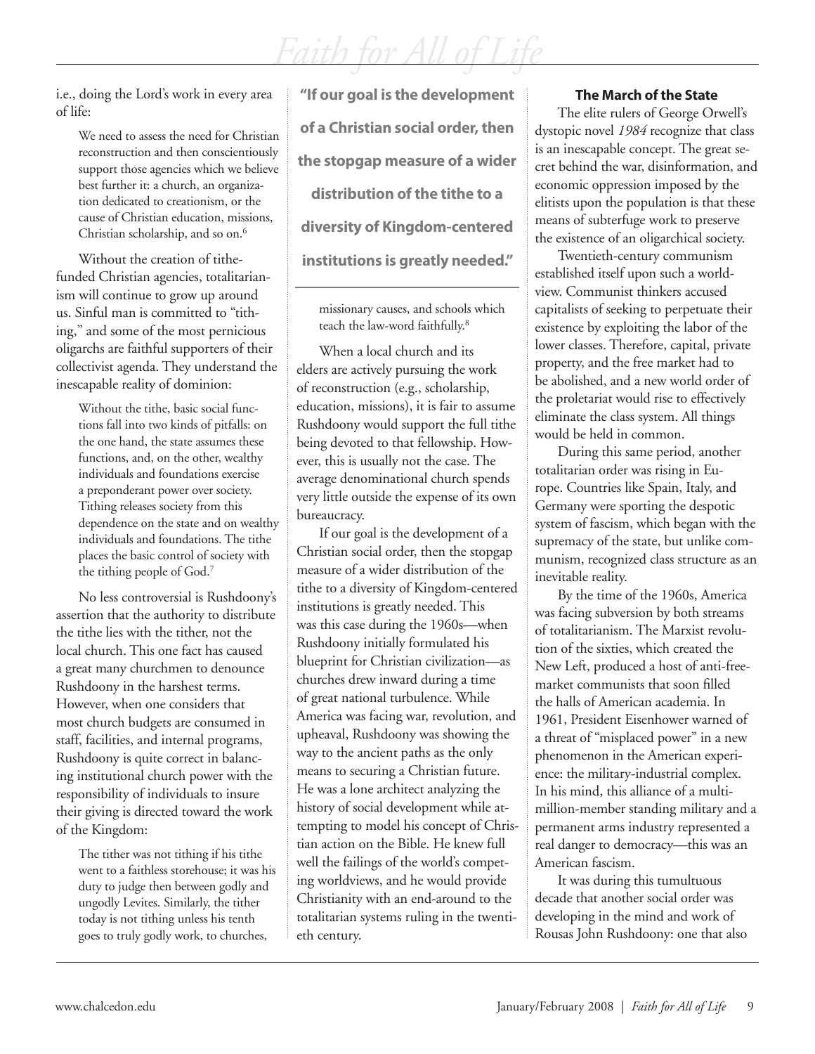i.e., doing the Lord's work in every area of life:

> We need to assess the need for Christian reconstruction and then conscientiously support those agencies which we believe best further it: a church, an organization dedicated to creationism, or the cause of Christian education, missions, Christian scholarship, and so on.[6]

Without the creation of tithe-funded Christian agencies, totalitarianism will continue to grow up around us. Sinful man is committed to "tithing," and some of the most pernicious oligarchs are faithful supporters of their collectivist agenda. They understand the inescapable reality of dominion:

> Without the tithe, basic social functions fall into two kinds of pitfalls: on the one hand, the state assumes these functions, and, on the other, wealthy individuals and foundations exercise a preponderant power over society. Tithing releases society from this dependence on the state and on wealthy individuals and foundations. The tithe places the basic control of society with the tithing people of God.[7]

No less controversial is Rushdoony's assertion that the authority to distribute the tithe lies with the tither, not the local church. This one fact has caused a great many churchmen to denounce Rushdoony in the harshest terms. However, when one considers that most church budgets are consumed in staff, facilities, and internal programs, Rushdoony is quite correct in balancing institutional church power with the responsibility of individuals to insure their giving is directed toward the work of the Kingdom:

> The tither was not tithing if his tithe went to a faithless storehouse; it was his duty to judge then between godly and ungodly Levites. Similarly, the tither today is not tithing unless his tenth goes to truly godly work, to churches, missionary causes, and schools which teach the law-word faithfully.[8]

**"If our goal is the development of a Christian social order, then the stopgap measure of a wider distribution of the tithe to a diversity of Kingdom-centered institutions is greatly needed."**

When a local church and its elders are actively pursuing the work of reconstruction (e.g., scholarship, education, missions), it is fair to assume Rushdoony would support the full tithe being devoted to that fellowship. However, this is usually not the case. The average denominational church spends very little outside the expense of its own bureaucracy.

If our goal is the development of a Christian social order, then the stopgap measure of a wider distribution of the tithe to a diversity of Kingdom-centered institutions is greatly needed. This was this case during the 1960s—when Rushdoony initially formulated his blueprint for Christian civilization—as churches drew inward during a time of great national turbulence. While America was facing war, revolution, and upheaval, Rushdoony was showing the way to the ancient paths as the only means to securing a Christian future. He was a lone architect analyzing the history of social development while attempting to model his concept of Christian action on the Bible. He knew full well the failings of the world's competing worldviews, and he would provide Christianity with an end-around to the totalitarian systems ruling in the twentieth century.

### The March of the State

The elite rulers of George Orwell's dystopic novel *1984* recognize that class is an inescapable concept. The great secret behind the war, disinformation, and economic oppression imposed by the elitists upon the population is that these means of subterfuge work to preserve the existence of an oligarchical society.

Twentieth-century communism established itself upon such a worldview. Communist thinkers accused capitalists of seeking to perpetuate their existence by exploiting the labor of the lower classes. Therefore, capital, private property, and the free market had to be abolished, and a new world order of the proletariat would rise to effectively eliminate the class system. All things would be held in common.

During this same period, another totalitarian order was rising in Europe. Countries like Spain, Italy, and Germany were sporting the despotic system of fascism, which began with the supremacy of the state, but unlike communism, recognized class structure as an inevitable reality.

By the time of the 1960s, America was facing subversion by both streams of totalitarianism. The Marxist revolution of the sixties, which created the New Left, produced a host of anti-free-market communists that soon filled the halls of American academia. In 1961, President Eisenhower warned of a threat of "misplaced power" in a new phenomenon in the American experience: the military-industrial complex. In his mind, this alliance of a multi-million-member standing military and a permanent arms industry represented a real danger to democracy—this was an American fascism.

It was during this tumultuous decade that another social order was developing in the mind and work of Rousas John Rushdoony: one that also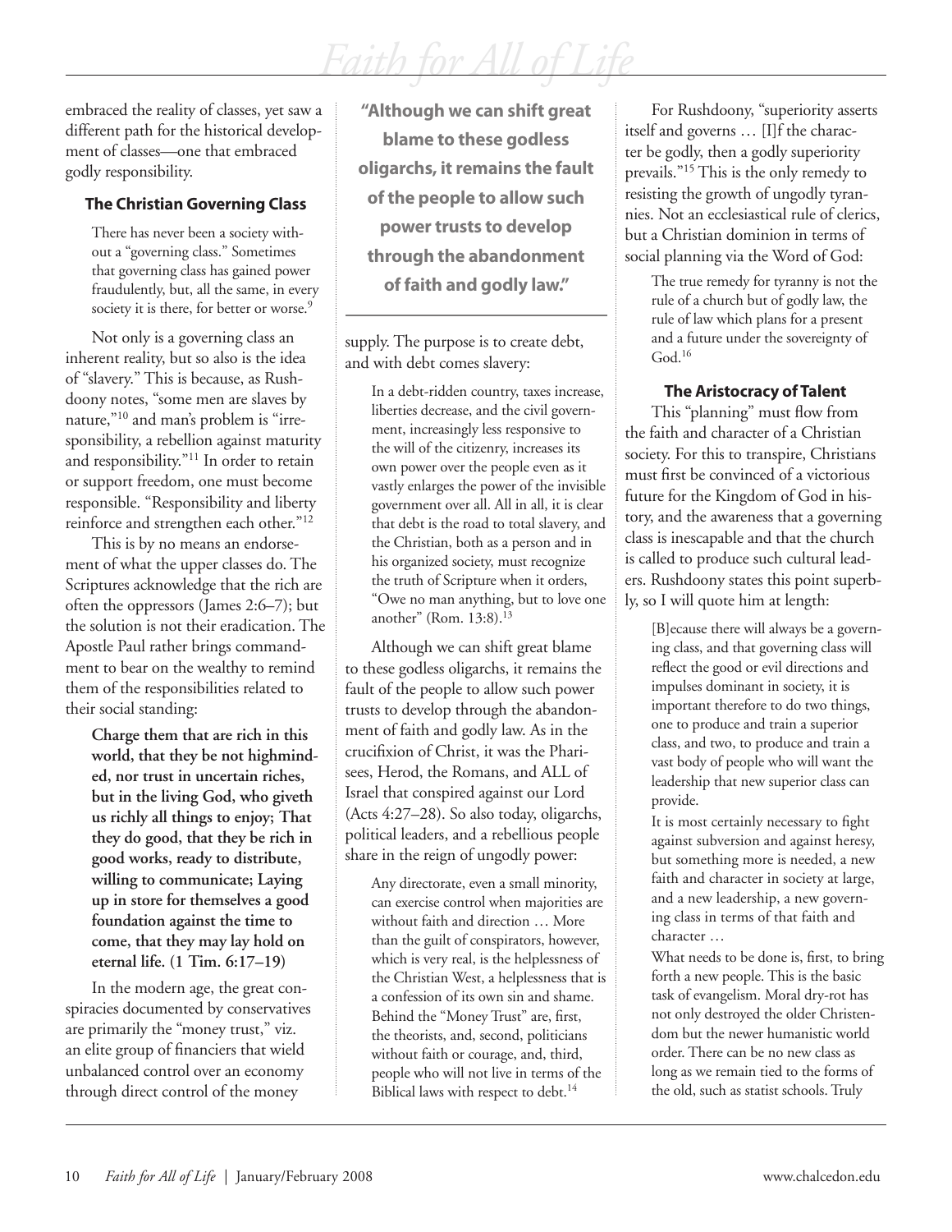embraced the reality of classes, yet saw a different path for the historical development of classes—one that embraced godly responsibility.

### The Christian Governing Class

> There has never been a society without a "governing class." Sometimes that governing class has gained power fraudulently, but, all the same, in every society it is there, for better or worse.[9]

Not only is a governing class an inherent reality, but so also is the idea of "slavery." This is because, as Rushdoony notes, "some men are slaves by nature,"[10] and man's problem is "irresponsibility, a rebellion against maturity and responsibility."[11] In order to retain or support freedom, one must become responsible. "Responsibility and liberty reinforce and strengthen each other."[12]

This is by no means an endorsement of what the upper classes do. The Scriptures acknowledge that the rich are often the oppressors (James 2:6–7); but the solution is not their eradication. The Apostle Paul rather brings commandment to bear on the wealthy to remind them of the responsibilities related to their social standing:

> **Charge them that are rich in this world, that they be not highminded, nor trust in uncertain riches, but in the living God, who giveth us richly all things to enjoy; That they do good, that they be rich in good works, ready to distribute, willing to communicate; Laying up in store for themselves a good foundation against the time to come, that they may lay hold on eternal life. (1 Tim. 6:17–19)**

In the modern age, the great conspiracies documented by conservatives are primarily the "money trust," viz. an elite group of financiers that wield unbalanced control over an economy through direct control of the money supply. The purpose is to create debt, and with debt comes slavery:

> In a debt-ridden country, taxes increase, liberties decrease, and the civil government, increasingly less responsive to the will of the citizenry, increases its own power over the people even as it vastly enlarges the power of the invisible government over all. All in all, it is clear that debt is the road to total slavery, and the Christian, both as a person and in his organized society, must recognize the truth of Scripture when it orders, "Owe no man anything, but to love one another" (Rom. 13:8).[13]

**"Although we can shift great blame to these godless oligarchs, it remains the fault of the people to allow such power trusts to develop through the abandonment of faith and godly law."**

Although we can shift great blame to these godless oligarchs, it remains the fault of the people to allow such power trusts to develop through the abandonment of faith and godly law. As in the crucifixion of Christ, it was the Pharisees, Herod, the Romans, and ALL of Israel that conspired against our Lord (Acts 4:27–28). So also today, oligarchs, political leaders, and a rebellious people share in the reign of ungodly power:

> Any directorate, even a small minority, can exercise control when majorities are without faith and direction … More than the guilt of conspirators, however, which is very real, is the helplessness of the Christian West, a helplessness that is a confession of its own sin and shame. Behind the "Money Trust" are, first, the theorists, and, second, politicians without faith or courage, and, third, people who will not live in terms of the Biblical laws with respect to debt.[14]

For Rushdoony, "superiority asserts itself and governs … [I]f the character be godly, then a godly superiority prevails."[15] This is the only remedy to resisting the growth of ungodly tyrannies. Not an ecclesiastical rule of clerics, but a Christian dominion in terms of social planning via the Word of God:

> The true remedy for tyranny is not the rule of a church but of godly law, the rule of law which plans for a present and a future under the sovereignty of God.[16]

### The Aristocracy of Talent

This "planning" must flow from the faith and character of a Christian society. For this to transpire, Christians must first be convinced of a victorious future for the Kingdom of God in history, and the awareness that a governing class is inescapable and that the church is called to produce such cultural leaders. Rushdoony states this point superbly, so I will quote him at length:

> [B]ecause there will always be a governing class, and that governing class will reflect the good or evil directions and impulses dominant in society, it is important therefore to do two things, one to produce and train a superior class, and two, to produce and train a vast body of people who will want the leadership that new superior class can provide.
>
> It is most certainly necessary to fight against subversion and against heresy, but something more is needed, a new faith and character in society at large, and a new leadership, a new governing class in terms of that faith and character …
>
> What needs to be done is, first, to bring forth a new people. This is the basic task of evangelism. Moral dry-rot has not only destroyed the older Christendom but the newer humanistic world order. There can be no new class as long as we remain tied to the forms of the old, such as statist schools. Truly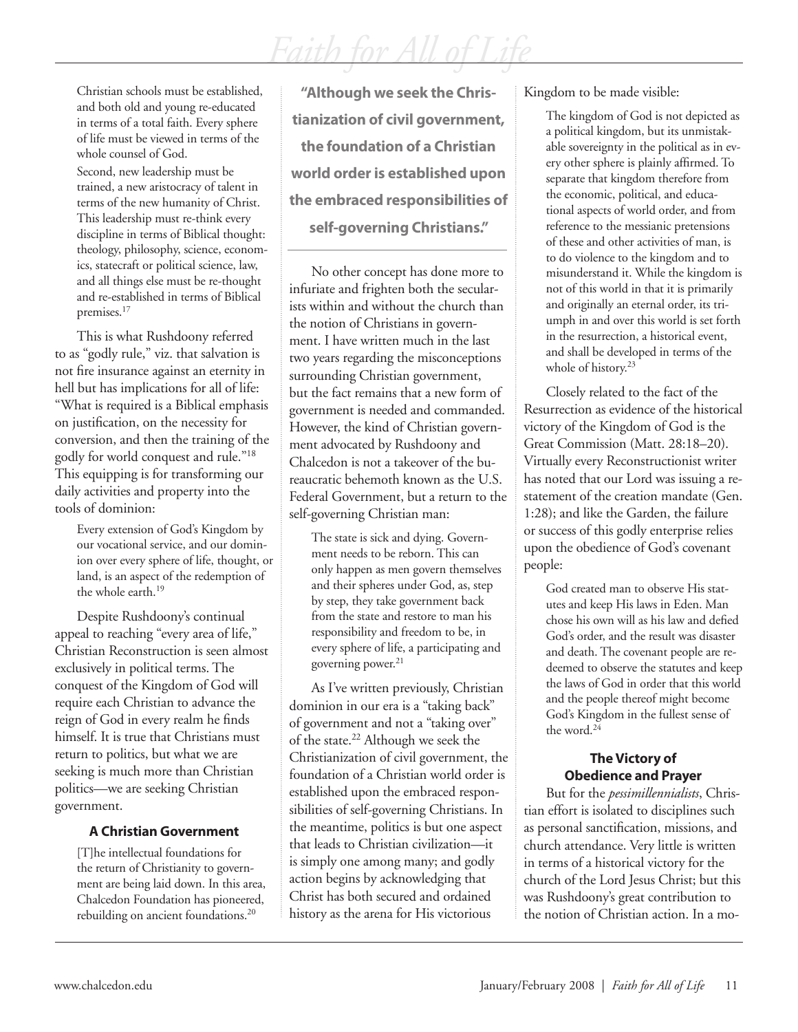> Christian schools must be established, and both old and young re-educated in terms of a total faith. Every sphere of life must be viewed in terms of the whole counsel of God.
>
> Second, new leadership must be trained, a new aristocracy of talent in terms of the new humanity of Christ. This leadership must re-think every discipline in terms of Biblical thought: theology, philosophy, science, economics, statecraft or political science, law, and all things else must be re-thought and re-established in terms of Biblical premises.[17]

This is what Rushdoony referred to as "godly rule," viz. that salvation is not fire insurance against an eternity in hell but has implications for all of life: "What is required is a Biblical emphasis on justification, on the necessity for conversion, and then the training of the godly for world conquest and rule."[18] This equipping is for transforming our daily activities and property into the tools of dominion:

> Every extension of God's Kingdom by our vocational service, and our dominion over every sphere of life, thought, or land, is an aspect of the redemption of the whole earth.[19]

Despite Rushdoony's continual appeal to reaching "every area of life," Christian Reconstruction is seen almost exclusively in political terms. The conquest of the Kingdom of God will require each Christian to advance the reign of God in every realm he finds himself. It is true that Christians must return to politics, but what we are seeking is much more than Christian politics—we are seeking Christian government.

### A Christian Government

> [T]he intellectual foundations for the return of Christianity to government are being laid down. In this area, Chalcedon Foundation has pioneered, rebuilding on ancient foundations.[20]

**"Although we seek the Christianization of civil government, the foundation of a Christian world order is established upon the embraced responsibilities of self-governing Christians."**

No other concept has done more to infuriate and frighten both the secularists within and without the church than the notion of Christians in government. I have written much in the last two years regarding the misconceptions surrounding Christian government, but the fact remains that a new form of government is needed and commanded. However, the kind of Christian government advocated by Rushdoony and Chalcedon is not a takeover of the bureaucratic behemoth known as the U.S. Federal Government, but a return to the self-governing Christian man:

> The state is sick and dying. Government needs to be reborn. This can only happen as men govern themselves and their spheres under God, as, step by step, they take government back from the state and restore to man his responsibility and freedom to be, in every sphere of life, a participating and governing power.[21]

As I've written previously, Christian dominion in our era is a "taking back" of government and not a "taking over" of the state.[22] Although we seek the Christianization of civil government, the foundation of a Christian world order is established upon the embraced responsibilities of self-governing Christians. In the meantime, politics is but one aspect that leads to Christian civilization—it is simply one among many; and godly action begins by acknowledging that Christ has both secured and ordained history as the arena for His victorious Kingdom to be made visible:

> The kingdom of God is not depicted as a political kingdom, but its unmistakable sovereignty in the political as in every other sphere is plainly affirmed. To separate that kingdom therefore from the economic, political, and educational aspects of world order, and from reference to the messianic pretensions of these and other activities of man, is to do violence to the kingdom and to misunderstand it. While the kingdom is not of this world in that it is primarily and originally an eternal order, its triumph in and over this world is set forth in the resurrection, a historical event, and shall be developed in terms of the whole of history.[23]

Closely related to the fact of the Resurrection as evidence of the historical victory of the Kingdom of God is the Great Commission (Matt. 28:18–20). Virtually every Reconstructionist writer has noted that our Lord was issuing a restatement of the creation mandate (Gen. 1:28); and like the Garden, the failure or success of this godly enterprise relies upon the obedience of God's covenant people:

> God created man to observe His statutes and keep His laws in Eden. Man chose his own will as his law and defied God's order, and the result was disaster and death. The covenant people are redeemed to observe the statutes and keep the laws of God in order that this world and the people thereof might become God's Kingdom in the fullest sense of the word.[24]

### The Victory of Obedience and Prayer

But for the *pessimillennialists*, Christian effort is isolated to disciplines such as personal sanctification, missions, and church attendance. Very little is written in terms of a historical victory for the church of the Lord Jesus Christ; but this was Rushdoony's great contribution to the notion of Christian action. In a mo-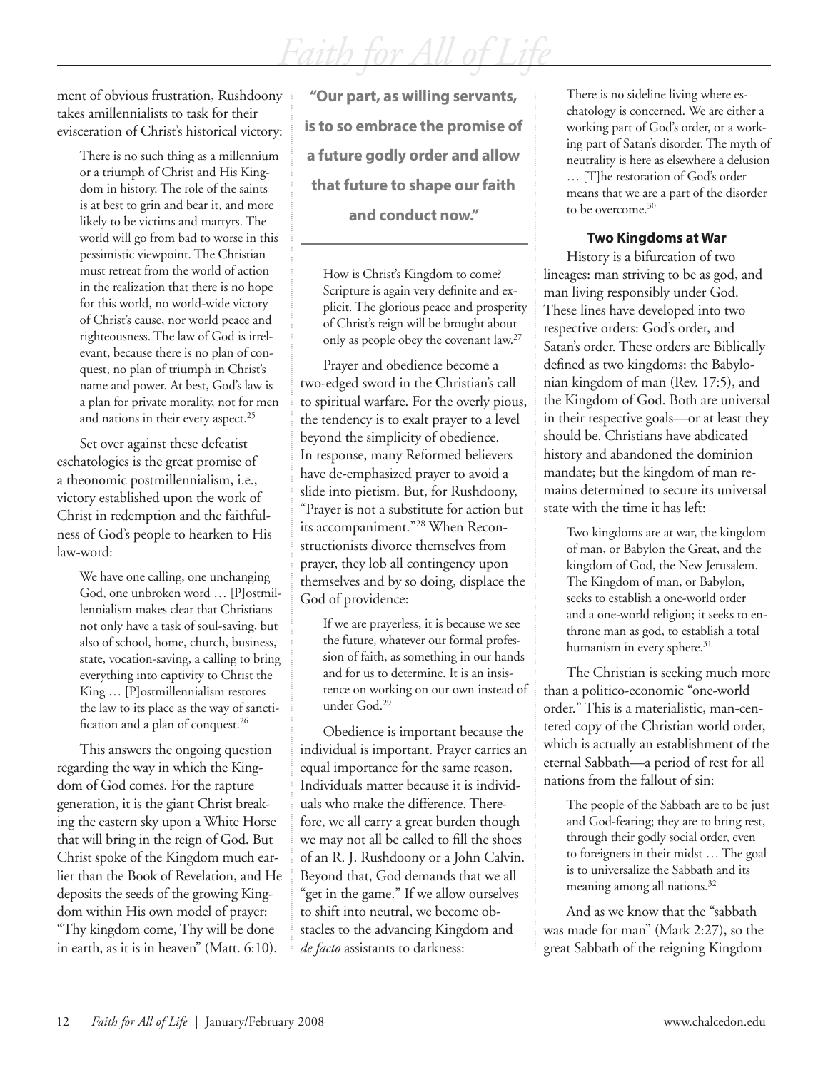ment of obvious frustration, Rushdoony takes amillennialists to task for their evisceration of Christ's historical victory:

> There is no such thing as a millennium or a triumph of Christ and His Kingdom in history. The role of the saints is at best to grin and bear it, and more likely to be victims and martyrs. The world will go from bad to worse in this pessimistic viewpoint. The Christian must retreat from the world of action in the realization that there is no hope for this world, no world-wide victory of Christ's cause, nor world peace and righteousness. The law of God is irrelevant, because there is no plan of conquest, no plan of triumph in Christ's name and power. At best, God's law is a plan for private morality, not for men and nations in their every aspect.[25]

Set over against these defeatist eschatologies is the great promise of a theonomic postmillennialism, i.e., victory established upon the work of Christ in redemption and the faithfulness of God's people to hearken to His law-word:

> We have one calling, one unchanging God, one unbroken word … [P]ostmillennialism makes clear that Christians not only have a task of soul-saving, but also of school, home, church, business, state, vocation-saving, a calling to bring everything into captivity to Christ the King … [P]ostmillennialism restores the law to its place as the way of sanctification and a plan of conquest.[26]

This answers the ongoing question regarding the way in which the Kingdom of God comes. For the rapture generation, it is the giant Christ breaking the eastern sky upon a White Horse that will bring in the reign of God. But Christ spoke of the Kingdom much earlier than the Book of Revelation, and He deposits the seeds of the growing Kingdom within His own model of prayer: "Thy kingdom come, Thy will be done in earth, as it is in heaven" (Matt. 6:10).

**"Our part, as willing servants, is to so embrace the promise of a future godly order and allow that future to shape our faith and conduct now."**

> How is Christ's Kingdom to come? Scripture is again very definite and explicit. The glorious peace and prosperity of Christ's reign will be brought about only as people obey the covenant law.[27]

Prayer and obedience become a two-edged sword in the Christian's call to spiritual warfare. For the overly pious, the tendency is to exalt prayer to a level beyond the simplicity of obedience. In response, many Reformed believers have de-emphasized prayer to avoid a slide into pietism. But, for Rushdoony, "Prayer is not a substitute for action but its accompaniment."[28] When Reconstructionists divorce themselves from prayer, they lob all contingency upon themselves and by so doing, displace the God of providence:

> If we are prayerless, it is because we see the future, whatever our formal profession of faith, as something in our hands and for us to determine. It is an insistence on working on our own instead of under God.[29]

Obedience is important because the individual is important. Prayer carries an equal importance for the same reason. Individuals matter because it is individuals who make the difference. Therefore, we all carry a great burden though we may not all be called to fill the shoes of an R. J. Rushdoony or a John Calvin. Beyond that, God demands that we all "get in the game." If we allow ourselves to shift into neutral, we become obstacles to the advancing Kingdom and *de facto* assistants to darkness:

> There is no sideline living where eschatology is concerned. We are either a working part of God's order, or a working part of Satan's disorder. The myth of neutrality is here as elsewhere a delusion … [T]he restoration of God's order means that we are a part of the disorder to be overcome.[30]

### Two Kingdoms at War

History is a bifurcation of two lineages: man striving to be as god, and man living responsibly under God. These lines have developed into two respective orders: God's order, and Satan's order. These orders are Biblically defined as two kingdoms: the Babylonian kingdom of man (Rev. 17:5), and the Kingdom of God. Both are universal in their respective goals—or at least they should be. Christians have abdicated history and abandoned the dominion mandate; but the kingdom of man remains determined to secure its universal state with the time it has left:

> Two kingdoms are at war, the kingdom of man, or Babylon the Great, and the kingdom of God, the New Jerusalem. The Kingdom of man, or Babylon, seeks to establish a one-world order and a one-world religion; it seeks to enthrone man as god, to establish a total humanism in every sphere.[31]

The Christian is seeking much more than a politico-economic "one-world order." This is a materialistic, man-centered copy of the Christian world order, which is actually an establishment of the eternal Sabbath—a period of rest for all nations from the fallout of sin:

> The people of the Sabbath are to be just and God-fearing; they are to bring rest, through their godly social order, even to foreigners in their midst … The goal is to universalize the Sabbath and its meaning among all nations.[32]

And as we know that the "sabbath was made for man" (Mark 2:27), so the great Sabbath of the reigning Kingdom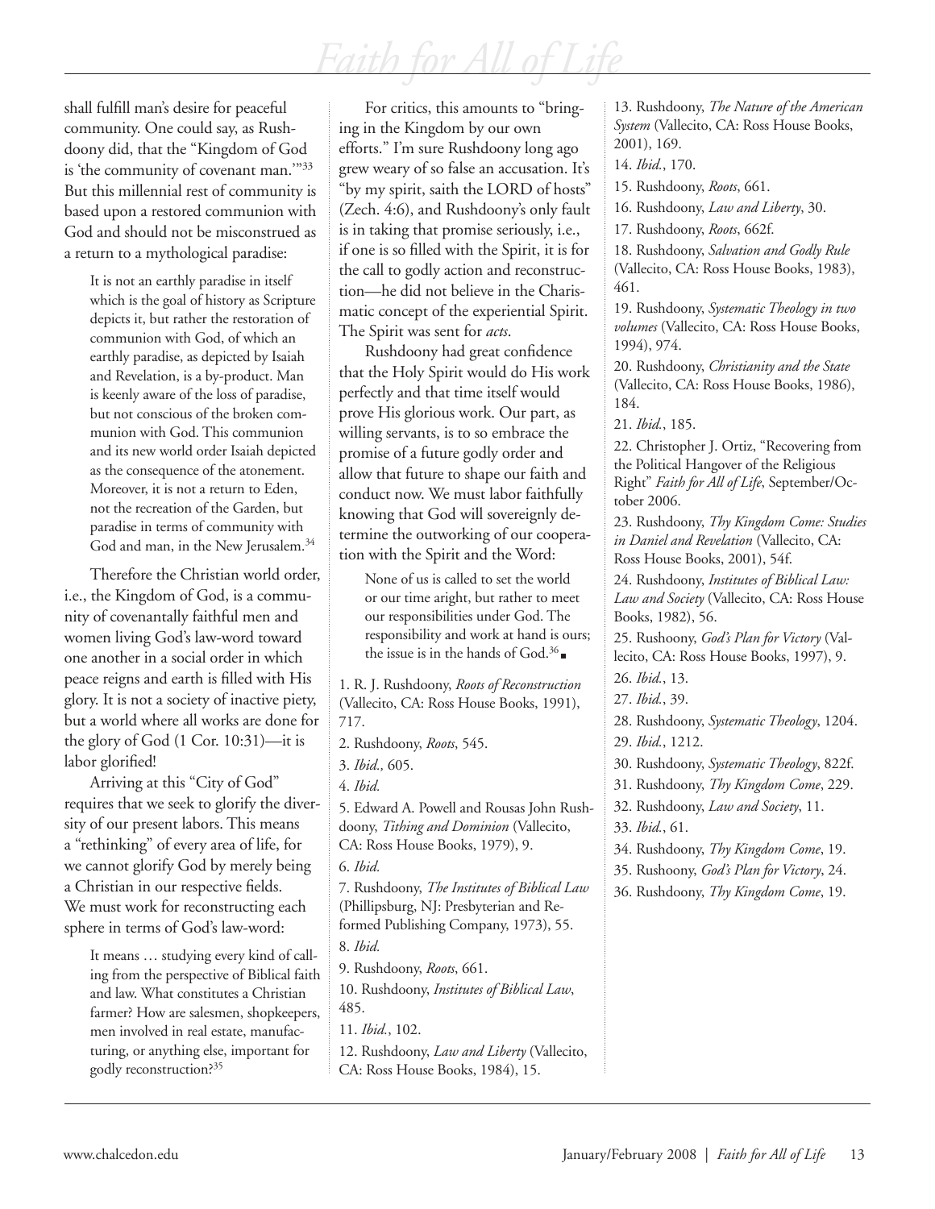shall fulfill man's desire for peaceful community. One could say, as Rushdoony did, that the "Kingdom of God is 'the community of covenant man.'"[33] But this millennial rest of community is based upon a restored communion with God and should not be misconstrued as a return to a mythological paradise:

> It is not an earthly paradise in itself which is the goal of history as Scripture depicts it, but rather the restoration of communion with God, of which an earthly paradise, as depicted by Isaiah and Revelation, is a by-product. Man is keenly aware of the loss of paradise, but not conscious of the broken communion with God. This communion and its new world order Isaiah depicted as the consequence of the atonement. Moreover, it is not a return to Eden, not the recreation of the Garden, but paradise in terms of community with God and man, in the New Jerusalem.[34]

Therefore the Christian world order, i.e., the Kingdom of God, is a community of covenantally faithful men and women living God's law-word toward one another in a social order in which peace reigns and earth is filled with His glory. It is not a society of inactive piety, but a world where all works are done for the glory of God (1 Cor. 10:31)—it is labor glorified!

Arriving at this "City of God" requires that we seek to glorify the diversity of our present labors. This means a "rethinking" of every area of life, for we cannot glorify God by merely being a Christian in our respective fields. We must work for reconstructing each sphere in terms of God's law-word:

> It means … studying every kind of calling from the perspective of Biblical faith and law. What constitutes a Christian farmer? How are salesmen, shopkeepers, men involved in real estate, manufacturing, or anything else, important for godly reconstruction?[35]

For critics, this amounts to "bringing in the Kingdom by our own efforts." I'm sure Rushdoony long ago grew weary of so false an accusation. It's "by my spirit, saith the LORD of hosts" (Zech. 4:6), and Rushdoony's only fault is in taking that promise seriously, i.e., if one is so filled with the Spirit, it is for the call to godly action and reconstruction—he did not believe in the Charismatic concept of the experiential Spirit. The Spirit was sent for *acts*.

Rushdoony had great confidence that the Holy Spirit would do His work perfectly and that time itself would prove His glorious work. Our part, as willing servants, is to so embrace the promise of a future godly order and allow that future to shape our faith and conduct now. We must labor faithfully knowing that God will sovereignly determine the outworking of our cooperation with the Spirit and the Word:

> None of us is called to set the world or our time aright, but rather to meet our responsibilities under God. The responsibility and work at hand is ours; the issue is in the hands of God.[36] ■

1. R. J. Rushdoony, *Roots of Reconstruction* (Vallecito, CA: Ross House Books, 1991), 717.
2. Rushdoony, *Roots*, 545.
3. *Ibid.,* 605.
4. *Ibid.*
5. Edward A. Powell and Rousas John Rushdoony, *Tithing and Dominion* (Vallecito, CA: Ross House Books, 1979), 9.
6. *Ibid.*
7. Rushdoony, *The Institutes of Biblical Law* (Phillipsburg, NJ: Presbyterian and Reformed Publishing Company, 1973), 55.
8. *Ibid.*
9. Rushdoony, *Roots*, 661.
10. Rushdoony, *Institutes of Biblical Law*, 485.
11. *Ibid.*, 102.
12. Rushdoony, *Law and Liberty* (Vallecito, CA: Ross House Books, 1984), 15.
13. Rushdoony, *The Nature of the American System* (Vallecito, CA: Ross House Books, 2001), 169.
14. *Ibid.*, 170.
15. Rushdoony, *Roots*, 661.
16. Rushdoony, *Law and Liberty*, 30.
17. Rushdoony, *Roots*, 662f.
18. Rushdoony, *Salvation and Godly Rule* (Vallecito, CA: Ross House Books, 1983), 461.
19. Rushdoony, *Systematic Theology in two volumes* (Vallecito, CA: Ross House Books, 1994), 974.
20. Rushdoony, *Christianity and the State* (Vallecito, CA: Ross House Books, 1986), 184.
21. *Ibid.*, 185.
22. Christopher J. Ortiz, "Recovering from the Political Hangover of the Religious Right" *Faith for All of Life*, September/October 2006.
23. Rushdoony, *Thy Kingdom Come: Studies in Daniel and Revelation* (Vallecito, CA: Ross House Books, 2001), 54f.
24. Rushdoony, *Institutes of Biblical Law: Law and Society* (Vallecito, CA: Ross House Books, 1982), 56.
25. Rushoony, *God's Plan for Victory* (Vallecito, CA: Ross House Books, 1997), 9.
26. *Ibid.*, 13.
27. *Ibid.*, 39.
28. Rushdoony, *Systematic Theology*, 1204.
29. *Ibid.*, 1212.
30. Rushdoony, *Systematic Theology*, 822f.
31. Rushdoony, *Thy Kingdom Come*, 229.
32. Rushdoony, *Law and Society*, 11.
33. *Ibid.*, 61.
34. Rushdoony, *Thy Kingdom Come*, 19.
35. Rushoony, *God's Plan for Victory*, 24.
36. Rushdoony, *Thy Kingdom Come*, 19.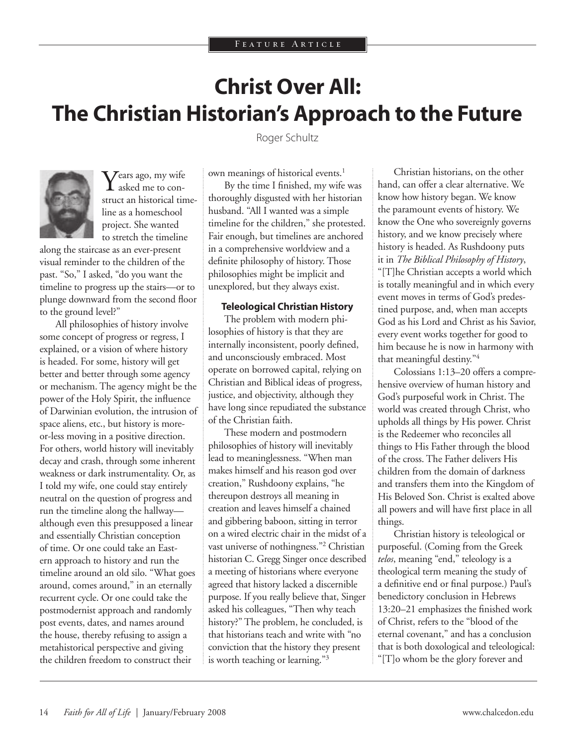Feature Article

# Christ Over All: The Christian Historian's Approach to the Future

Roger Schultz

Years ago, my wife asked me to construct an historical timeline as a homeschool project. She wanted to stretch the timeline along the staircase as an ever-present visual reminder to the children of the past. "So," I asked, "do you want the timeline to progress up the stairs—or to plunge downward from the second floor to the ground level?"

All philosophies of history involve some concept of progress or regress, I explained, or a vision of where history is headed. For some, history will get better and better through some agency or mechanism. The agency might be the power of the Holy Spirit, the influence of Darwinian evolution, the intrusion of space aliens, etc., but history is more-or-less moving in a positive direction. For others, world history will inevitably decay and crash, through some inherent weakness or dark instrumentality. Or, as I told my wife, one could stay entirely neutral on the question of progress and run the timeline along the hallway—although even this presupposed a linear and essentially Christian conception of time. Or one could take an Eastern approach to history and run the timeline around an old silo. "What goes around, comes around," in an eternally recurrent cycle. Or one could take the postmodernist approach and randomly post events, dates, and names around the house, thereby refusing to assign a metahistorical perspective and giving the children freedom to construct their own meanings of historical events.[1]

By the time I finished, my wife was thoroughly disgusted with her historian husband. "All I wanted was a simple timeline for the children," she protested. Fair enough, but timelines are anchored in a comprehensive worldview and a definite philosophy of history. Those philosophies might be implicit and unexplored, but they always exist.

### Teleological Christian History

The problem with modern philosophies of history is that they are internally inconsistent, poorly defined, and unconsciously embraced. Most operate on borrowed capital, relying on Christian and Biblical ideas of progress, justice, and objectivity, although they have long since repudiated the substance of the Christian faith.

These modern and postmodern philosophies of history will inevitably lead to meaninglessness. "When man makes himself and his reason god over creation," Rushdoony explains, "he thereupon destroys all meaning in creation and leaves himself a chained and gibbering baboon, sitting in terror on a wired electric chair in the midst of a vast universe of nothingness."[2] Christian historian C. Gregg Singer once described a meeting of historians where everyone agreed that history lacked a discernible purpose. If you really believe that, Singer asked his colleagues, "Then why teach history?" The problem, he concluded, is that historians teach and write with "no conviction that the history they present is worth teaching or learning."[3]

Christian historians, on the other hand, can offer a clear alternative. We know how history began. We know the paramount events of history. We know the One who sovereignly governs history, and we know precisely where history is headed. As Rushdoony puts it in *The Biblical Philosophy of History*, "[T]he Christian accepts a world which is totally meaningful and in which every event moves in terms of God's predestined purpose, and, when man accepts God as his Lord and Christ as his Savior, every event works together for good to him because he is now in harmony with that meaningful destiny."[4]

Colossians 1:13–20 offers a comprehensive overview of human history and God's purposeful work in Christ. The world was created through Christ, who upholds all things by His power. Christ is the Redeemer who reconciles all things to His Father through the blood of the cross. The Father delivers His children from the domain of darkness and transfers them into the Kingdom of His Beloved Son. Christ is exalted above all powers and will have first place in all things.

Christian history is teleological or purposeful. (Coming from the Greek *telos*, meaning "end," teleology is a theological term meaning the study of a definitive end or final purpose.) Paul's benedictory conclusion in Hebrews 13:20–21 emphasizes the finished work of Christ, refers to the "blood of the eternal covenant," and has a conclusion that is both doxological and teleological: "[T]o whom be the glory forever and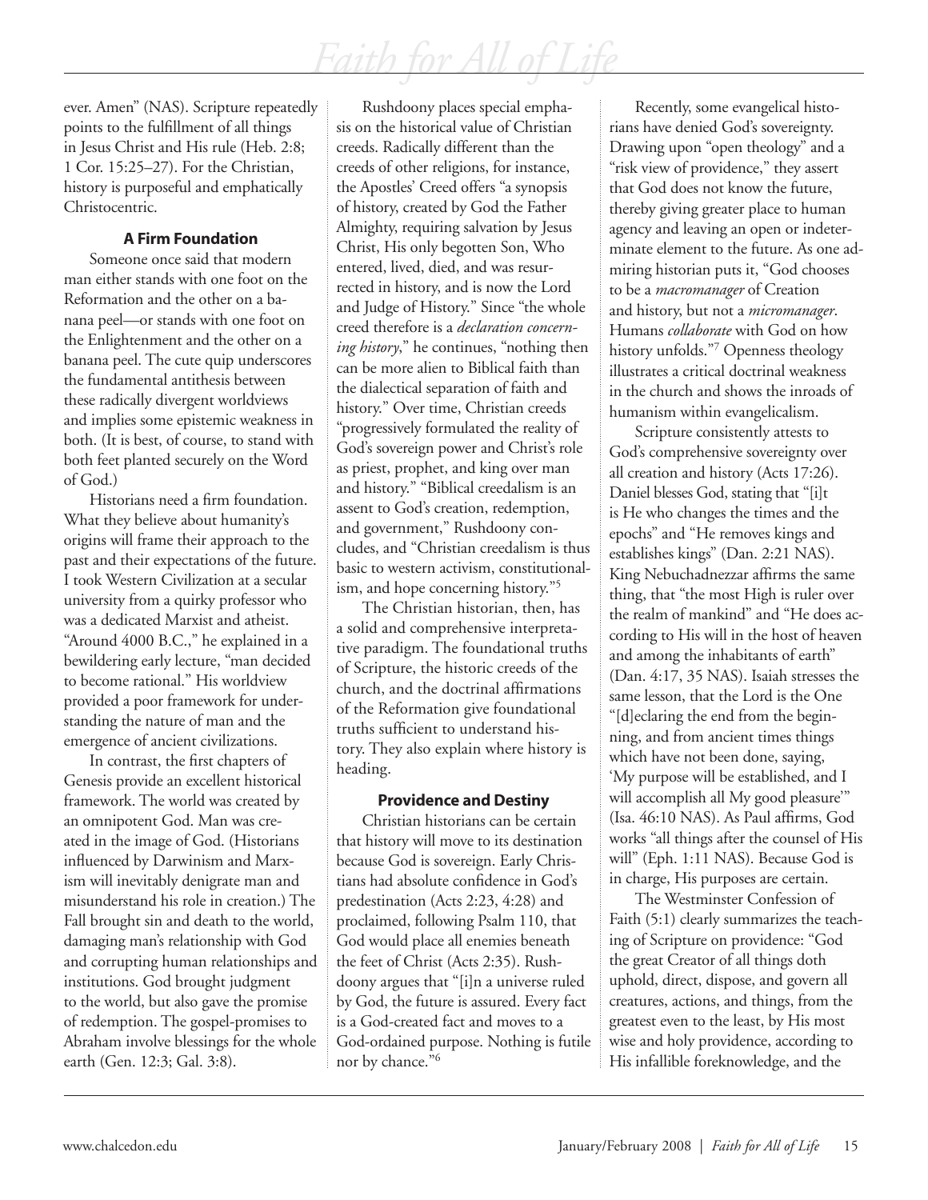ever. Amen" (NAS). Scripture repeatedly points to the fulfillment of all things in Jesus Christ and His rule (Heb. 2:8; 1 Cor. 15:25–27). For the Christian, history is purposeful and emphatically Christocentric.

### A Firm Foundation

Someone once said that modern man either stands with one foot on the Reformation and the other on a banana peel—or stands with one foot on the Enlightenment and the other on a banana peel. The cute quip underscores the fundamental antithesis between these radically divergent worldviews and implies some epistemic weakness in both. (It is best, of course, to stand with both feet planted securely on the Word of God.)

Historians need a firm foundation. What they believe about humanity's origins will frame their approach to the past and their expectations of the future. I took Western Civilization at a secular university from a quirky professor who was a dedicated Marxist and atheist. "Around 4000 B.C.," he explained in a bewildering early lecture, "man decided to become rational." His worldview provided a poor framework for understanding the nature of man and the emergence of ancient civilizations.

In contrast, the first chapters of Genesis provide an excellent historical framework. The world was created by an omnipotent God. Man was created in the image of God. (Historians influenced by Darwinism and Marxism will inevitably denigrate man and misunderstand his role in creation.) The Fall brought sin and death to the world, damaging man's relationship with God and corrupting human relationships and institutions. God brought judgment to the world, but also gave the promise of redemption. The gospel-promises to Abraham involve blessings for the whole earth (Gen. 12:3; Gal. 3:8).

Rushdoony places special emphasis on the historical value of Christian creeds. Radically different than the creeds of other religions, for instance, the Apostles' Creed offers "a synopsis of history, created by God the Father Almighty, requiring salvation by Jesus Christ, His only begotten Son, Who entered, lived, died, and was resurrected in history, and is now the Lord and Judge of History." Since "the whole creed therefore is a *declaration concerning history*," he continues, "nothing then can be more alien to Biblical faith than the dialectical separation of faith and history." Over time, Christian creeds "progressively formulated the reality of God's sovereign power and Christ's role as priest, prophet, and king over man and history." "Biblical creedalism is an assent to God's creation, redemption, and government," Rushdoony concludes, and "Christian creedalism is thus basic to western activism, constitutionalism, and hope concerning history."[5]

The Christian historian, then, has a solid and comprehensive interpretative paradigm. The foundational truths of Scripture, the historic creeds of the church, and the doctrinal affirmations of the Reformation give foundational truths sufficient to understand history. They also explain where history is heading.

### Providence and Destiny

Christian historians can be certain that history will move to its destination because God is sovereign. Early Christians had absolute confidence in God's predestination (Acts 2:23, 4:28) and proclaimed, following Psalm 110, that God would place all enemies beneath the feet of Christ (Acts 2:35). Rushdoony argues that "[i]n a universe ruled by God, the future is assured. Every fact is a God-created fact and moves to a God-ordained purpose. Nothing is futile nor by chance."[6]

Recently, some evangelical historians have denied God's sovereignty. Drawing upon "open theology" and a "risk view of providence," they assert that God does not know the future, thereby giving greater place to human agency and leaving an open or indeterminate element to the future. As one admiring historian puts it, "God chooses to be a *macromanager* of Creation and history, but not a *micromanager*. Humans *collaborate* with God on how history unfolds."[7] Openness theology illustrates a critical doctrinal weakness in the church and shows the inroads of humanism within evangelicalism.

Scripture consistently attests to God's comprehensive sovereignty over all creation and history (Acts 17:26). Daniel blesses God, stating that "[i]t is He who changes the times and the epochs" and "He removes kings and establishes kings" (Dan. 2:21 NAS). King Nebuchadnezzar affirms the same thing, that "the most High is ruler over the realm of mankind" and "He does according to His will in the host of heaven and among the inhabitants of earth" (Dan. 4:17, 35 NAS). Isaiah stresses the same lesson, that the Lord is the One "[d]eclaring the end from the beginning, and from ancient times things which have not been done, saying, 'My purpose will be established, and I will accomplish all My good pleasure'" (Isa. 46:10 NAS). As Paul affirms, God works "all things after the counsel of His will" (Eph. 1:11 NAS). Because God is in charge, His purposes are certain.

The Westminster Confession of Faith (5:1) clearly summarizes the teaching of Scripture on providence: "God the great Creator of all things doth uphold, direct, dispose, and govern all creatures, actions, and things, from the greatest even to the least, by His most wise and holy providence, according to His infallible foreknowledge, and the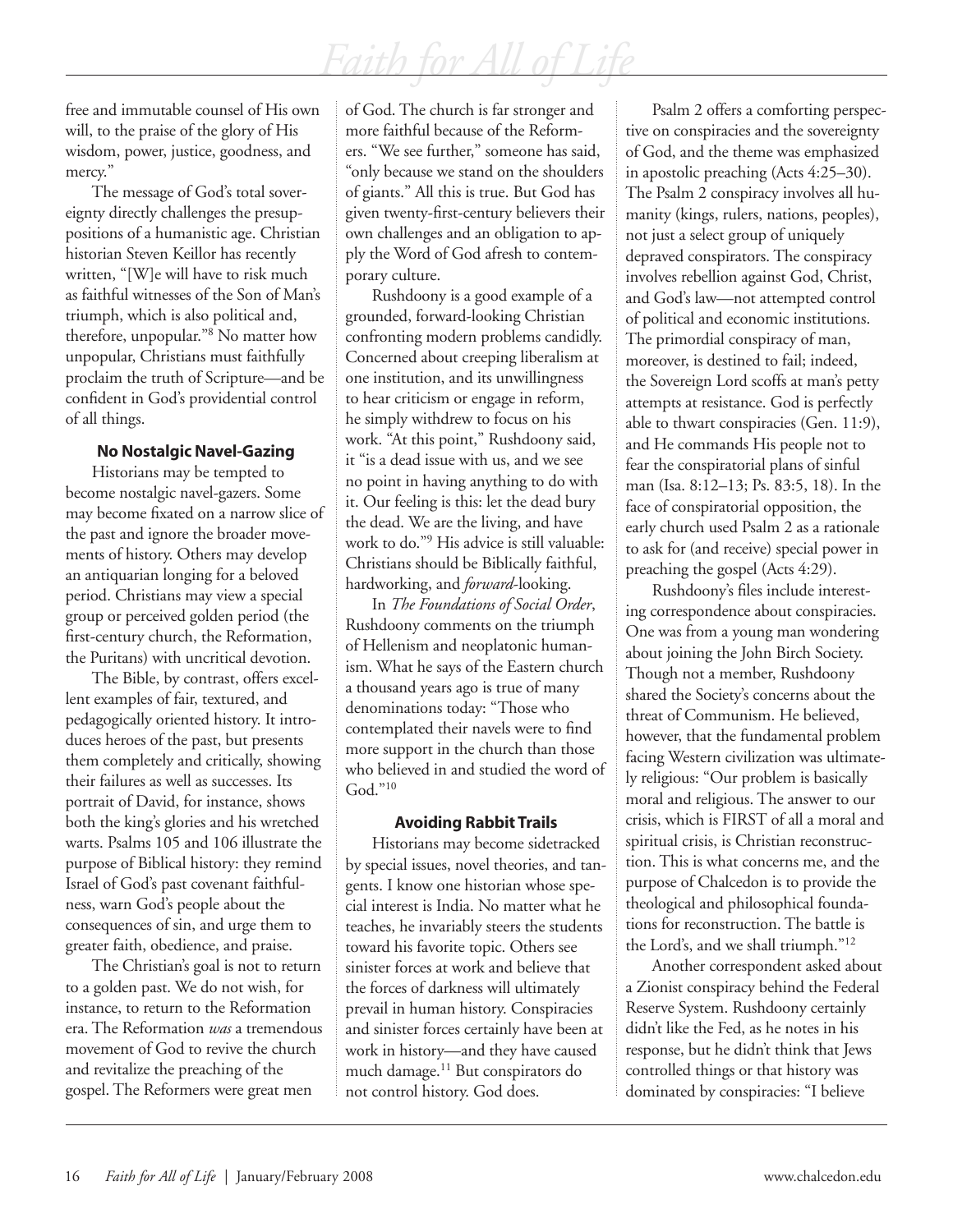free and immutable counsel of His own will, to the praise of the glory of His wisdom, power, justice, goodness, and mercy."

The message of God's total sovereignty directly challenges the presuppositions of a humanistic age. Christian historian Steven Keillor has recently written, "[W]e will have to risk much as faithful witnesses of the Son of Man's triumph, which is also political and, therefore, unpopular."[8] No matter how unpopular, Christians must faithfully proclaim the truth of Scripture—and be confident in God's providential control of all things.

### No Nostalgic Navel-Gazing

Historians may be tempted to become nostalgic navel-gazers. Some may become fixated on a narrow slice of the past and ignore the broader movements of history. Others may develop an antiquarian longing for a beloved period. Christians may view a special group or perceived golden period (the first-century church, the Reformation, the Puritans) with uncritical devotion.

The Bible, by contrast, offers excellent examples of fair, textured, and pedagogically oriented history. It introduces heroes of the past, but presents them completely and critically, showing their failures as well as successes. Its portrait of David, for instance, shows both the king's glories and his wretched warts. Psalms 105 and 106 illustrate the purpose of Biblical history: they remind Israel of God's past covenant faithfulness, warn God's people about the consequences of sin, and urge them to greater faith, obedience, and praise.

The Christian's goal is not to return to a golden past. We do not wish, for instance, to return to the Reformation era. The Reformation *was* a tremendous movement of God to revive the church and revitalize the preaching of the gospel. The Reformers were great men of God. The church is far stronger and more faithful because of the Reformers. "We see further," someone has said, "only because we stand on the shoulders of giants." All this is true. But God has given twenty-first-century believers their own challenges and an obligation to apply the Word of God afresh to contemporary culture.

Rushdoony is a good example of a grounded, forward-looking Christian confronting modern problems candidly. Concerned about creeping liberalism at one institution, and its unwillingness to hear criticism or engage in reform, he simply withdrew to focus on his work. "At this point," Rushdoony said, it "is a dead issue with us, and we see no point in having anything to do with it. Our feeling is this: let the dead bury the dead. We are the living, and have work to do."[9] His advice is still valuable: Christians should be Biblically faithful, hardworking, and *forward*-looking.

In *The Foundations of Social Order*, Rushdoony comments on the triumph of Hellenism and neoplatonic humanism. What he says of the Eastern church a thousand years ago is true of many denominations today: "Those who contemplated their navels were to find more support in the church than those who believed in and studied the word of God."[10]

### Avoiding Rabbit Trails

Historians may become sidetracked by special issues, novel theories, and tangents. I know one historian whose special interest is India. No matter what he teaches, he invariably steers the students toward his favorite topic. Others see sinister forces at work and believe that the forces of darkness will ultimately prevail in human history. Conspiracies and sinister forces certainly have been at work in history—and they have caused much damage.[11] But conspirators do not control history. God does.

Psalm 2 offers a comforting perspective on conspiracies and the sovereignty of God, and the theme was emphasized in apostolic preaching (Acts 4:25–30). The Psalm 2 conspiracy involves all humanity (kings, rulers, nations, peoples), not just a select group of uniquely depraved conspirators. The conspiracy involves rebellion against God, Christ, and God's law—not attempted control of political and economic institutions. The primordial conspiracy of man, moreover, is destined to fail; indeed, the Sovereign Lord scoffs at man's petty attempts at resistance. God is perfectly able to thwart conspiracies (Gen. 11:9), and He commands His people not to fear the conspiratorial plans of sinful man (Isa. 8:12–13; Ps. 83:5, 18). In the face of conspiratorial opposition, the early church used Psalm 2 as a rationale to ask for (and receive) special power in preaching the gospel (Acts 4:29).

Rushdoony's files include interesting correspondence about conspiracies. One was from a young man wondering about joining the John Birch Society. Though not a member, Rushdoony shared the Society's concerns about the threat of Communism. He believed, however, that the fundamental problem facing Western civilization was ultimately religious: "Our problem is basically moral and religious. The answer to our crisis, which is FIRST of all a moral and spiritual crisis, is Christian reconstruction. This is what concerns me, and the purpose of Chalcedon is to provide the theological and philosophical foundations for reconstruction. The battle is the Lord's, and we shall triumph."[12]

Another correspondent asked about a Zionist conspiracy behind the Federal Reserve System. Rushdoony certainly didn't like the Fed, as he notes in his response, but he didn't think that Jews controlled things or that history was dominated by conspiracies: "I believe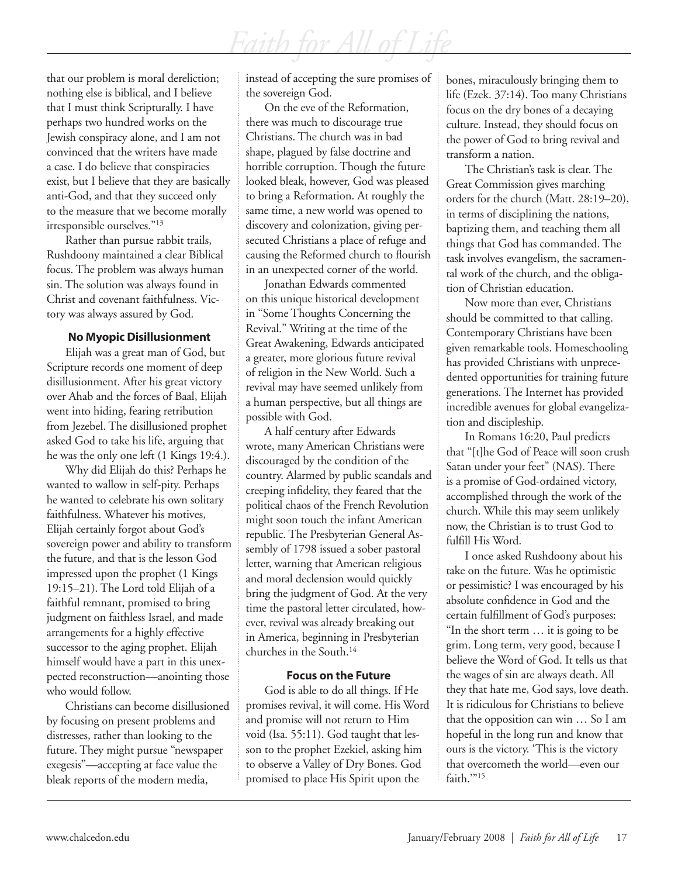that our problem is moral dereliction; nothing else is biblical, and I believe that I must think Scripturally. I have perhaps two hundred works on the Jewish conspiracy alone, and I am not convinced that the writers have made a case. I do believe that conspiracies exist, but I believe that they are basically anti-God, and that they succeed only to the measure that we become morally irresponsible ourselves."[13]

Rather than pursue rabbit trails, Rushdoony maintained a clear Biblical focus. The problem was always human sin. The solution was always found in Christ and covenant faithfulness. Victory was always assured by God.

### No Myopic Disillusionment

Elijah was a great man of God, but Scripture records one moment of deep disillusionment. After his great victory over Ahab and the forces of Baal, Elijah went into hiding, fearing retribution from Jezebel. The disillusioned prophet asked God to take his life, arguing that he was the only one left (1 Kings 19:4.).

Why did Elijah do this? Perhaps he wanted to wallow in self-pity. Perhaps he wanted to celebrate his own solitary faithfulness. Whatever his motives, Elijah certainly forgot about God's sovereign power and ability to transform the future, and that is the lesson God impressed upon the prophet (1 Kings 19:15–21). The Lord told Elijah of a faithful remnant, promised to bring judgment on faithless Israel, and made arrangements for a highly effective successor to the aging prophet. Elijah himself would have a part in this unexpected reconstruction—anointing those who would follow.

Christians can become disillusioned by focusing on present problems and distresses, rather than looking to the future. They might pursue "newspaper exegesis"—accepting at face value the bleak reports of the modern media, instead of accepting the sure promises of the sovereign God.

On the eve of the Reformation, there was much to discourage true Christians. The church was in bad shape, plagued by false doctrine and horrible corruption. Though the future looked bleak, however, God was pleased to bring a Reformation. At roughly the same time, a new world was opened to discovery and colonization, giving persecuted Christians a place of refuge and causing the Reformed church to flourish in an unexpected corner of the world.

Jonathan Edwards commented on this unique historical development in "Some Thoughts Concerning the Revival." Writing at the time of the Great Awakening, Edwards anticipated a greater, more glorious future revival of religion in the New World. Such a revival may have seemed unlikely from a human perspective, but all things are possible with God.

A half century after Edwards wrote, many American Christians were discouraged by the condition of the country. Alarmed by public scandals and creeping infidelity, they feared that the political chaos of the French Revolution might soon touch the infant American republic. The Presbyterian General Assembly of 1798 issued a sober pastoral letter, warning that American religious and moral declension would quickly bring the judgment of God. At the very time the pastoral letter circulated, however, revival was already breaking out in America, beginning in Presbyterian churches in the South.[14]

### Focus on the Future

God is able to do all things. If He promises revival, it will come. His Word and promise will not return to Him void (Isa. 55:11). God taught that lesson to the prophet Ezekiel, asking him to observe a Valley of Dry Bones. God promised to place His Spirit upon the bones, miraculously bringing them to life (Ezek. 37:14). Too many Christians focus on the dry bones of a decaying culture. Instead, they should focus on the power of God to bring revival and transform a nation.

The Christian's task is clear. The Great Commission gives marching orders for the church (Matt. 28:19–20), in terms of disciplining the nations, baptizing them, and teaching them all things that God has commanded. The task involves evangelism, the sacramental work of the church, and the obligation of Christian education.

Now more than ever, Christians should be committed to that calling. Contemporary Christians have been given remarkable tools. Homeschooling has provided Christians with unprecedented opportunities for training future generations. The Internet has provided incredible avenues for global evangelization and discipleship.

In Romans 16:20, Paul predicts that "[t]he God of Peace will soon crush Satan under your feet" (NAS). There is a promise of God-ordained victory, accomplished through the work of the church. While this may seem unlikely now, the Christian is to trust God to fulfill His Word.

I once asked Rushdoony about his take on the future. Was he optimistic or pessimistic? I was encouraged by his absolute confidence in God and the certain fulfillment of God's purposes: "In the short term … it is going to be grim. Long term, very good, because I believe the Word of God. It tells us that the wages of sin are always death. All they that hate me, God says, love death. It is ridiculous for Christians to believe that the opposition can win … So I am hopeful in the long run and know that ours is the victory. 'This is the victory that overcometh the world—even our faith.'"[15]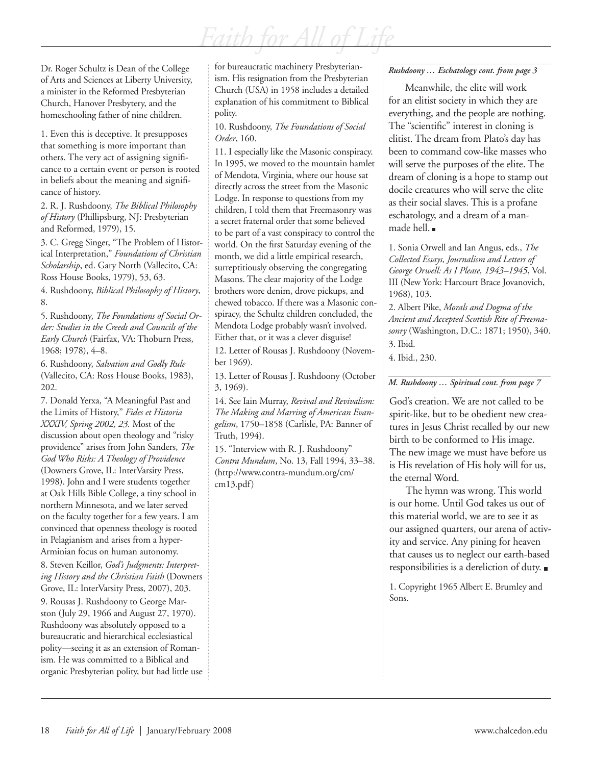Dr. Roger Schultz is Dean of the College of Arts and Sciences at Liberty University, a minister in the Reformed Presbyterian Church, Hanover Presbytery, and the homeschooling father of nine children.

1. Even this is deceptive. It presupposes that something is more important than others. The very act of assigning significance to a certain event or person is rooted in beliefs about the meaning and significance of history.

2. R. J. Rushdoony, *The Biblical Philosophy of History* (Phillipsburg, NJ: Presbyterian and Reformed, 1979), 15.

3. C. Gregg Singer, "The Problem of Historical Interpretation," *Foundations of Christian Scholarship*, ed. Gary North (Vallecito, CA: Ross House Books, 1979), 53, 63.

4. Rushdoony, *Biblical Philosophy of History*, 8.

5. Rushdoony, *The Foundations of Social Order: Studies in the Creeds and Councils of the Early Church* (Fairfax, VA: Thoburn Press, 1968; 1978), 4–8.

6. Rushdoony, *Salvation and Godly Rule* (Vallecito, CA: Ross House Books, 1983), 202.

7. Donald Yerxa, "A Meaningful Past and the Limits of History," *Fides et Historia XXXIV, Spring 2002, 23.* Most of the discussion about open theology and "risky providence" arises from John Sanders, *The God Who Risks: A Theology of Providence* (Downers Grove, IL: InterVarsity Press, 1998). John and I were students together at Oak Hills Bible College, a tiny school in northern Minnesota, and we later served on the faculty together for a few years. I am convinced that openness theology is rooted in Pelagianism and arises from a hyper-Arminian focus on human autonomy.

8. Steven Keillor, *God's Judgments: Interpreting History and the Christian Faith* (Downers Grove, IL: InterVarsity Press, 2007), 203.

9. Rousas J. Rushdoony to George Marston (July 29, 1966 and August 27, 1970). Rushdoony was absolutely opposed to a bureaucratic and hierarchical ecclesiastical polity—seeing it as an extension of Romanism. He was committed to a Biblical and organic Presbyterian polity, but had little use for bureaucratic machinery Presbyterianism. His resignation from the Presbyterian Church (USA) in 1958 includes a detailed explanation of his commitment to Biblical polity.

10. Rushdoony, *The Foundations of Social Order*, 160.

11. I especially like the Masonic conspiracy. In 1995, we moved to the mountain hamlet of Mendota, Virginia, where our house sat directly across the street from the Masonic Lodge. In response to questions from my children, I told them that Freemasonry was a secret fraternal order that some believed to be part of a vast conspiracy to control the world. On the first Saturday evening of the month, we did a little empirical research, surreptitiously observing the congregating Masons. The clear majority of the Lodge brothers wore denim, drove pickups, and chewed tobacco. If there was a Masonic conspiracy, the Schultz children concluded, the Mendota Lodge probably wasn't involved. Either that, or it was a clever disguise!

12. Letter of Rousas J. Rushdoony (November 1969).

13. Letter of Rousas J. Rushdoony (October 3, 1969).

14. See Iain Murray, *Revival and Revivalism: The Making and Marring of American Evangelism*, 1750–1858 (Carlisle, PA: Banner of Truth, 1994).

15. "Interview with R. J. Rushdoony" *Contra Mundum*, No. 13, Fall 1994, 33–38. (http://www.contra-mundum.org/cm/cm13.pdf)

***Rushdoony … Eschatology cont. from page 3***

Meanwhile, the elite will work for an elitist society in which they are everything, and the people are nothing. The "scientific" interest in cloning is elitist. The dream from Plato's day has been to command cow-like masses who will serve the purposes of the elite. The dream of cloning is a hope to stamp out docile creatures who will serve the elite as their social slaves. This is a profane eschatology, and a dream of a man-made hell. ■

1. Sonia Orwell and Ian Angus, eds., *The Collected Essays, Journalism and Letters of George Orwell: As I Please, 1943–1945*, Vol. III (New York: Harcourt Brace Jovanovich, 1968), 103.

2. Albert Pike, *Morals and Dogma of the Ancient and Accepted Scottish Rite of Freemasonry* (Washington, D.C.: 1871; 1950), 340.

3. Ibid.

4. Ibid., 230.

***M. Rushdoony … Spiritual cont. from page 7***

God's creation. We are not called to be spirit-like, but to be obedient new creatures in Jesus Christ recalled by our new birth to be conformed to His image. The new image we must have before us is His revelation of His holy will for us, the eternal Word.

The hymn was wrong. This world is our home. Until God takes us out of this material world, we are to see it as our assigned quarters, our arena of activity and service. Any pining for heaven that causes us to neglect our earth-based responsibilities is a dereliction of duty. ■

1. Copyright 1965 Albert E. Brumley and Sons.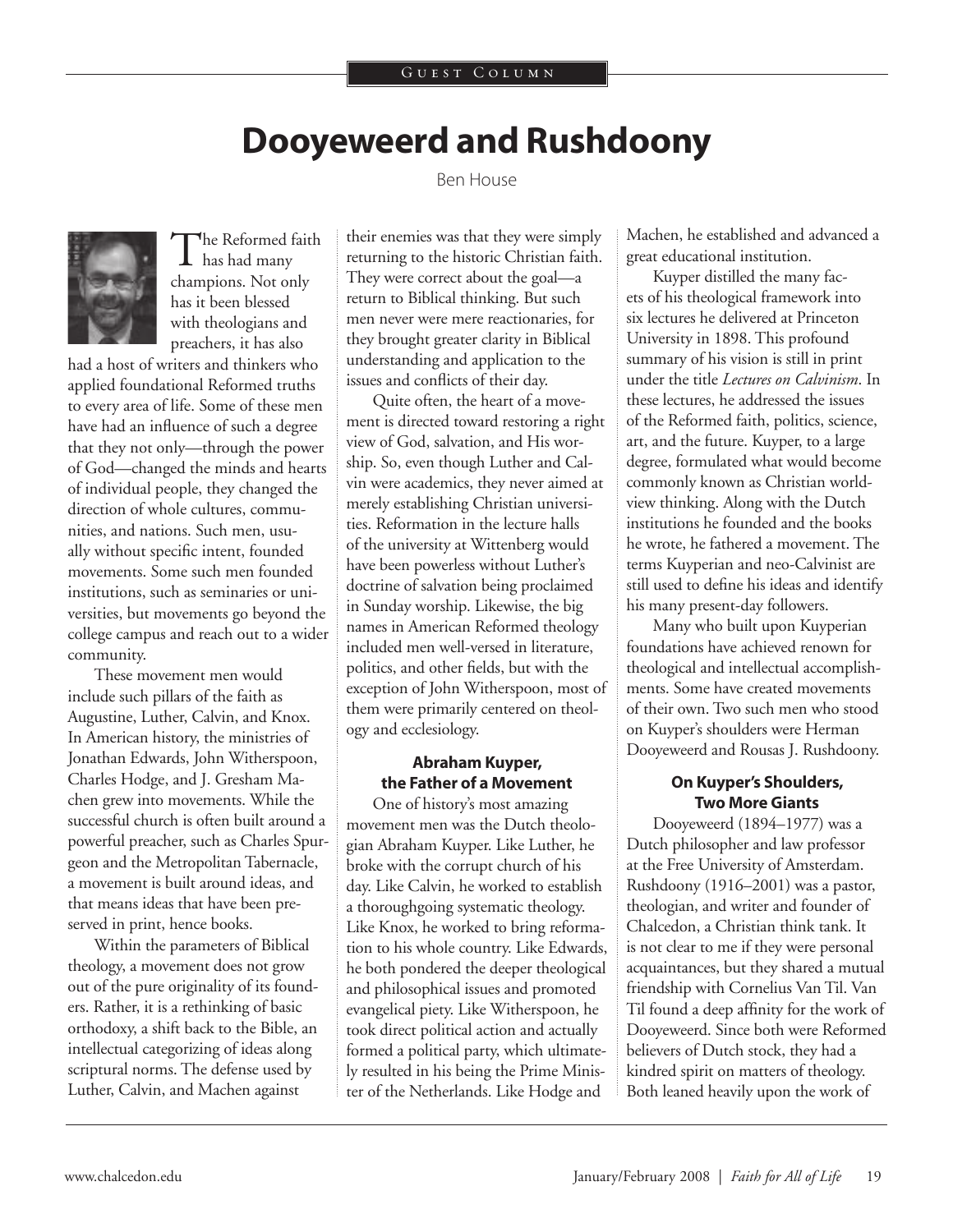Guest Column

# Dooyeweerd and Rushdoony

Ben House

The Reformed faith has had many champions. Not only has it been blessed with theologians and preachers, it has also had a host of writers and thinkers who applied foundational Reformed truths to every area of life. Some of these men have had an influence of such a degree that they not only—through the power of God—changed the minds and hearts of individual people, they changed the direction of whole cultures, communities, and nations. Such men, usually without specific intent, founded movements. Some such men founded institutions, such as seminaries or universities, but movements go beyond the college campus and reach out to a wider community.

These movement men would include such pillars of the faith as Augustine, Luther, Calvin, and Knox. In American history, the ministries of Jonathan Edwards, John Witherspoon, Charles Hodge, and J. Gresham Machen grew into movements. While the successful church is often built around a powerful preacher, such as Charles Spurgeon and the Metropolitan Tabernacle, a movement is built around ideas, and that means ideas that have been preserved in print, hence books.

Within the parameters of Biblical theology, a movement does not grow out of the pure originality of its founders. Rather, it is a rethinking of basic orthodoxy, a shift back to the Bible, an intellectual categorizing of ideas along scriptural norms. The defense used by Luther, Calvin, and Machen against their enemies was that they were simply returning to the historic Christian faith. They were correct about the goal—a return to Biblical thinking. But such men never were mere reactionaries, for they brought greater clarity in Biblical understanding and application to the issues and conflicts of their day.

Quite often, the heart of a movement is directed toward restoring a right view of God, salvation, and His worship. So, even though Luther and Calvin were academics, they never aimed at merely establishing Christian universities. Reformation in the lecture halls of the university at Wittenberg would have been powerless without Luther's doctrine of salvation being proclaimed in Sunday worship. Likewise, the big names in American Reformed theology included men well-versed in literature, politics, and other fields, but with the exception of John Witherspoon, most of them were primarily centered on theology and ecclesiology.

### Abraham Kuyper, the Father of a Movement

One of history's most amazing movement men was the Dutch theologian Abraham Kuyper. Like Luther, he broke with the corrupt church of his day. Like Calvin, he worked to establish a thoroughgoing systematic theology. Like Knox, he worked to bring reformation to his whole country. Like Edwards, he both pondered the deeper theological and philosophical issues and promoted evangelical piety. Like Witherspoon, he took direct political action and actually formed a political party, which ultimately resulted in his being the Prime Minister of the Netherlands. Like Hodge and Machen, he established and advanced a great educational institution.

Kuyper distilled the many facets of his theological framework into six lectures he delivered at Princeton University in 1898. This profound summary of his vision is still in print under the title *Lectures on Calvinism*. In these lectures, he addressed the issues of the Reformed faith, politics, science, art, and the future. Kuyper, to a large degree, formulated what would become commonly known as Christian worldview thinking. Along with the Dutch institutions he founded and the books he wrote, he fathered a movement. The terms Kuyperian and neo-Calvinist are still used to define his ideas and identify his many present-day followers.

Many who built upon Kuyperian foundations have achieved renown for theological and intellectual accomplishments. Some have created movements of their own. Two such men who stood on Kuyper's shoulders were Herman Dooyeweerd and Rousas J. Rushdoony.

### On Kuyper's Shoulders, Two More Giants

Dooyeweerd (1894–1977) was a Dutch philosopher and law professor at the Free University of Amsterdam. Rushdoony (1916–2001) was a pastor, theologian, and writer and founder of Chalcedon, a Christian think tank. It is not clear to me if they were personal acquaintances, but they shared a mutual friendship with Cornelius Van Til. Van Til found a deep affinity for the work of Dooyeweerd. Since both were Reformed believers of Dutch stock, they had a kindred spirit on matters of theology. Both leaned heavily upon the work of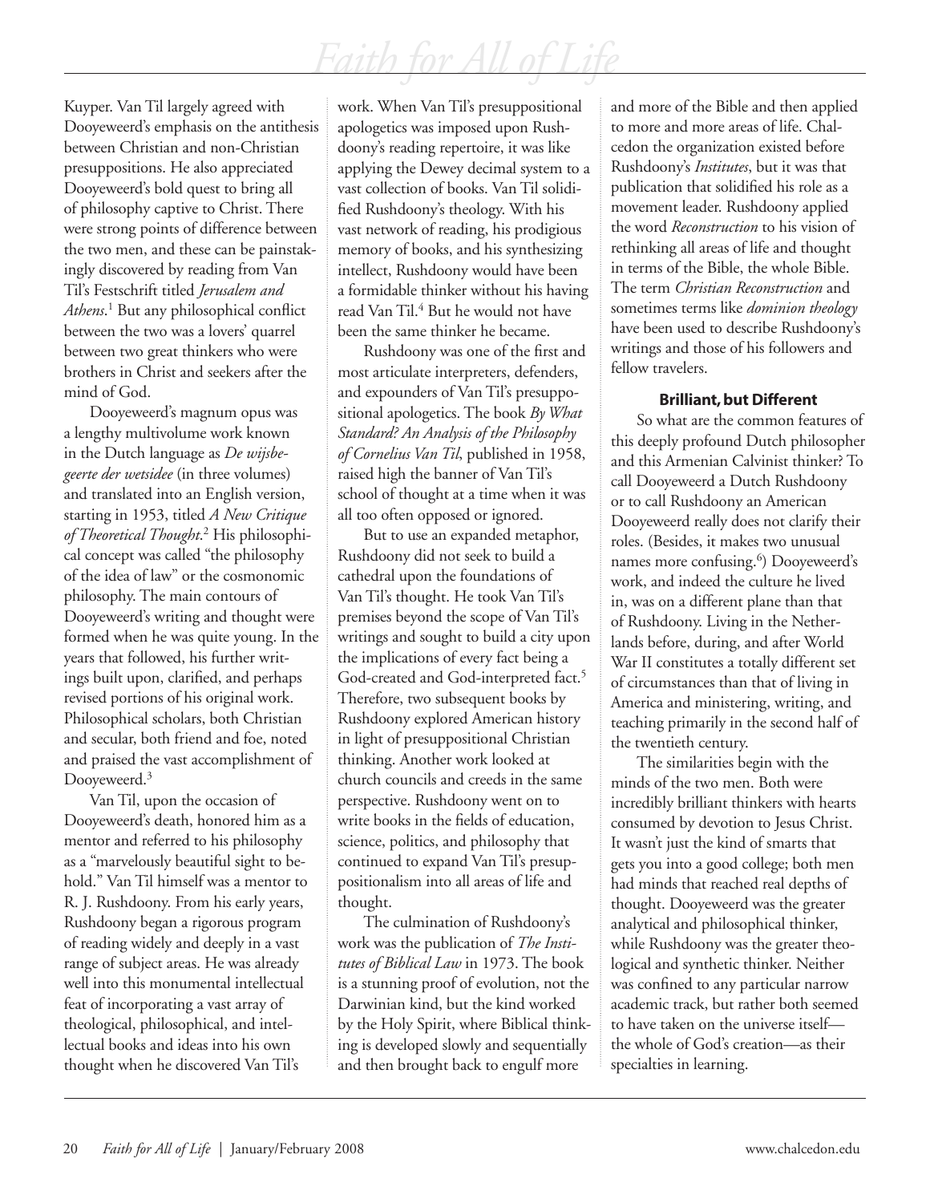Kuyper. Van Til largely agreed with Dooyeweerd's emphasis on the antithesis between Christian and non-Christian presuppositions. He also appreciated Dooyeweerd's bold quest to bring all of philosophy captive to Christ. There were strong points of difference between the two men, and these can be painstakingly discovered by reading from Van Til's Festschrift titled *Jerusalem and Athens*.[1] But any philosophical conflict between the two was a lovers' quarrel between two great thinkers who were brothers in Christ and seekers after the mind of God.

Dooyeweerd's magnum opus was a lengthy multivolume work known in the Dutch language as *De wijsbegeerte der wetsidee* (in three volumes) and translated into an English version, starting in 1953, titled *A New Critique of Theoretical Thought*.[2] His philosophical concept was called "the philosophy of the idea of law" or the cosmonomic philosophy. The main contours of Dooyeweerd's writing and thought were formed when he was quite young. In the years that followed, his further writings built upon, clarified, and perhaps revised portions of his original work. Philosophical scholars, both Christian and secular, both friend and foe, noted and praised the vast accomplishment of Dooyeweerd.[3]

Van Til, upon the occasion of Dooyeweerd's death, honored him as a mentor and referred to his philosophy as a "marvelously beautiful sight to behold." Van Til himself was a mentor to R. J. Rushdoony. From his early years, Rushdoony began a rigorous program of reading widely and deeply in a vast range of subject areas. He was already well into this monumental intellectual feat of incorporating a vast array of theological, philosophical, and intellectual books and ideas into his own thought when he discovered Van Til's work. When Van Til's presuppositional apologetics was imposed upon Rushdoony's reading repertoire, it was like applying the Dewey decimal system to a vast collection of books. Van Til solidified Rushdoony's theology. With his vast network of reading, his prodigious memory of books, and his synthesizing intellect, Rushdoony would have been a formidable thinker without his having read Van Til.[4] But he would not have been the same thinker he became.

Rushdoony was one of the first and most articulate interpreters, defenders, and expounders of Van Til's presuppositional apologetics. The book *By What Standard? An Analysis of the Philosophy of Cornelius Van Til*, published in 1958, raised high the banner of Van Til's school of thought at a time when it was all too often opposed or ignored.

But to use an expanded metaphor, Rushdoony did not seek to build a cathedral upon the foundations of Van Til's thought. He took Van Til's premises beyond the scope of Van Til's writings and sought to build a city upon the implications of every fact being a God-created and God-interpreted fact.[5] Therefore, two subsequent books by Rushdoony explored American history in light of presuppositional Christian thinking. Another work looked at church councils and creeds in the same perspective. Rushdoony went on to write books in the fields of education, science, politics, and philosophy that continued to expand Van Til's presuppositionalism into all areas of life and thought.

The culmination of Rushdoony's work was the publication of *The Institutes of Biblical Law* in 1973. The book is a stunning proof of evolution, not the Darwinian kind, but the kind worked by the Holy Spirit, where Biblical thinking is developed slowly and sequentially and then brought back to engulf more and more of the Bible and then applied to more and more areas of life. Chalcedon the organization existed before Rushdoony's *Institutes*, but it was that publication that solidified his role as a movement leader. Rushdoony applied the word *Reconstruction* to his vision of rethinking all areas of life and thought in terms of the Bible, the whole Bible. The term *Christian Reconstruction* and sometimes terms like *dominion theology* have been used to describe Rushdoony's writings and those of his followers and fellow travelers.

### Brilliant, but Different

So what are the common features of this deeply profound Dutch philosopher and this Armenian Calvinist thinker? To call Dooyeweerd a Dutch Rushdoony or to call Rushdoony an American Dooyeweerd really does not clarify their roles. (Besides, it makes two unusual names more confusing.[6]) Dooyeweerd's work, and indeed the culture he lived in, was on a different plane than that of Rushdoony. Living in the Netherlands before, during, and after World War II constitutes a totally different set of circumstances than that of living in America and ministering, writing, and teaching primarily in the second half of the twentieth century.

The similarities begin with the minds of the two men. Both were incredibly brilliant thinkers with hearts consumed by devotion to Jesus Christ. It wasn't just the kind of smarts that gets you into a good college; both men had minds that reached real depths of thought. Dooyeweerd was the greater analytical and philosophical thinker, while Rushdoony was the greater theological and synthetic thinker. Neither was confined to any particular narrow academic track, but rather both seemed to have taken on the universe itself—the whole of God's creation—as their specialties in learning.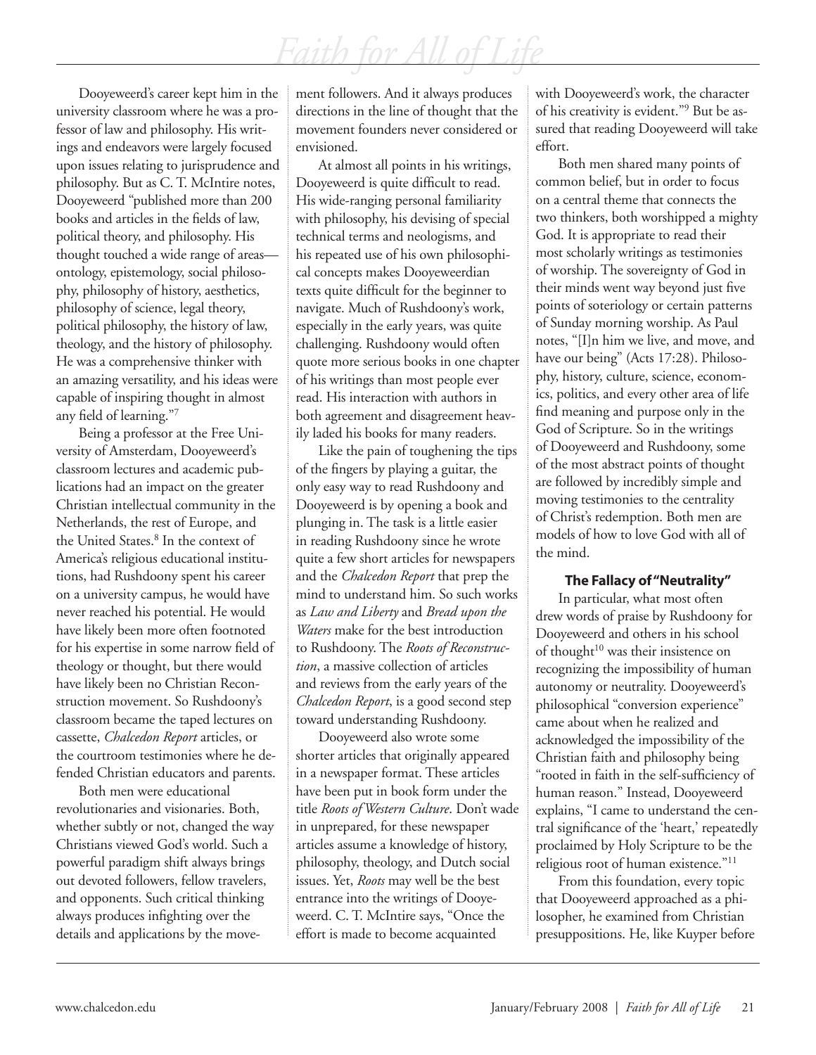Dooyeweerd's career kept him in the university classroom where he was a professor of law and philosophy. His writings and endeavors were largely focused upon issues relating to jurisprudence and philosophy. But as C. T. McIntire notes, Dooyeweerd "published more than 200 books and articles in the fields of law, political theory, and philosophy. His thought touched a wide range of areas—ontology, epistemology, social philosophy, philosophy of history, aesthetics, philosophy of science, legal theory, political philosophy, the history of law, theology, and the history of philosophy. He was a comprehensive thinker with an amazing versatility, and his ideas were capable of inspiring thought in almost any field of learning."[7]

Being a professor at the Free University of Amsterdam, Dooyeweerd's classroom lectures and academic publications had an impact on the greater Christian intellectual community in the Netherlands, the rest of Europe, and the United States.[8] In the context of America's religious educational institutions, had Rushdoony spent his career on a university campus, he would have never reached his potential. He would have likely been more often footnoted for his expertise in some narrow field of theology or thought, but there would have likely been no Christian Reconstruction movement. So Rushdoony's classroom became the taped lectures on cassette, *Chalcedon Report* articles, or the courtroom testimonies where he defended Christian educators and parents.

Both men were educational revolutionaries and visionaries. Both, whether subtly or not, changed the way Christians viewed God's world. Such a powerful paradigm shift always brings out devoted followers, fellow travelers, and opponents. Such critical thinking always produces infighting over the details and applications by the movement followers. And it always produces directions in the line of thought that the movement founders never considered or envisioned.

At almost all points in his writings, Dooyeweerd is quite difficult to read. His wide-ranging personal familiarity with philosophy, his devising of special technical terms and neologisms, and his repeated use of his own philosophical concepts makes Dooyeweerdian texts quite difficult for the beginner to navigate. Much of Rushdoony's work, especially in the early years, was quite challenging. Rushdoony would often quote more serious books in one chapter of his writings than most people ever read. His interaction with authors in both agreement and disagreement heavily laded his books for many readers.

Like the pain of toughening the tips of the fingers by playing a guitar, the only easy way to read Rushdoony and Dooyeweerd is by opening a book and plunging in. The task is a little easier in reading Rushdoony since he wrote quite a few short articles for newspapers and the *Chalcedon Report* that prep the mind to understand him. So such works as *Law and Liberty* and *Bread upon the Waters* make for the best introduction to Rushdoony. The *Roots of Reconstruction*, a massive collection of articles and reviews from the early years of the *Chalcedon Report*, is a good second step toward understanding Rushdoony.

Dooyeweerd also wrote some shorter articles that originally appeared in a newspaper format. These articles have been put in book form under the title *Roots of Western Culture*. Don't wade in unprepared, for these newspaper articles assume a knowledge of history, philosophy, theology, and Dutch social issues. Yet, *Roots* may well be the best entrance into the writings of Dooyeweerd. C. T. McIntire says, "Once the effort is made to become acquainted with Dooyeweerd's work, the character of his creativity is evident."[9] But be assured that reading Dooyeweerd will take effort.

Both men shared many points of common belief, but in order to focus on a central theme that connects the two thinkers, both worshipped a mighty God. It is appropriate to read their most scholarly writings as testimonies of worship. The sovereignty of God in their minds went way beyond just five points of soteriology or certain patterns of Sunday morning worship. As Paul notes, "[I]n him we live, and move, and have our being" (Acts 17:28). Philosophy, history, culture, science, economics, politics, and every other area of life find meaning and purpose only in the God of Scripture. So in the writings of Dooyeweerd and Rushdoony, some of the most abstract points of thought are followed by incredibly simple and moving testimonies to the centrality of Christ's redemption. Both men are models of how to love God with all of the mind.

### The Fallacy of "Neutrality"

In particular, what most often drew words of praise by Rushdoony for Dooyeweerd and others in his school of thought[10] was their insistence on recognizing the impossibility of human autonomy or neutrality. Dooyeweerd's philosophical "conversion experience" came about when he realized and acknowledged the impossibility of the Christian faith and philosophy being "rooted in faith in the self-sufficiency of human reason." Instead, Dooyeweerd explains, "I came to understand the central significance of the 'heart,' repeatedly proclaimed by Holy Scripture to be the religious root of human existence."[11]

From this foundation, every topic that Dooyeweerd approached as a philosopher, he examined from Christian presuppositions. He, like Kuyper before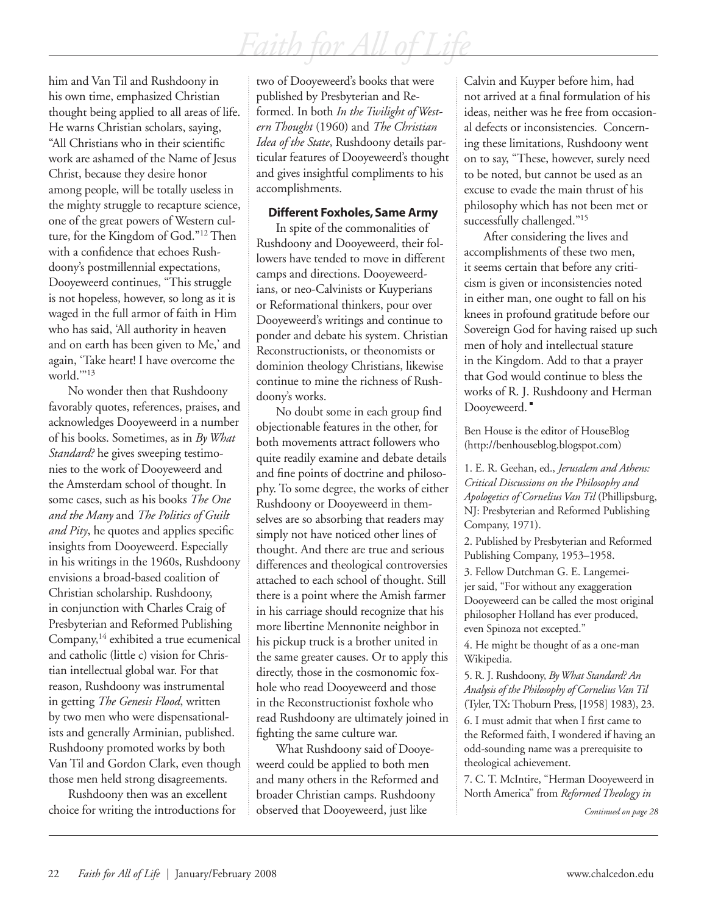him and Van Til and Rushdoony in his own time, emphasized Christian thought being applied to all areas of life. He warns Christian scholars, saying, "All Christians who in their scientific work are ashamed of the Name of Jesus Christ, because they desire honor among people, will be totally useless in the mighty struggle to recapture science, one of the great powers of Western culture, for the Kingdom of God."[12] Then with a confidence that echoes Rushdoony's postmillennial expectations, Dooyeweerd continues, "This struggle is not hopeless, however, so long as it is waged in the full armor of faith in Him who has said, 'All authority in heaven and on earth has been given to Me,' and again, 'Take heart! I have overcome the world.'"[13]

No wonder then that Rushdoony favorably quotes, references, praises, and acknowledges Dooyeweerd in a number of his books. Sometimes, as in *By What Standard?* he gives sweeping testimonies to the work of Dooyeweerd and the Amsterdam school of thought. In some cases, such as his books *The One and the Many* and *The Politics of Guilt and Pity*, he quotes and applies specific insights from Dooyeweerd. Especially in his writings in the 1960s, Rushdoony envisions a broad-based coalition of Christian scholarship. Rushdoony, in conjunction with Charles Craig of Presbyterian and Reformed Publishing Company,[14] exhibited a true ecumenical and catholic (little c) vision for Christian intellectual global war. For that reason, Rushdoony was instrumental in getting *The Genesis Flood*, written by two men who were dispensationalists and generally Arminian, published. Rushdoony promoted works by both Van Til and Gordon Clark, even though those men held strong disagreements.

Rushdoony then was an excellent choice for writing the introductions for two of Dooyeweerd's books that were published by Presbyterian and Reformed. In both *In the Twilight of Western Thought* (1960) and *The Christian Idea of the State*, Rushdoony details particular features of Dooyeweerd's thought and gives insightful compliments to his accomplishments.

### Different Foxholes, Same Army

In spite of the commonalities of Rushdoony and Dooyeweerd, their followers have tended to move in different camps and directions. Dooyeweerdians, or neo-Calvinists or Kuyperians or Reformational thinkers, pour over Dooyeweerd's writings and continue to ponder and debate his system. Christian Reconstructionists, or theonomists or dominion theology Christians, likewise continue to mine the richness of Rushdoony's works.

No doubt some in each group find objectionable features in the other, for both movements attract followers who quite readily examine and debate details and fine points of doctrine and philosophy. To some degree, the works of either Rushdoony or Dooyeweerd in themselves are so absorbing that readers may simply not have noticed other lines of thought. And there are true and serious differences and theological controversies attached to each school of thought. Still there is a point where the Amish farmer in his carriage should recognize that his more libertine Mennonite neighbor in his pickup truck is a brother united in the same greater causes. Or to apply this directly, those in the cosmonomic foxhole who read Dooyeweerd and those in the Reconstructionist foxhole who read Rushdoony are ultimately joined in fighting the same culture war.

What Rushdoony said of Dooyeweerd could be applied to both men and many others in the Reformed and broader Christian camps. Rushdoony observed that Dooyeweerd, just like Calvin and Kuyper before him, had not arrived at a final formulation of his ideas, neither was he free from occasional defects or inconsistencies. Concerning these limitations, Rushdoony went on to say, "These, however, surely need to be noted, but cannot be used as an excuse to evade the main thrust of his philosophy which has not been met or successfully challenged."[15]

After considering the lives and accomplishments of these two men, it seems certain that before any criticism is given or inconsistencies noted in either man, one ought to fall on his knees in profound gratitude before our Sovereign God for having raised up such men of holy and intellectual stature in the Kingdom. Add to that a prayer that God would continue to bless the works of R. J. Rushdoony and Herman Dooyeweerd. ▪

Ben House is the editor of HouseBlog (http://benhouseblog.blogspot.com)

1. E. R. Geehan, ed., *Jerusalem and Athens: Critical Discussions on the Philosophy and Apologetics of Cornelius Van Til* (Phillipsburg, NJ: Presbyterian and Reformed Publishing Company, 1971).

2. Published by Presbyterian and Reformed Publishing Company, 1953–1958.

3. Fellow Dutchman G. E. Langemeijer said, "For without any exaggeration Dooyeweerd can be called the most original philosopher Holland has ever produced, even Spinoza not excepted."

4. He might be thought of as a one-man Wikipedia.

5. R. J. Rushdoony, *By What Standard? An Analysis of the Philosophy of Cornelius Van Til* (Tyler, TX: Thoburn Press, [1958] 1983), 23.

6. I must admit that when I first came to the Reformed faith, I wondered if having an odd-sounding name was a prerequisite to theological achievement.

7. C. T. McIntire, "Herman Dooyeweerd in North America" from *Reformed Theology in*

*Continued on page 28*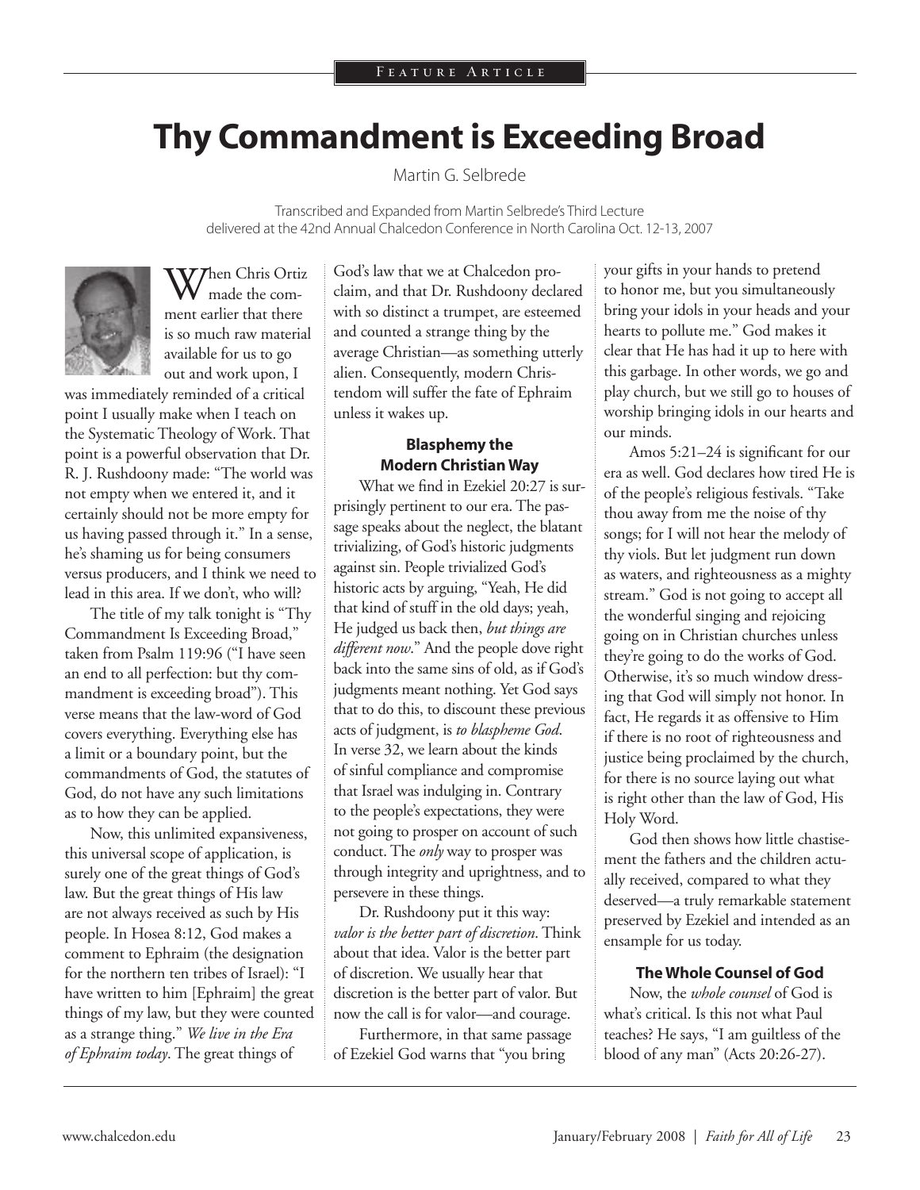Feature Article

# Thy Commandment is Exceeding Broad

Martin G. Selbrede

Transcribed and Expanded from Martin Selbrede's Third Lecture delivered at the 42nd Annual Chalcedon Conference in North Carolina Oct. 12-13, 2007

When Chris Ortiz made the comment earlier that there is so much raw material available for us to go out and work upon, I was immediately reminded of a critical point I usually make when I teach on the Systematic Theology of Work. That point is a powerful observation that Dr. R. J. Rushdoony made: "The world was not empty when we entered it, and it certainly should not be more empty for us having passed through it." In a sense, he's shaming us for being consumers versus producers, and I think we need to lead in this area. If we don't, who will?

The title of my talk tonight is "Thy Commandment Is Exceeding Broad," taken from Psalm 119:96 ("I have seen an end to all perfection: but thy commandment is exceeding broad"). This verse means that the law-word of God covers everything. Everything else has a limit or a boundary point, but the commandments of God, the statutes of God, do not have any such limitations as to how they can be applied.

Now, this unlimited expansiveness, this universal scope of application, is surely one of the great things of God's law. But the great things of His law are not always received as such by His people. In Hosea 8:12, God makes a comment to Ephraim (the designation for the northern ten tribes of Israel): "I have written to him [Ephraim] the great things of my law, but they were counted as a strange thing." *We live in the Era of Ephraim today*. The great things of God's law that we at Chalcedon proclaim, and that Dr. Rushdoony declared with so distinct a trumpet, are esteemed and counted a strange thing by the average Christian—as something utterly alien. Consequently, modern Christendom will suffer the fate of Ephraim unless it wakes up.

### Blasphemy the Modern Christian Way

What we find in Ezekiel 20:27 is surprisingly pertinent to our era. The passage speaks about the neglect, the blatant trivializing, of God's historic judgments against sin. People trivialized God's historic acts by arguing, "Yeah, He did that kind of stuff in the old days; yeah, He judged us back then, *but things are different now*." And the people dove right back into the same sins of old, as if God's judgments meant nothing. Yet God says that to do this, to discount these previous acts of judgment, is *to blaspheme God*. In verse 32, we learn about the kinds of sinful compliance and compromise that Israel was indulging in. Contrary to the people's expectations, they were not going to prosper on account of such conduct. The *only* way to prosper was through integrity and uprightness, and to persevere in these things.

Dr. Rushdoony put it this way: *valor is the better part of discretion*. Think about that idea. Valor is the better part of discretion. We usually hear that discretion is the better part of valor. But now the call is for valor—and courage.

Furthermore, in that same passage of Ezekiel God warns that "you bring your gifts in your hands to pretend to honor me, but you simultaneously bring your idols in your heads and your hearts to pollute me." God makes it clear that He has had it up to here with this garbage. In other words, we go and play church, but we still go to houses of worship bringing idols in our hearts and our minds.

Amos 5:21–24 is significant for our era as well. God declares how tired He is of the people's religious festivals. "Take thou away from me the noise of thy songs; for I will not hear the melody of thy viols. But let judgment run down as waters, and righteousness as a mighty stream." God is not going to accept all the wonderful singing and rejoicing going on in Christian churches unless they're going to do the works of God. Otherwise, it's so much window dressing that God will simply not honor. In fact, He regards it as offensive to Him if there is no root of righteousness and justice being proclaimed by the church, for there is no source laying out what is right other than the law of God, His Holy Word.

God then shows how little chastisement the fathers and the children actually received, compared to what they deserved—a truly remarkable statement preserved by Ezekiel and intended as an ensample for us today.

### The Whole Counsel of God

Now, the *whole counsel* of God is what's critical. Is this not what Paul teaches? He says, "I am guiltless of the blood of any man" (Acts 20:26-27).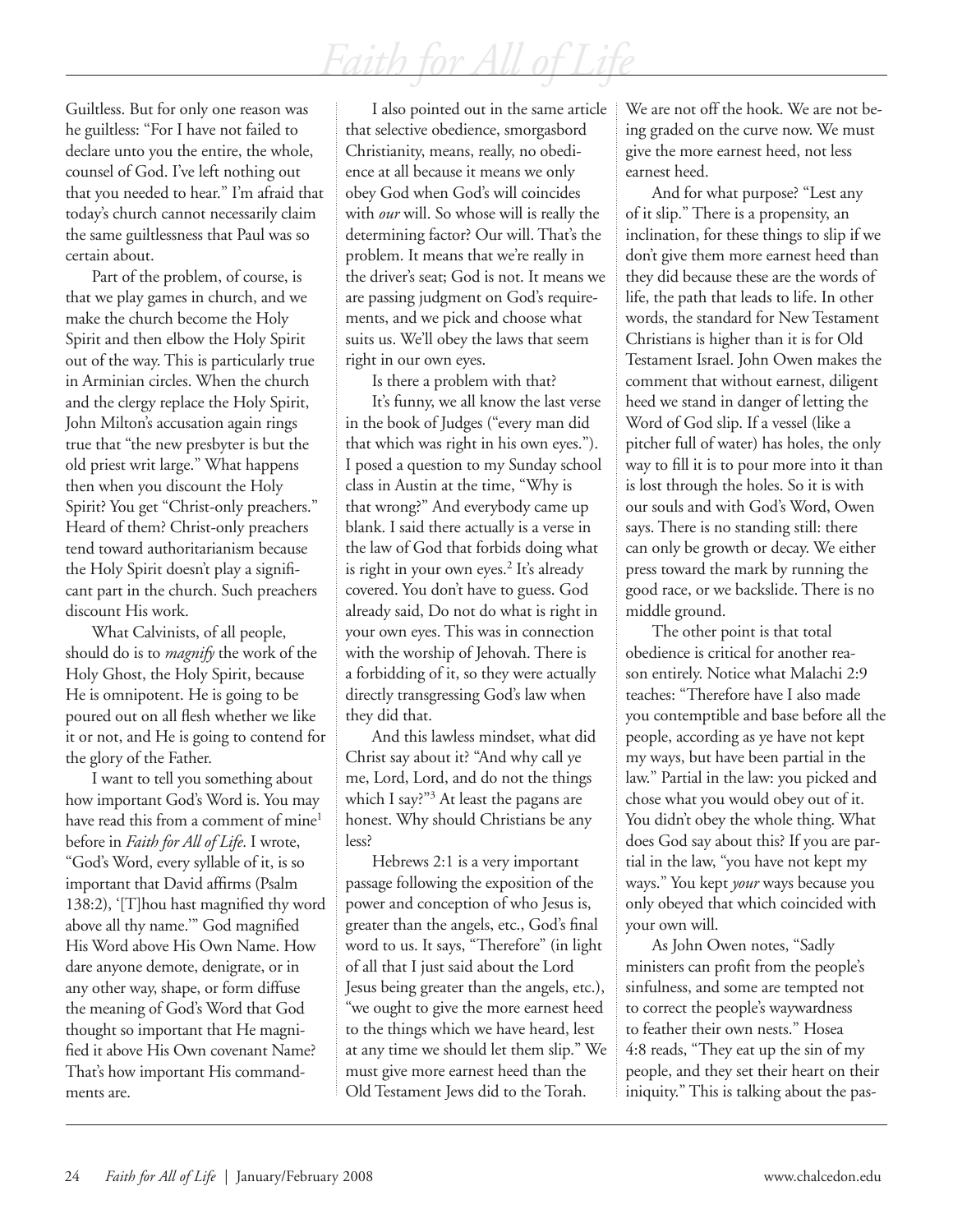Guiltless. But for only one reason was he guiltless: "For I have not failed to declare unto you the entire, the whole, counsel of God. I've left nothing out that you needed to hear." I'm afraid that today's church cannot necessarily claim the same guiltlessness that Paul was so certain about.

Part of the problem, of course, is that we play games in church, and we make the church become the Holy Spirit and then elbow the Holy Spirit out of the way. This is particularly true in Arminian circles. When the church and the clergy replace the Holy Spirit, John Milton's accusation again rings true that "the new presbyter is but the old priest writ large." What happens then when you discount the Holy Spirit? You get "Christ-only preachers." Heard of them? Christ-only preachers tend toward authoritarianism because the Holy Spirit doesn't play a significant part in the church. Such preachers discount His work.

What Calvinists, of all people, should do is to *magnify* the work of the Holy Ghost, the Holy Spirit, because He is omnipotent. He is going to be poured out on all flesh whether we like it or not, and He is going to contend for the glory of the Father.

I want to tell you something about how important God's Word is. You may have read this from a comment of mine[1] before in *Faith for All of Life*. I wrote, "God's Word, every syllable of it, is so important that David affirms (Psalm 138:2), '[T]hou hast magnified thy word above all thy name.'" God magnified His Word above His Own Name. How dare anyone demote, denigrate, or in any other way, shape, or form diffuse the meaning of God's Word that God thought so important that He magnified it above His Own covenant Name? That's how important His commandments are.

I also pointed out in the same article that selective obedience, smorgasbord Christianity, means, really, no obedience at all because it means we only obey God when God's will coincides with *our* will. So whose will is really the determining factor? Our will. That's the problem. It means that we're really in the driver's seat; God is not. It means we are passing judgment on God's requirements, and we pick and choose what suits us. We'll obey the laws that seem right in our own eyes.

Is there a problem with that?

It's funny, we all know the last verse in the book of Judges ("every man did that which was right in his own eyes."). I posed a question to my Sunday school class in Austin at the time, "Why is that wrong?" And everybody came up blank. I said there actually is a verse in the law of God that forbids doing what is right in your own eyes.[2] It's already covered. You don't have to guess. God already said, Do not do what is right in your own eyes. This was in connection with the worship of Jehovah. There is a forbidding of it, so they were actually directly transgressing God's law when they did that.

And this lawless mindset, what did Christ say about it? "And why call ye me, Lord, Lord, and do not the things which I say?"[3] At least the pagans are honest. Why should Christians be any less?

Hebrews 2:1 is a very important passage following the exposition of the power and conception of who Jesus is, greater than the angels, etc., God's final word to us. It says, "Therefore" (in light of all that I just said about the Lord Jesus being greater than the angels, etc.), "we ought to give the more earnest heed to the things which we have heard, lest at any time we should let them slip." We must give more earnest heed than the Old Testament Jews did to the Torah. We are not off the hook. We are not being graded on the curve now. We must give the more earnest heed, not less earnest heed.

And for what purpose? "Lest any of it slip." There is a propensity, an inclination, for these things to slip if we don't give them more earnest heed than they did because these are the words of life, the path that leads to life. In other words, the standard for New Testament Christians is higher than it is for Old Testament Israel. John Owen makes the comment that without earnest, diligent heed we stand in danger of letting the Word of God slip. If a vessel (like a pitcher full of water) has holes, the only way to fill it is to pour more into it than is lost through the holes. So it is with our souls and with God's Word, Owen says. There is no standing still: there can only be growth or decay. We either press toward the mark by running the good race, or we backslide. There is no middle ground.

The other point is that total obedience is critical for another reason entirely. Notice what Malachi 2:9 teaches: "Therefore have I also made you contemptible and base before all the people, according as ye have not kept my ways, but have been partial in the law." Partial in the law: you picked and chose what you would obey out of it. You didn't obey the whole thing. What does God say about this? If you are partial in the law, "you have not kept my ways." You kept *your* ways because you only obeyed that which coincided with your own will.

As John Owen notes, "Sadly ministers can profit from the people's sinfulness, and some are tempted not to correct the people's waywardness to feather their own nests." Hosea 4:8 reads, "They eat up the sin of my people, and they set their heart on their iniquity." This is talking about the pas-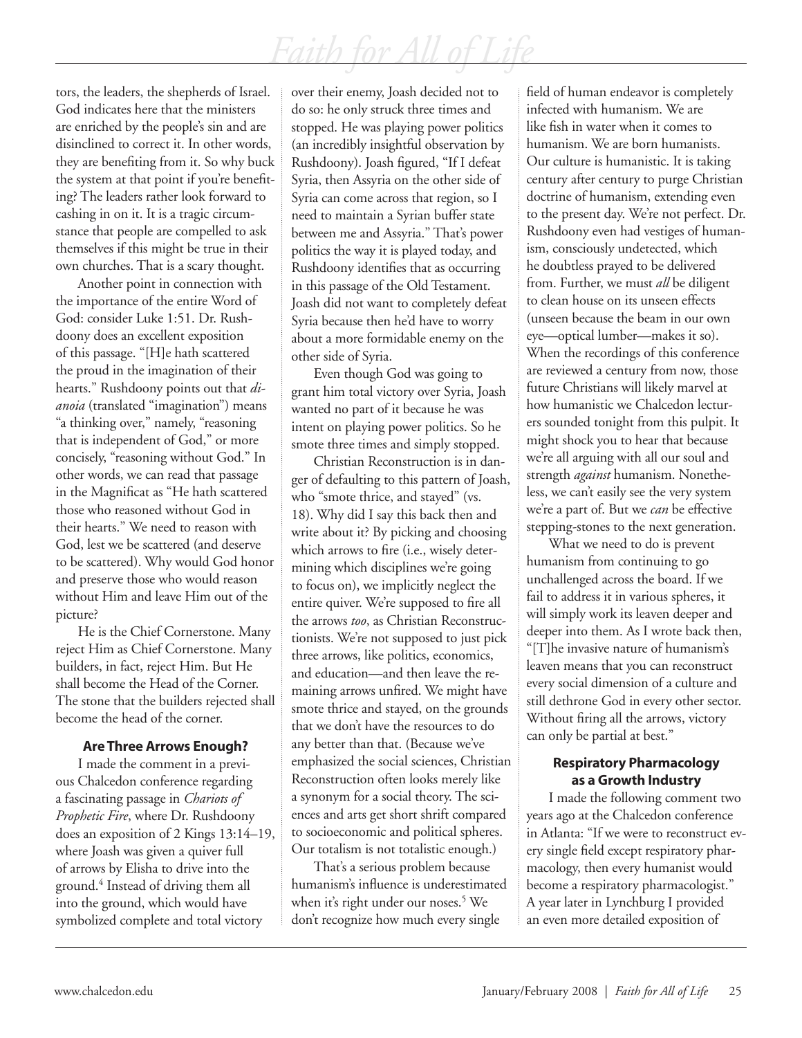tors, the leaders, the shepherds of Israel. God indicates here that the ministers are enriched by the people's sin and are disinclined to correct it. In other words, they are benefiting from it. So why buck the system at that point if you're benefiting? The leaders rather look forward to cashing in on it. It is a tragic circumstance that people are compelled to ask themselves if this might be true in their own churches. That is a scary thought.

Another point in connection with the importance of the entire Word of God: consider Luke 1:51. Dr. Rushdoony does an excellent exposition of this passage. "[H]e hath scattered the proud in the imagination of their hearts." Rushdoony points out that *dianoia* (translated "imagination") means "a thinking over," namely, "reasoning that is independent of God," or more concisely, "reasoning without God." In other words, we can read that passage in the Magnificat as "He hath scattered those who reasoned without God in their hearts." We need to reason with God, lest we be scattered (and deserve to be scattered). Why would God honor and preserve those who would reason without Him and leave Him out of the picture?

He is the Chief Cornerstone. Many reject Him as Chief Cornerstone. Many builders, in fact, reject Him. But He shall become the Head of the Corner. The stone that the builders rejected shall become the head of the corner.

### Are Three Arrows Enough?

I made the comment in a previous Chalcedon conference regarding a fascinating passage in *Chariots of Prophetic Fire*, where Dr. Rushdoony does an exposition of 2 Kings 13:14–19, where Joash was given a quiver full of arrows by Elisha to drive into the ground.[4] Instead of driving them all into the ground, which would have symbolized complete and total victory over their enemy, Joash decided not to do so: he only struck three times and stopped. He was playing power politics (an incredibly insightful observation by Rushdoony). Joash figured, "If I defeat Syria, then Assyria on the other side of Syria can come across that region, so I need to maintain a Syrian buffer state between me and Assyria." That's power politics the way it is played today, and Rushdoony identifies that as occurring in this passage of the Old Testament. Joash did not want to completely defeat Syria because then he'd have to worry about a more formidable enemy on the other side of Syria.

Even though God was going to grant him total victory over Syria, Joash wanted no part of it because he was intent on playing power politics. So he smote three times and simply stopped.

Christian Reconstruction is in danger of defaulting to this pattern of Joash, who "smote thrice, and stayed" (vs. 18). Why did I say this back then and write about it? By picking and choosing which arrows to fire (i.e., wisely determining which disciplines we're going to focus on), we implicitly neglect the entire quiver. We're supposed to fire all the arrows *too*, as Christian Reconstructionists. We're not supposed to just pick three arrows, like politics, economics, and education—and then leave the remaining arrows unfired. We might have smote thrice and stayed, on the grounds that we don't have the resources to do any better than that. (Because we've emphasized the social sciences, Christian Reconstruction often looks merely like a synonym for a social theory. The sciences and arts get short shrift compared to socioeconomic and political spheres. Our totalism is not totalistic enough.)

That's a serious problem because humanism's influence is underestimated when it's right under our noses.[5] We don't recognize how much every single field of human endeavor is completely infected with humanism. We are like fish in water when it comes to humanism. We are born humanists. Our culture is humanistic. It is taking century after century to purge Christian doctrine of humanism, extending even to the present day. We're not perfect. Dr. Rushdoony even had vestiges of humanism, consciously undetected, which he doubtless prayed to be delivered from. Further, we must *all* be diligent to clean house on its unseen effects (unseen because the beam in our own eye—optical lumber—makes it so). When the recordings of this conference are reviewed a century from now, those future Christians will likely marvel at how humanistic we Chalcedon lecturers sounded tonight from this pulpit. It might shock you to hear that because we're all arguing with all our soul and strength *against* humanism. Nonetheless, we can't easily see the very system we're a part of. But we *can* be effective stepping-stones to the next generation.

What we need to do is prevent humanism from continuing to go unchallenged across the board. If we fail to address it in various spheres, it will simply work its leaven deeper and deeper into them. As I wrote back then, "[T]he invasive nature of humanism's leaven means that you can reconstruct every social dimension of a culture and still dethrone God in every other sector. Without firing all the arrows, victory can only be partial at best."

### Respiratory Pharmacology as a Growth Industry

I made the following comment two years ago at the Chalcedon conference in Atlanta: "If we were to reconstruct every single field except respiratory pharmacology, then every humanist would become a respiratory pharmacologist." A year later in Lynchburg I provided an even more detailed exposition of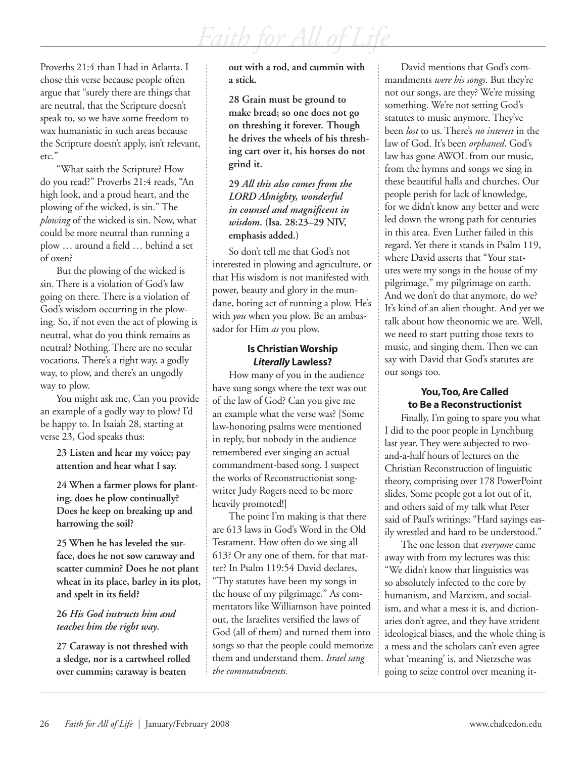Proverbs 21:4 than I had in Atlanta. I chose this verse because people often argue that "surely there are things that are neutral, that the Scripture doesn't speak to, so we have some freedom to wax humanistic in such areas because the Scripture doesn't apply, isn't relevant, etc."

"What saith the Scripture? How do you read?" Proverbs 21:4 reads, "An high look, and a proud heart, and the plowing of the wicked, is sin." The *plowing* of the wicked is sin. Now, what could be more neutral than running a plow … around a field … behind a set of oxen?

But the plowing of the wicked is sin. There is a violation of God's law going on there. There is a violation of God's wisdom occurring in the plowing. So, if not even the act of plowing is neutral, what do you think remains as neutral? Nothing. There are no secular vocations. There's a right way, a godly way, to plow, and there's an ungodly way to plow.

You might ask me, Can you provide an example of a godly way to plow? I'd be happy to. In Isaiah 28, starting at verse 23, God speaks thus:

> **23 Listen and hear my voice; pay attention and hear what I say.**
>
> **24 When a farmer plows for planting, does he plow continually? Does he keep on breaking up and harrowing the soil?**
>
> **25 When he has leveled the surface, does he not sow caraway and scatter cummin? Does he not plant wheat in its place, barley in its plot, and spelt in its field?**
>
> **26** ***His God instructs him and teaches him the right way.***
>
> **27 Caraway is not threshed with a sledge, nor is a cartwheel rolled over cummin; caraway is beaten out with a rod, and cummin with a stick.**
>
> **28 Grain must be ground to make bread; so one does not go on threshing it forever. Though he drives the wheels of his threshing cart over it, his horses do not grind it.**
>
> **29** ***All this also comes from the LORD Almighty, wonderful in counsel and magnificent in wisdom.*** **(Isa. 28:23–29 NIV, emphasis added.)**

So don't tell me that God's not interested in plowing and agriculture, or that His wisdom is not manifested with power, beauty and glory in the mundane, boring act of running a plow. He's with *you* when you plow. Be an ambassador for Him *as* you plow.

### Is Christian Worship *Literally* Lawless?

How many of you in the audience have sung songs where the text was out of the law of God? Can you give me an example what the verse was? [Some law-honoring psalms were mentioned in reply, but nobody in the audience remembered ever singing an actual commandment-based song. I suspect the works of Reconstructionist songwriter Judy Rogers need to be more heavily promoted!]

The point I'm making is that there are 613 laws in God's Word in the Old Testament. How often do we sing all 613? Or any one of them, for that matter? In Psalm 119:54 David declares, "Thy statutes have been my songs in the house of my pilgrimage." As commentators like Williamson have pointed out, the Israelites versified the laws of God (all of them) and turned them into songs so that the people could memorize them and understand them. *Israel sang the commandments.*

David mentions that God's commandments *were his songs*. But they're not our songs, are they? We're missing something. We're not setting God's statutes to music anymore. They've been *lost* to us. There's *no interest* in the law of God. It's been *orphaned*. God's law has gone AWOL from our music, from the hymns and songs we sing in these beautiful halls and churches. Our people perish for lack of knowledge, for we didn't know any better and were led down the wrong path for centuries in this area. Even Luther failed in this regard. Yet there it stands in Psalm 119, where David asserts that "Your statutes were my songs in the house of my pilgrimage," my pilgrimage on earth. And we don't do that anymore, do we? It's kind of an alien thought. And yet we talk about how theonomic we are. Well, we need to start putting those texts to music, and singing them. Then we can say with David that God's statutes are our songs too.

### You, Too, Are Called to Be a Reconstructionist

Finally, I'm going to spare you what I did to the poor people in Lynchburg last year. They were subjected to two-and-a-half hours of lectures on the Christian Reconstruction of linguistic theory, comprising over 178 PowerPoint slides. Some people got a lot out of it, and others said of my talk what Peter said of Paul's writings: "Hard sayings easily wrestled and hard to be understood."

The one lesson that *everyone* came away with from my lectures was this: "We didn't know that linguistics was so absolutely infected to the core by humanism, and Marxism, and socialism, and what a mess it is, and dictionaries don't agree, and they have strident ideological biases, and the whole thing is a mess and the scholars can't even agree what 'meaning' is, and Nietzsche was going to seize control over meaning it-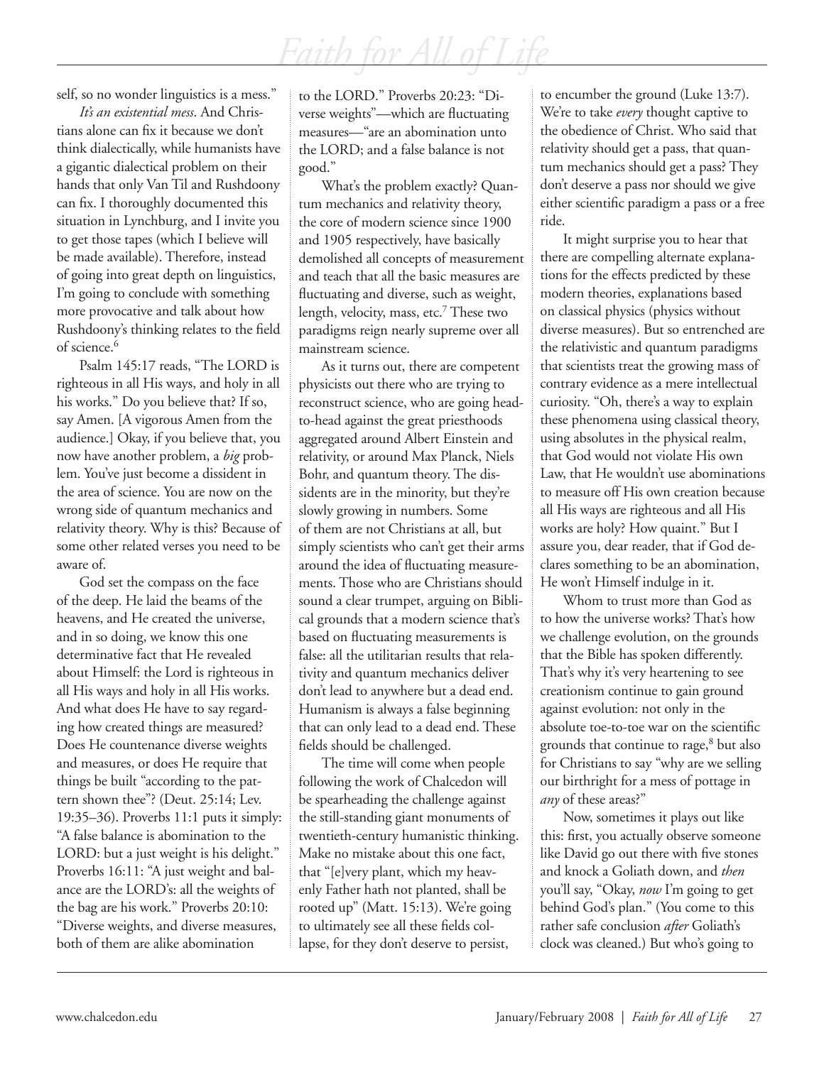self, so no wonder linguistics is a mess."

*It's an existential mess*. And Christians alone can fix it because we don't think dialectically, while humanists have a gigantic dialectical problem on their hands that only Van Til and Rushdoony can fix. I thoroughly documented this situation in Lynchburg, and I invite you to get those tapes (which I believe will be made available). Therefore, instead of going into great depth on linguistics, I'm going to conclude with something more provocative and talk about how Rushdoony's thinking relates to the field of science.[6]

Psalm 145:17 reads, "The LORD is righteous in all His ways, and holy in all his works." Do you believe that? If so, say Amen. [A vigorous Amen from the audience.] Okay, if you believe that, you now have another problem, a *big* problem. You've just become a dissident in the area of science. You are now on the wrong side of quantum mechanics and relativity theory. Why is this? Because of some other related verses you need to be aware of.

God set the compass on the face of the deep. He laid the beams of the heavens, and He created the universe, and in so doing, we know this one determinative fact that He revealed about Himself: the Lord is righteous in all His ways and holy in all His works. And what does He have to say regarding how created things are measured? Does He countenance diverse weights and measures, or does He require that things be built "according to the pattern shown thee"? (Deut. 25:14; Lev. 19:35–36). Proverbs 11:1 puts it simply: "A false balance is abomination to the LORD: but a just weight is his delight." Proverbs 16:11: "A just weight and balance are the LORD's: all the weights of the bag are his work." Proverbs 20:10: "Diverse weights, and diverse measures, both of them are alike abomination to the LORD." Proverbs 20:23: "Diverse weights"—which are fluctuating measures—"are an abomination unto the LORD; and a false balance is not good."

What's the problem exactly? Quantum mechanics and relativity theory, the core of modern science since 1900 and 1905 respectively, have basically demolished all concepts of measurement and teach that all the basic measures are fluctuating and diverse, such as weight, length, velocity, mass, etc.[7] These two paradigms reign nearly supreme over all mainstream science.

As it turns out, there are competent physicists out there who are trying to reconstruct science, who are going head-to-head against the great priesthoods aggregated around Albert Einstein and relativity, or around Max Planck, Niels Bohr, and quantum theory. The dissidents are in the minority, but they're slowly growing in numbers. Some of them are not Christians at all, but simply scientists who can't get their arms around the idea of fluctuating measurements. Those who are Christians should sound a clear trumpet, arguing on Biblical grounds that a modern science that's based on fluctuating measurements is false: all the utilitarian results that relativity and quantum mechanics deliver don't lead to anywhere but a dead end. Humanism is always a false beginning that can only lead to a dead end. These fields should be challenged.

The time will come when people following the work of Chalcedon will be spearheading the challenge against the still-standing giant monuments of twentieth-century humanistic thinking. Make no mistake about this one fact, that "[e]very plant, which my heavenly Father hath not planted, shall be rooted up" (Matt. 15:13). We're going to ultimately see all these fields collapse, for they don't deserve to persist, to encumber the ground (Luke 13:7). We're to take *every* thought captive to the obedience of Christ. Who said that relativity should get a pass, that quantum mechanics should get a pass? They don't deserve a pass nor should we give either scientific paradigm a pass or a free ride.

It might surprise you to hear that there are compelling alternate explanations for the effects predicted by these modern theories, explanations based on classical physics (physics without diverse measures). But so entrenched are the relativistic and quantum paradigms that scientists treat the growing mass of contrary evidence as a mere intellectual curiosity. "Oh, there's a way to explain these phenomena using classical theory, using absolutes in the physical realm, that God would not violate His own Law, that He wouldn't use abominations to measure off His own creation because all His ways are righteous and all His works are holy? How quaint." But I assure you, dear reader, that if God declares something to be an abomination, He won't Himself indulge in it.

Whom to trust more than God as to how the universe works? That's how we challenge evolution, on the grounds that the Bible has spoken differently. That's why it's very heartening to see creationism continue to gain ground against evolution: not only in the absolute toe-to-toe war on the scientific grounds that continue to rage,[8] but also for Christians to say "why are we selling our birthright for a mess of pottage in *any* of these areas?"

Now, sometimes it plays out like this: first, you actually observe someone like David go out there with five stones and knock a Goliath down, and *then* you'll say, "Okay, *now* I'm going to get behind God's plan." (You come to this rather safe conclusion *after* Goliath's clock was cleaned.) But who's going to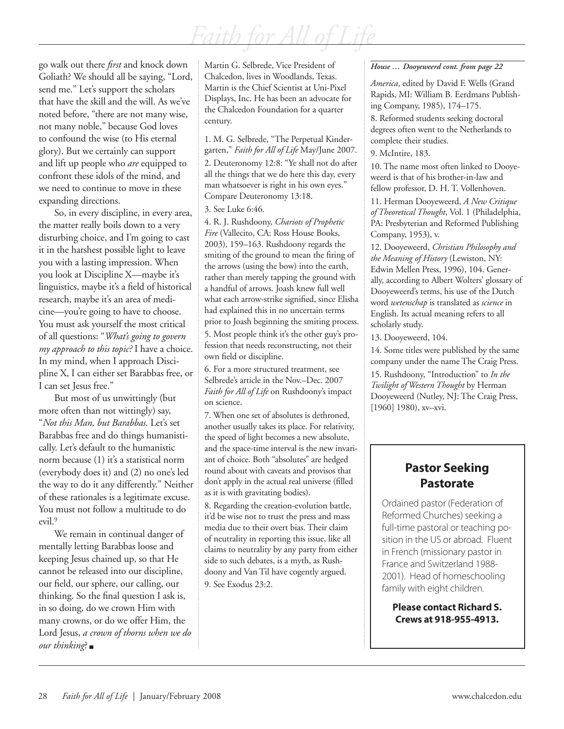go walk out there *first* and knock down Goliath? We should all be saying, "Lord, send me." Let's support the scholars that have the skill and the will. As we've noted before, "there are not many wise, not many noble," because God loves to confound the wise (to His eternal glory). But we certainly can support and lift up people who *are* equipped to confront these idols of the mind, and we need to continue to move in these expanding directions.

So, in every discipline, in every area, the matter really boils down to a very disturbing choice, and I'm going to cast it in the harshest possible light to leave you with a lasting impression. When you look at Discipline X—maybe it's linguistics, maybe it's a field of historical research, maybe it's an area of medicine—you're going to have to choose. You must ask yourself the most critical of all questions: "*What's going to govern my approach to this topic?* I have a choice. In my mind, when I approach Discipline X, I can either set Barabbas free, or I can set Jesus free."

But most of us unwittingly (but more often than not wittingly) say, "*Not this Man, but Barabbas*. Let's set Barabbas free and do things humanistically. Let's default to the humanistic norm because (1) it's a statistical norm (everybody does it) and (2) no one's led the way to do it any differently." Neither of these rationales is a legitimate excuse. You must not follow a multitude to do evil.[9]

We remain in continual danger of mentally letting Barabbas loose and keeping Jesus chained up, so that He cannot be released into our discipline, our field, our sphere, our calling, our thinking. So the final question I ask is, in so doing, do we crown Him with many crowns, or do we offer Him, the Lord Jesus, *a crown of thorns when we do our thinking*? ■

Martin G. Selbrede, Vice President of Chalcedon, lives in Woodlands, Texas. Martin is the Chief Scientist at Uni-Pixel Displays, Inc. He has been an advocate for the Chalcedon Foundation for a quarter century.

1. M. G. Selbrede, "The Perpetual Kindergarten," *Faith for All of Life* May/June 2007.
2. Deuteronomy 12:8: "Ye shall not do after all the things that we do here this day, every man whatsoever is right in his own eyes." Compare Deuteronomy 13:18.
3. See Luke 6:46.
4. R. J. Rushdoony, *Chariots of Prophetic Fire* (Vallecito, CA: Ross House Books, 2003), 159–163. Rushdoony regards the smiting of the ground to mean the firing of the arrows (using the bow) into the earth, rather than merely tapping the ground with a handful of arrows. Joash knew full well what each arrow-strike signified, since Elisha had explained this in no uncertain terms prior to Joash beginning the smiting process.
5. Most people think it's the other guy's profession that needs reconstructing, not their own field or discipline.
6. For a more structured treatment, see Selbrede's article in the Nov.–Dec. 2007 *Faith for All of Life* on Rushdoony's impact on science.
7. When one set of absolutes is dethroned, another usually takes its place. For relativity, the speed of light becomes a new absolute, and the space-time interval is the new invariant of choice. Both "absolutes" are hedged round about with caveats and provisos that don't apply in the actual real universe (filled as it is with gravitating bodies).
8. Regarding the creation-evolution battle, it'd be wise not to trust the press and mass media due to their overt bias. Their claim of neutrality in reporting this issue, like all claims to neutrality by any party from either side to such debates, is a myth, as Rushdoony and Van Til have cogently argued.
9. See Exodus 23:2.

***House … Dooyeweerd cont. from page 22***

*America*, edited by David F. Wells (Grand Rapids, MI: William B. Eerdmans Publishing Company, 1985), 174–175.

8. Reformed students seeking doctoral degrees often went to the Netherlands to complete their studies.
9. McIntire, 183.
10. The name most often linked to Dooyeweerd is that of his brother-in-law and fellow professor, D. H. T. Vollenhoven.
11. Herman Dooyeweerd, *A New Critique of Theoretical Thought*, Vol. 1 (Philadelphia, PA: Presbyterian and Reformed Publishing Company, 1953), v.
12. Dooyeweerd, *Christian Philosophy and the Meaning of History* (Lewiston, NY: Edwin Mellen Press, 1996), 104. Generally, according to Albert Wolters' glossary of Dooyeweerd's terms, his use of the Dutch word *wetenschap* is translated as *science* in English. Its actual meaning refers to all scholarly study.
13. Dooyeweerd, 104.
14. Some titles were published by the same company under the name The Craig Press.
15. Rushdoony, "Introduction" to *In the Twilight of Western Thought* by Herman Dooyeweerd (Nutley, NJ: The Craig Press, [1960] 1980), xv–xvi.

## Pastor Seeking Pastorate

Ordained pastor (Federation of Reformed Churches) seeking a full-time pastoral or teaching position in the US or abroad. Fluent in French (missionary pastor in France and Switzerland 1988-2001). Head of homeschooling family with eight children.

**Please contact Richard S. Crews at 918-955-4913.**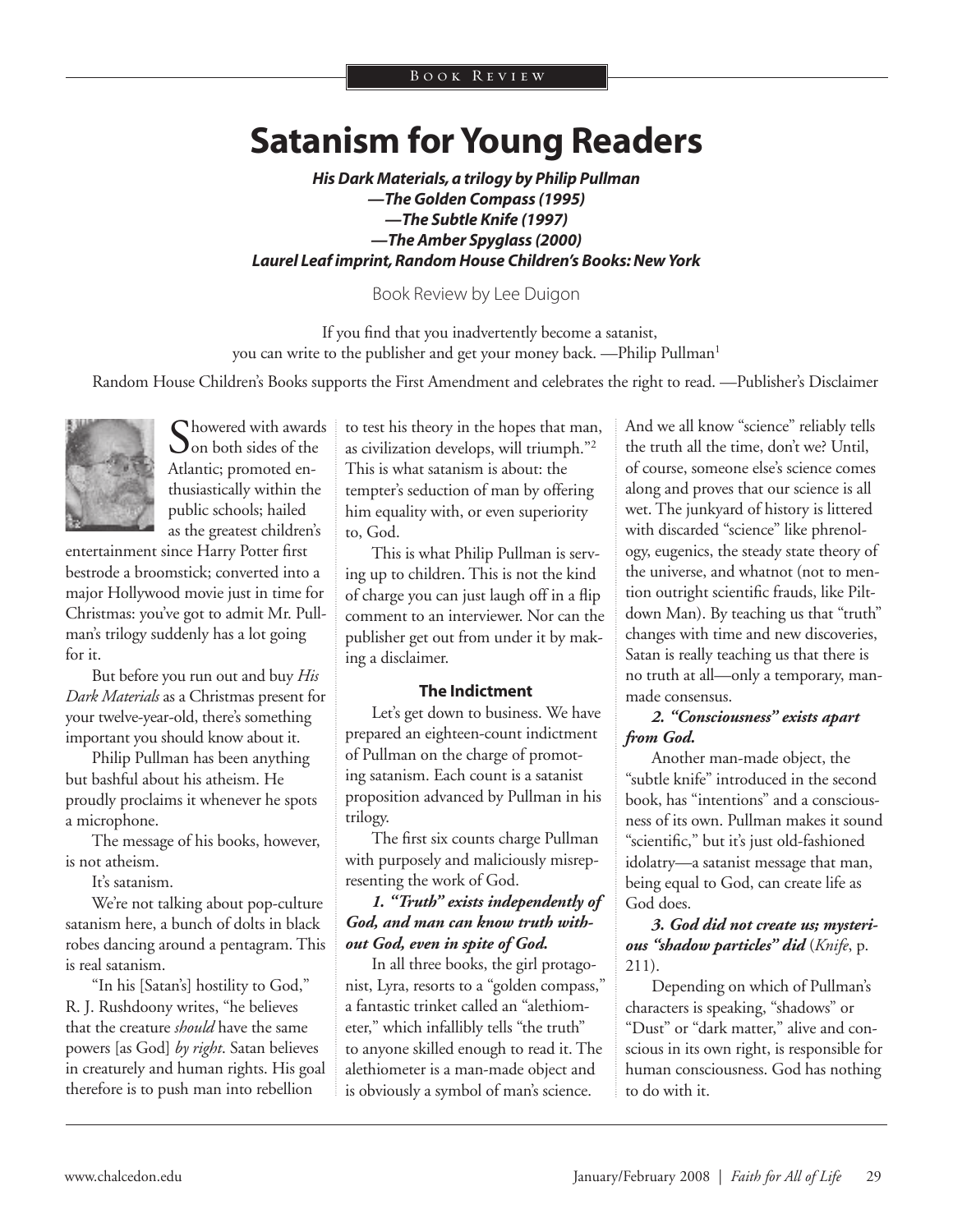Book Review

# Satanism for Young Readers

***His Dark Materials*, a trilogy by Philip Pullman**
***—The Golden Compass (1995)***
***—The Subtle Knife (1997)***
***—The Amber Spyglass (2000)***
***Laurel Leaf imprint, Random House Children's Books: New York***

Book Review by Lee Duigon

If you find that you inadvertently become a satanist, you can write to the publisher and get your money back. —Philip Pullman[1]

Random House Children's Books supports the First Amendment and celebrates the right to read. —Publisher's Disclaimer

Showered with awards on both sides of the Atlantic; promoted enthusiastically within the public schools; hailed as the greatest children's entertainment since Harry Potter first bestrode a broomstick; converted into a major Hollywood movie just in time for Christmas: you've got to admit Mr. Pullman's trilogy suddenly has a lot going for it.

But before you run out and buy *His Dark Materials* as a Christmas present for your twelve-year-old, there's something important you should know about it.

Philip Pullman has been anything but bashful about his atheism. He proudly proclaims it whenever he spots a microphone.

The message of his books, however, is not atheism.

It's satanism.

We're not talking about pop-culture satanism here, a bunch of dolts in black robes dancing around a pentagram. This is real satanism.

"In his [Satan's] hostility to God," R. J. Rushdoony writes, "he believes that the creature *should* have the same powers [as God] *by right*. Satan believes in creaturely and human rights. His goal therefore is to push man into rebellion to test his theory in the hopes that man, as civilization develops, will triumph."[2] This is what satanism is about: the tempter's seduction of man by offering him equality with, or even superiority to, God.

This is what Philip Pullman is serving up to children. This is not the kind of charge you can just laugh off in a flip comment to an interviewer. Nor can the publisher get out from under it by making a disclaimer.

### The Indictment

Let's get down to business. We have prepared an eighteen-count indictment of Pullman on the charge of promoting satanism. Each count is a satanist proposition advanced by Pullman in his trilogy.

The first six counts charge Pullman with purposely and maliciously misrepresenting the work of God.

***1. "Truth" exists independently of God, and man can know truth without God, even in spite of God.***

In all three books, the girl protagonist, Lyra, resorts to a "golden compass," a fantastic trinket called an "alethiometer," which infallibly tells "the truth" to anyone skilled enough to read it. The alethiometer is a man-made object and is obviously a symbol of man's science. And we all know "science" reliably tells the truth all the time, don't we? Until, of course, someone else's science comes along and proves that our science is all wet. The junkyard of history is littered with discarded "science" like phrenology, eugenics, the steady state theory of the universe, and whatnot (not to mention outright scientific frauds, like Piltdown Man). By teaching us that "truth" changes with time and new discoveries, Satan is really teaching us that there is no truth at all—only a temporary, man-made consensus.

***2. "Consciousness" exists apart from God.***

Another man-made object, the "subtle knife" introduced in the second book, has "intentions" and a consciousness of its own. Pullman makes it sound "scientific," but it's just old-fashioned idolatry—a satanist message that man, being equal to God, can create life as God does.

***3. God did not create us; mysterious "shadow particles" did*** (*Knife*, p. 211).

Depending on which of Pullman's characters is speaking, "shadows" or "Dust" or "dark matter," alive and conscious in its own right, is responsible for human consciousness. God has nothing to do with it.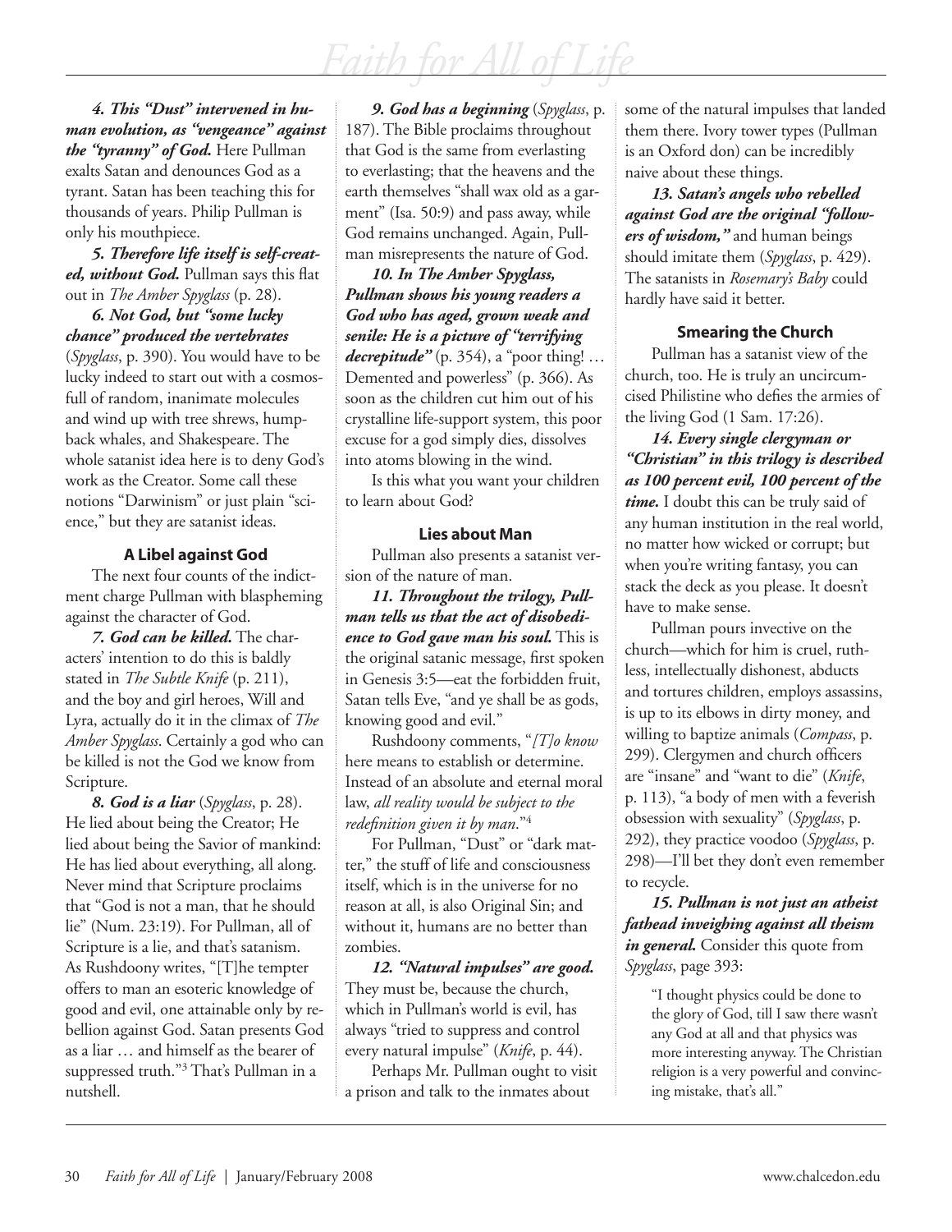***4. This "Dust" intervened in human evolution, as "vengeance" against the "tyranny" of God.*** Here Pullman exalts Satan and denounces God as a tyrant. Satan has been teaching this for thousands of years. Philip Pullman is only his mouthpiece.

***5. Therefore life itself is self-created, without God.*** Pullman says this flat out in *The Amber Spyglass* (p. 28).

***6. Not God, but "some lucky chance" produced the vertebrates*** (*Spyglass*, p. 390). You would have to be lucky indeed to start out with a cosmos-full of random, inanimate molecules and wind up with tree shrews, humpback whales, and Shakespeare. The whole satanist idea here is to deny God's work as the Creator. Some call these notions "Darwinism" or just plain "science," but they are satanist ideas.

#### A Libel against God

The next four counts of the indictment charge Pullman with blaspheming against the character of God.

***7. God can be killed.*** The characters' intention to do this is baldly stated in *The Subtle Knife* (p. 211), and the boy and girl heroes, Will and Lyra, actually do it in the climax of *The Amber Spyglass*. Certainly a god who can be killed is not the God we know from Scripture.

***8. God is a liar*** (*Spyglass*, p. 28). He lied about being the Creator; He lied about being the Savior of mankind: He has lied about everything, all along. Never mind that Scripture proclaims that "God is not a man, that he should lie" (Num. 23:19). For Pullman, all of Scripture is a lie, and that's satanism. As Rushdoony writes, "[T]he tempter offers to man an esoteric knowledge of good and evil, one attainable only by rebellion against God. Satan presents God as a liar … and himself as the bearer of suppressed truth."[3] That's Pullman in a nutshell.

***9. God has a beginning*** (*Spyglass*, p. 187). The Bible proclaims throughout that God is the same from everlasting to everlasting; that the heavens and the earth themselves "shall wax old as a garment" (Isa. 50:9) and pass away, while God remains unchanged. Again, Pullman misrepresents the nature of God.

***10. In The Amber Spyglass, Pullman shows his young readers a God who has aged, grown weak and senile: He is a picture of "terrifying decrepitude"*** (p. 354), a "poor thing! … Demented and powerless" (p. 366). As soon as the children cut him out of his crystalline life-support system, this poor excuse for a god simply dies, dissolves into atoms blowing in the wind.

Is this what you want your children to learn about God?

#### Lies about Man

Pullman also presents a satanist version of the nature of man.

***11. Throughout the trilogy, Pullman tells us that the act of disobedience to God gave man his soul.*** This is the original satanic message, first spoken in Genesis 3:5—eat the forbidden fruit, Satan tells Eve, "and ye shall be as gods, knowing good and evil."

Rushdoony comments, "*[T]o know* here means to establish or determine. Instead of an absolute and eternal moral law, *all reality would be subject to the redefinition given it by man*."[4]

For Pullman, "Dust" or "dark matter," the stuff of life and consciousness itself, which is in the universe for no reason at all, is also Original Sin; and without it, humans are no better than zombies.

***12. "Natural impulses" are good.*** They must be, because the church, which in Pullman's world is evil, has always "tried to suppress and control every natural impulse" (*Knife*, p. 44).

Perhaps Mr. Pullman ought to visit a prison and talk to the inmates about some of the natural impulses that landed them there. Ivory tower types (Pullman is an Oxford don) can be incredibly naive about these things.

***13. Satan's angels who rebelled against God are the original "followers of wisdom,"*** and human beings should imitate them (*Spyglass*, p. 429). The satanists in *Rosemary's Baby* could hardly have said it better.

#### Smearing the Church

Pullman has a satanist view of the church, too. He is truly an uncircumcised Philistine who defies the armies of the living God (1 Sam. 17:26).

***14. Every single clergyman or "Christian" in this trilogy is described as 100 percent evil, 100 percent of the time.*** I doubt this can be truly said of any human institution in the real world, no matter how wicked or corrupt; but when you're writing fantasy, you can stack the deck as you please. It doesn't have to make sense.

Pullman pours invective on the church—which for him is cruel, ruthless, intellectually dishonest, abducts and tortures children, employs assassins, is up to its elbows in dirty money, and willing to baptize animals (*Compass*, p. 299). Clergymen and church officers are "insane" and "want to die" (*Knife*, p. 113), "a body of men with a feverish obsession with sexuality" (*Spyglass*, p. 292), they practice voodoo (*Spyglass*, p. 298)—I'll bet they don't even remember to recycle.

***15. Pullman is not just an atheist fathead inveighing against all theism in general.*** Consider this quote from *Spyglass*, page 393:

> "I thought physics could be done to the glory of God, till I saw there wasn't any God at all and that physics was more interesting anyway. The Christian religion is a very powerful and convincing mistake, that's all."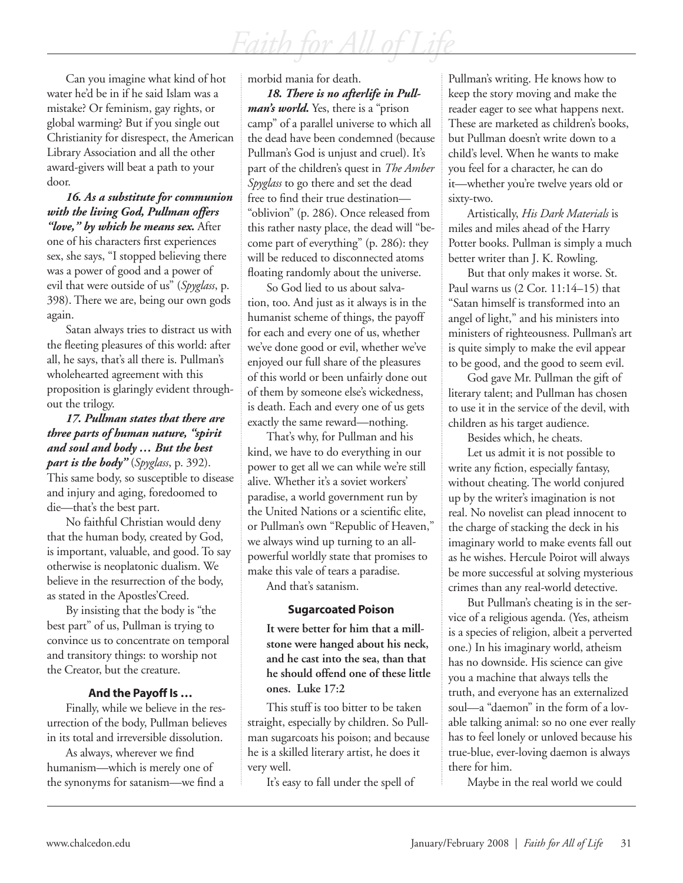Can you imagine what kind of hot water he'd be in if he said Islam was a mistake? Or feminism, gay rights, or global warming? But if you single out Christianity for disrespect, the American Library Association and all the other award-givers will beat a path to your door.

***16. As a substitute for communion with the living God, Pullman offers "love," by which he means sex.*** After one of his characters first experiences sex, she says, "I stopped believing there was a power of good and a power of evil that were outside of us" (*Spyglass*, p. 398). There we are, being our own gods again.

Satan always tries to distract us with the fleeting pleasures of this world: after all, he says, that's all there is. Pullman's wholehearted agreement with this proposition is glaringly evident throughout the trilogy.

***17. Pullman states that there are three parts of human nature, "spirit and soul and body … But the best part is the body"*** (*Spyglass*, p. 392). This same body, so susceptible to disease and injury and aging, foredoomed to die—that's the best part.

No faithful Christian would deny that the human body, created by God, is important, valuable, and good. To say otherwise is neoplatonic dualism. We believe in the resurrection of the body, as stated in the Apostles'Creed.

By insisting that the body is "the best part" of us, Pullman is trying to convince us to concentrate on temporal and transitory things: to worship not the Creator, but the creature.

### And the Payoff Is …

Finally, while we believe in the resurrection of the body, Pullman believes in its total and irreversible dissolution.

As always, wherever we find humanism—which is merely one of the synonyms for satanism—we find a morbid mania for death.

***18. There is no afterlife in Pullman's world.*** Yes, there is a "prison camp" of a parallel universe to which all the dead have been condemned (because Pullman's God is unjust and cruel). It's part of the children's quest in *The Amber Spyglass* to go there and set the dead free to find their true destination—"oblivion" (p. 286). Once released from this rather nasty place, the dead will "become part of everything" (p. 286): they will be reduced to disconnected atoms floating randomly about the universe.

So God lied to us about salvation, too. And just as it always is in the humanist scheme of things, the payoff for each and every one of us, whether we've done good or evil, whether we've enjoyed our full share of the pleasures of this world or been unfairly done out of them by someone else's wickedness, is death. Each and every one of us gets exactly the same reward—nothing.

That's why, for Pullman and his kind, we have to do everything in our power to get all we can while we're still alive. Whether it's a soviet workers' paradise, a world government run by the United Nations or a scientific elite, or Pullman's own "Republic of Heaven," we always wind up turning to an all-powerful worldly state that promises to make this vale of tears a paradise.

And that's satanism.

### Sugarcoated Poison

**It were better for him that a millstone were hanged about his neck, and he cast into the sea, than that he should offend one of these little ones. Luke 17:2**

This stuff is too bitter to be taken straight, especially by children. So Pullman sugarcoats his poison; and because he is a skilled literary artist, he does it very well.

It's easy to fall under the spell of Pullman's writing. He knows how to keep the story moving and make the reader eager to see what happens next. These are marketed as children's books, but Pullman doesn't write down to a child's level. When he wants to make you feel for a character, he can do it—whether you're twelve years old or sixty-two.

Artistically, *His Dark Materials* is miles and miles ahead of the Harry Potter books. Pullman is simply a much better writer than J. K. Rowling.

But that only makes it worse. St. Paul warns us (2 Cor. 11:14–15) that "Satan himself is transformed into an angel of light," and his ministers into ministers of righteousness. Pullman's art is quite simply to make the evil appear to be good, and the good to seem evil.

God gave Mr. Pullman the gift of literary talent; and Pullman has chosen to use it in the service of the devil, with children as his target audience.

Besides which, he cheats.

Let us admit it is not possible to write any fiction, especially fantasy, without cheating. The world conjured up by the writer's imagination is not real. No novelist can plead innocent to the charge of stacking the deck in his imaginary world to make events fall out as he wishes. Hercule Poirot will always be more successful at solving mysterious crimes than any real-world detective.

But Pullman's cheating is in the service of a religious agenda. (Yes, atheism is a species of religion, albeit a perverted one.) In his imaginary world, atheism has no downside. His science can give you a machine that always tells the truth, and everyone has an externalized soul—a "daemon" in the form of a lovable talking animal: so no one ever really has to feel lonely or unloved because his true-blue, ever-loving daemon is always there for him.

Maybe in the real world we could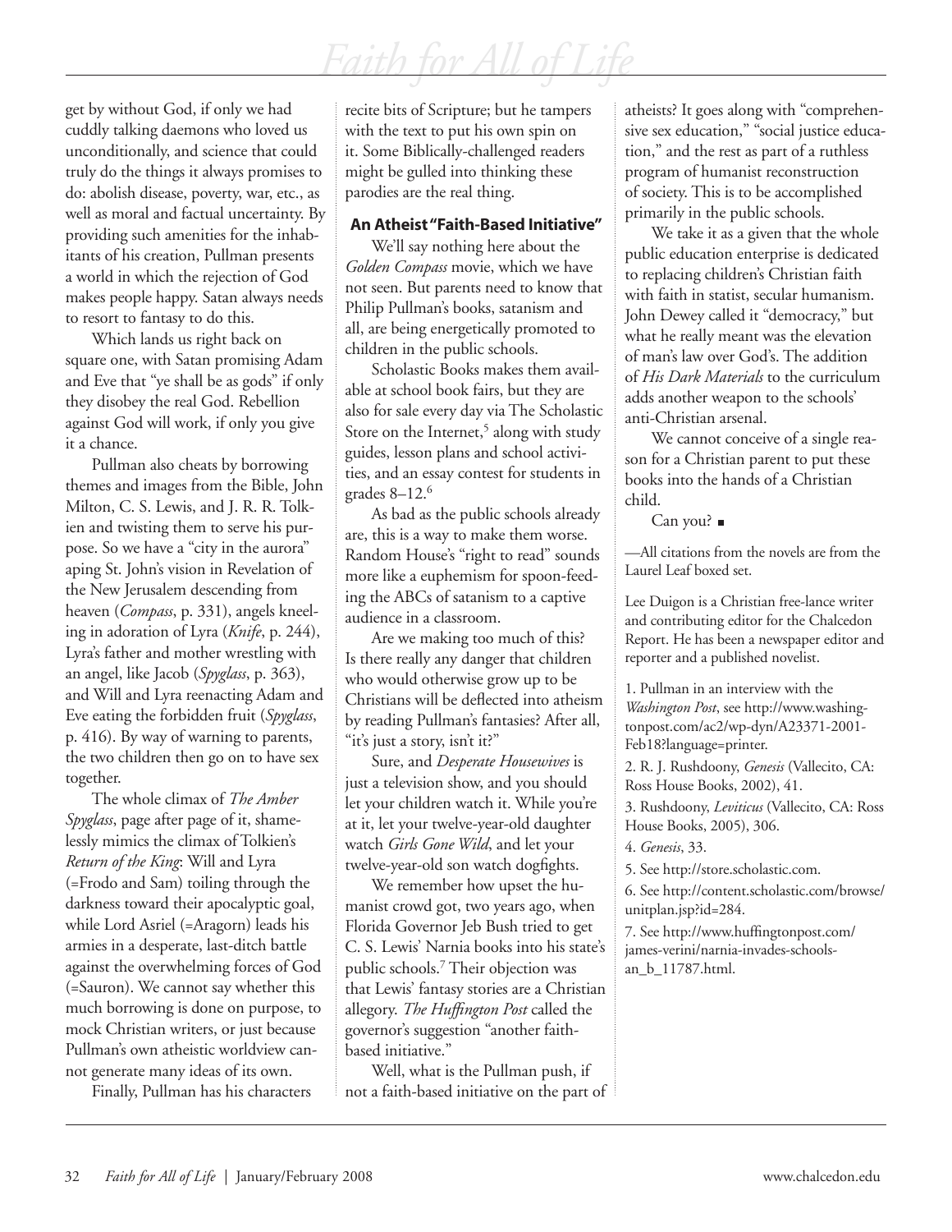get by without God, if only we had cuddly talking daemons who loved us unconditionally, and science that could truly do the things it always promises to do: abolish disease, poverty, war, etc., as well as moral and factual uncertainty. By providing such amenities for the inhabitants of his creation, Pullman presents a world in which the rejection of God makes people happy. Satan always needs to resort to fantasy to do this.

Which lands us right back on square one, with Satan promising Adam and Eve that "ye shall be as gods" if only they disobey the real God. Rebellion against God will work, if only you give it a chance.

Pullman also cheats by borrowing themes and images from the Bible, John Milton, C. S. Lewis, and J. R. R. Tolkien and twisting them to serve his purpose. So we have a "city in the aurora" aping St. John's vision in Revelation of the New Jerusalem descending from heaven (*Compass*, p. 331), angels kneeling in adoration of Lyra (*Knife*, p. 244), Lyra's father and mother wrestling with an angel, like Jacob (*Spyglass*, p. 363), and Will and Lyra reenacting Adam and Eve eating the forbidden fruit (*Spyglass*, p. 416). By way of warning to parents, the two children then go on to have sex together.

The whole climax of *The Amber Spyglass*, page after page of it, shamelessly mimics the climax of Tolkien's *Return of the King*: Will and Lyra (=Frodo and Sam) toiling through the darkness toward their apocalyptic goal, while Lord Asriel (=Aragorn) leads his armies in a desperate, last-ditch battle against the overwhelming forces of God (=Sauron). We cannot say whether this much borrowing is done on purpose, to mock Christian writers, or just because Pullman's own atheistic worldview cannot generate many ideas of its own.

Finally, Pullman has his characters recite bits of Scripture; but he tampers with the text to put his own spin on it. Some Biblically-challenged readers might be gulled into thinking these parodies are the real thing.

### An Atheist "Faith-Based Initiative"

We'll say nothing here about the *Golden Compass* movie, which we have not seen. But parents need to know that Philip Pullman's books, satanism and all, are being energetically promoted to children in the public schools.

Scholastic Books makes them available at school book fairs, but they are also for sale every day via The Scholastic Store on the Internet,[5] along with study guides, lesson plans and school activities, and an essay contest for students in grades 8–12.[6]

As bad as the public schools already are, this is a way to make them worse. Random House's "right to read" sounds more like a euphemism for spoon-feeding the ABCs of satanism to a captive audience in a classroom.

Are we making too much of this? Is there really any danger that children who would otherwise grow up to be Christians will be deflected into atheism by reading Pullman's fantasies? After all, "it's just a story, isn't it?"

Sure, and *Desperate Housewives* is just a television show, and you should let your children watch it. While you're at it, let your twelve-year-old daughter watch *Girls Gone Wild*, and let your twelve-year-old son watch dogfights.

We remember how upset the humanist crowd got, two years ago, when Florida Governor Jeb Bush tried to get C. S. Lewis' Narnia books into his state's public schools.[7] Their objection was that Lewis' fantasy stories are a Christian allegory. *The Huffington Post* called the governor's suggestion "another faith-based initiative."

Well, what is the Pullman push, if not a faith-based initiative on the part of atheists? It goes along with "comprehensive sex education," "social justice education," and the rest as part of a ruthless program of humanist reconstruction of society. This is to be accomplished primarily in the public schools.

We take it as a given that the whole public education enterprise is dedicated to replacing children's Christian faith with faith in statist, secular humanism. John Dewey called it "democracy," but what he really meant was the elevation of man's law over God's. The addition of *His Dark Materials* to the curriculum adds another weapon to the schools' anti-Christian arsenal.

We cannot conceive of a single reason for a Christian parent to put these books into the hands of a Christian child.

Can you? ■

—All citations from the novels are from the Laurel Leaf boxed set.

Lee Duigon is a Christian free-lance writer and contributing editor for the Chalcedon Report. He has been a newspaper editor and reporter and a published novelist.

1. Pullman in an interview with the *Washington Post*, see http://www.washingtonpost.com/ac2/wp-dyn/A23371-2001-Feb18?language=printer.
2. R. J. Rushdoony, *Genesis* (Vallecito, CA: Ross House Books, 2002), 41.
3. Rushdoony, *Leviticus* (Vallecito, CA: Ross House Books, 2005), 306.
4. *Genesis*, 33.
5. See http://store.scholastic.com.
6. See http://content.scholastic.com/browse/unitplan.jsp?id=284.
7. See http://www.huffingtonpost.com/james-verini/narnia-invades-schools-an_b_11787.html.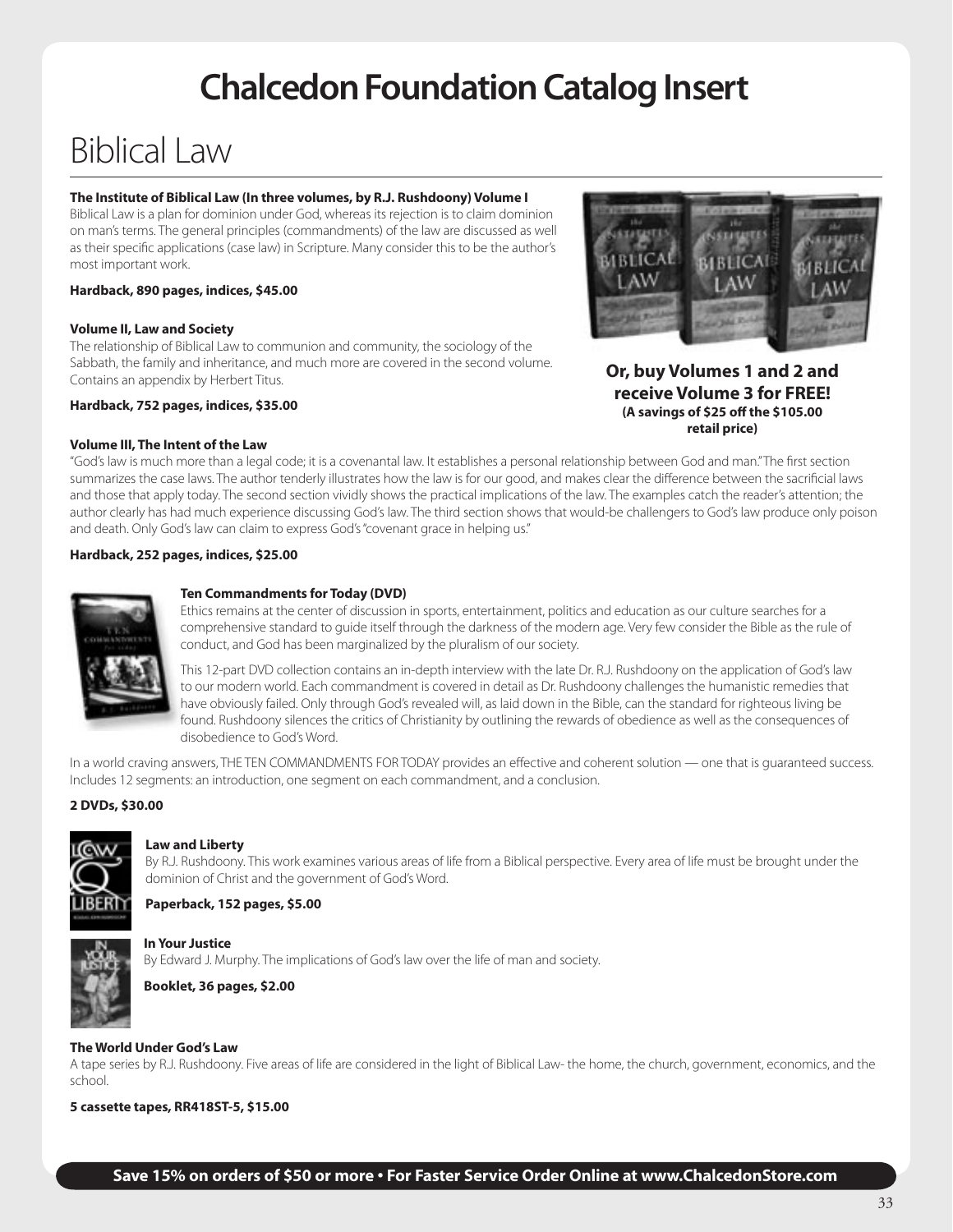# Chalcedon Foundation Catalog Insert

## Biblical Law

**The Institute of Biblical Law (In three volumes, by R.J. Rushdoony) Volume I**
Biblical Law is a plan for dominion under God, whereas its rejection is to claim dominion on man's terms. The general principles (commandments) of the law are discussed as well as their specific applications (case law) in Scripture. Many consider this to be the author's most important work.

**Hardback, 890 pages, indices, $45.00**

**Volume II, Law and Society**
The relationship of Biblical Law to communion and community, the sociology of the Sabbath, the family and inheritance, and much more are covered in the second volume. Contains an appendix by Herbert Titus.

**Hardback, 752 pages, indices, $35.00**

**Or, buy Volumes 1 and 2 and receive Volume 3 for FREE!**
**(A savings of $25 off the $105.00 retail price)**

**Volume III, The Intent of the Law**
"God's law is much more than a legal code; it is a covenantal law. It establishes a personal relationship between God and man." The first section summarizes the case laws. The author tenderly illustrates how the law is for our good, and makes clear the difference between the sacrificial laws and those that apply today. The second section vividly shows the practical implications of the law. The examples catch the reader's attention; the author clearly has had much experience discussing God's law. The third section shows that would-be challengers to God's law produce only poison and death. Only God's law can claim to express God's "covenant grace in helping us."

**Hardback, 252 pages, indices, $25.00**

**Ten Commandments for Today (DVD)**
Ethics remains at the center of discussion in sports, entertainment, politics and education as our culture searches for a comprehensive standard to guide itself through the darkness of the modern age. Very few consider the Bible as the rule of conduct, and God has been marginalized by the pluralism of our society.

This 12-part DVD collection contains an in-depth interview with the late Dr. R.J. Rushdoony on the application of God's law to our modern world. Each commandment is covered in detail as Dr. Rushdoony challenges the humanistic remedies that have obviously failed. Only through God's revealed will, as laid down in the Bible, can the standard for righteous living be found. Rushdoony silences the critics of Christianity by outlining the rewards of obedience as well as the consequences of disobedience to God's Word.

In a world craving answers, THE TEN COMMANDMENTS FOR TODAY provides an effective and coherent solution — one that is guaranteed success. Includes 12 segments: an introduction, one segment on each commandment, and a conclusion.

**2 DVDs, $30.00**

**Law and Liberty**
By R.J. Rushdoony. This work examines various areas of life from a Biblical perspective. Every area of life must be brought under the dominion of Christ and the government of God's Word.

**Paperback, 152 pages, $5.00**

**In Your Justice**
By Edward J. Murphy. The implications of God's law over the life of man and society.

**Booklet, 36 pages, $2.00**

**The World Under God's Law**
A tape series by R.J. Rushdoony. Five areas of life are considered in the light of Biblical Law- the home, the church, government, economics, and the school.

**5 cassette tapes, RR418ST-5, $15.00**

**Save 15% on orders of $50 or more • For Faster Service Order Online at www.ChalcedonStore.com**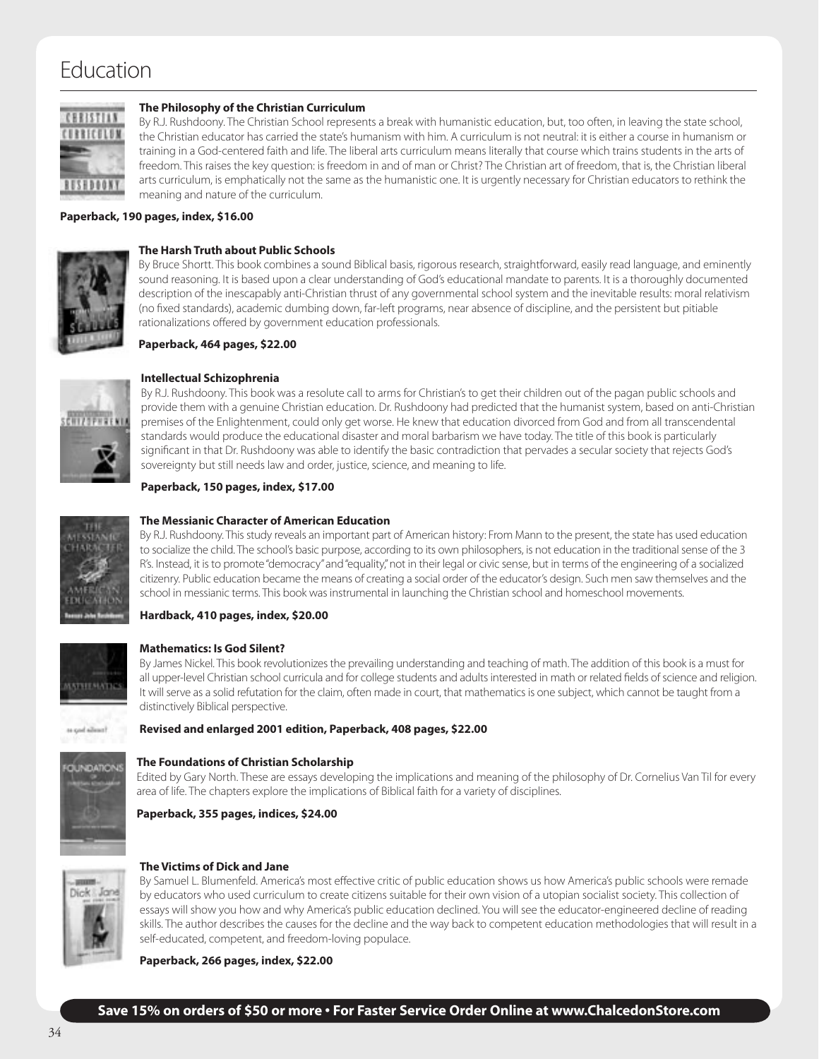# Education

### The Philosophy of the Christian Curriculum

By R.J. Rushdoony. The Christian School represents a break with humanistic education, but, too often, in leaving the state school, the Christian educator has carried the state's humanism with him. A curriculum is not neutral: it is either a course in humanism or training in a God-centered faith and life. The liberal arts curriculum means literally that course which trains students in the arts of freedom. This raises the key question: is freedom in and of man or Christ? The Christian art of freedom, that is, the Christian liberal arts curriculum, is emphatically not the same as the humanistic one. It is urgently necessary for Christian educators to rethink the meaning and nature of the curriculum.

**Paperback, 190 pages, index, $16.00**

### The Harsh Truth about Public Schools

By Bruce Shortt. This book combines a sound Biblical basis, rigorous research, straightforward, easily read language, and eminently sound reasoning. It is based upon a clear understanding of God's educational mandate to parents. It is a thoroughly documented description of the inescapably anti-Christian thrust of any governmental school system and the inevitable results: moral relativism (no fixed standards), academic dumbing down, far-left programs, near absence of discipline, and the persistent but pitiable rationalizations offered by government education professionals.

**Paperback, 464 pages, $22.00**

### Intellectual Schizophrenia

By R.J. Rushdoony. This book was a resolute call to arms for Christian's to get their children out of the pagan public schools and provide them with a genuine Christian education. Dr. Rushdoony had predicted that the humanist system, based on anti-Christian premises of the Enlightenment, could only get worse. He knew that education divorced from God and from all transcendental standards would produce the educational disaster and moral barbarism we have today. The title of this book is particularly significant in that Dr. Rushdoony was able to identify the basic contradiction that pervades a secular society that rejects God's sovereignty but still needs law and order, justice, science, and meaning to life.

**Paperback, 150 pages, index, $17.00**

### The Messianic Character of American Education

By R.J. Rushdoony. This study reveals an important part of American history: From Mann to the present, the state has used education to socialize the child. The school's basic purpose, according to its own philosophers, is not education in the traditional sense of the 3 R's. Instead, it is to promote "democracy" and "equality," not in their legal or civic sense, but in terms of the engineering of a socialized citizenry. Public education became the means of creating a social order of the educator's design. Such men saw themselves and the school in messianic terms. This book was instrumental in launching the Christian school and homeschool movements.

**Hardback, 410 pages, index, $20.00**

### Mathematics: Is God Silent?

By James Nickel. This book revolutionizes the prevailing understanding and teaching of math. The addition of this book is a must for all upper-level Christian school curricula and for college students and adults interested in math or related fields of science and religion. It will serve as a solid refutation for the claim, often made in court, that mathematics is one subject, which cannot be taught from a distinctively Biblical perspective.

**Revised and enlarged 2001 edition, Paperback, 408 pages, $22.00**

### The Foundations of Christian Scholarship

Edited by Gary North. These are essays developing the implications and meaning of the philosophy of Dr. Cornelius Van Til for every area of life. The chapters explore the implications of Biblical faith for a variety of disciplines.

**Paperback, 355 pages, indices, $24.00**

### The Victims of Dick and Jane

By Samuel L. Blumenfeld. America's most effective critic of public education shows us how America's public schools were remade by educators who used curriculum to create citizens suitable for their own vision of a utopian socialist society. This collection of essays will show you how and why America's public education declined. You will see the educator-engineered decline of reading skills. The author describes the causes for the decline and the way back to competent education methodologies that will result in a self-educated, competent, and freedom-loving populace.

**Paperback, 266 pages, index, $22.00**

**Save 15% on orders of $50 or more • For Faster Service Order Online at www.ChalcedonStore.com**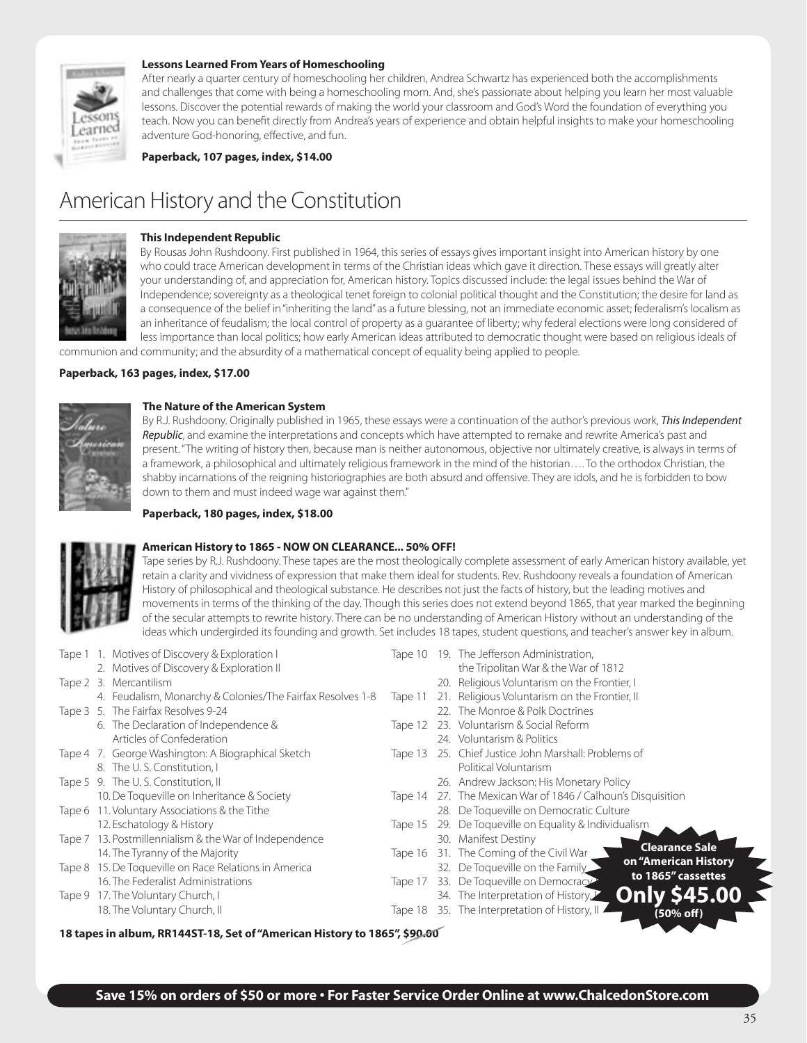**Lessons Learned From Years of Homeschooling**

After nearly a quarter century of homeschooling her children, Andrea Schwartz has experienced both the accomplishments and challenges that come with being a homeschooling mom. And, she's passionate about helping you learn her most valuable lessons. Discover the potential rewards of making the world your classroom and God's Word the foundation of everything you teach. Now you can benefit directly from Andrea's years of experience and obtain helpful insights to make your homeschooling adventure God-honoring, effective, and fun.

**Paperback, 107 pages, index, $14.00**

# American History and the Constitution

**This Independent Republic**

By Rousas John Rushdoony. First published in 1964, this series of essays gives important insight into American history by one who could trace American development in terms of the Christian ideas which gave it direction. These essays will greatly alter your understanding of, and appreciation for, American history. Topics discussed include: the legal issues behind the War of Independence; sovereignty as a theological tenet foreign to colonial political thought and the Constitution; the desire for land as a consequence of the belief in "inheriting the land" as a future blessing, not an immediate economic asset; federalism's localism as an inheritance of feudalism; the local control of property as a guarantee of liberty; why federal elections were long considered of less importance than local politics; how early American ideas attributed to democratic thought were based on religious ideals of communion and community; and the absurdity of a mathematical concept of equality being applied to people.

**Paperback, 163 pages, index, $17.00**

**The Nature of the American System**

By R.J. Rushdoony. Originally published in 1965, these essays were a continuation of the author's previous work, *This Independent Republic*, and examine the interpretations and concepts which have attempted to remake and rewrite America's past and present. "The writing of history then, because man is neither autonomous, objective nor ultimately creative, is always in terms of a framework, a philosophical and ultimately religious framework in the mind of the historian…. To the orthodox Christian, the shabby incarnations of the reigning historiographies are both absurd and offensive. They are idols, and he is forbidden to bow down to them and must indeed wage war against them."

**Paperback, 180 pages, index, $18.00**

**American History to 1865 - NOW ON CLEARANCE... 50% OFF!**

Tape series by R.J. Rushdoony. These tapes are the most theologically complete assessment of early American history available, yet retain a clarity and vividness of expression that make them ideal for students. Rev. Rushdoony reveals a foundation of American History of philosophical and theological substance. He describes not just the facts of history, but the leading motives and movements in terms of the thinking of the day. Though this series does not extend beyond 1865, that year marked the beginning of the secular attempts to rewrite history. There can be no understanding of American History without an understanding of the ideas which undergirded its founding and growth. Set includes 18 tapes, student questions, and teacher's answer key in album.

Tape 1
1. Motives of Discovery & Exploration I
2. Motives of Discovery & Exploration II

Tape 2
3. Mercantilism
4. Feudalism, Monarchy & Colonies/The Fairfax Resolves 1-8

Tape 3
5. The Fairfax Resolves 9-24
6. The Declaration of Independence & Articles of Confederation

Tape 4
7. George Washington: A Biographical Sketch
8. The U. S. Constitution, I

Tape 5
9. The U. S. Constitution, II
10. De Toqueville on Inheritance & Society

Tape 6
11. Voluntary Associations & the Tithe
12. Eschatology & History

Tape 7
13. Postmillennialism & the War of Independence
14. The Tyranny of the Majority

Tape 8
15. De Toqueville on Race Relations in America
16. The Federalist Administrations

Tape 9
17. The Voluntary Church, I
18. The Voluntary Church, II

Tape 10
19. The Jefferson Administration, the Tripolitan War & the War of 1812
20. Religious Voluntarism on the Frontier, I

Tape 11
21. Religious Voluntarism on the Frontier, II
22. The Monroe & Polk Doctrines

Tape 12
23. Voluntarism & Social Reform
24. Voluntarism & Politics

Tape 13
25. Chief Justice John Marshall: Problems of Political Voluntarism
26. Andrew Jackson: His Monetary Policy

Tape 14
27. The Mexican War of 1846 / Calhoun's Disquisition
28. De Toqueville on Democratic Culture

Tape 15
29. De Toqueville on Equality & Individualism
30. Manifest Destiny

Tape 16
31. The Coming of the Civil War
32. De Toqueville on the Family

Tape 17
33. De Toqueville on Democracy
34. The Interpretation of History, I

Tape 18
35. The Interpretation of History, II

**Clearance Sale on "American History to 1865" cassettes Only $45.00 (50% off)**

**18 tapes in album, RR144ST-18, Set of "American History to 1865", ~~$90.00~~**

**Save 15% on orders of $50 or more • For Faster Service Order Online at www.ChalcedonStore.com**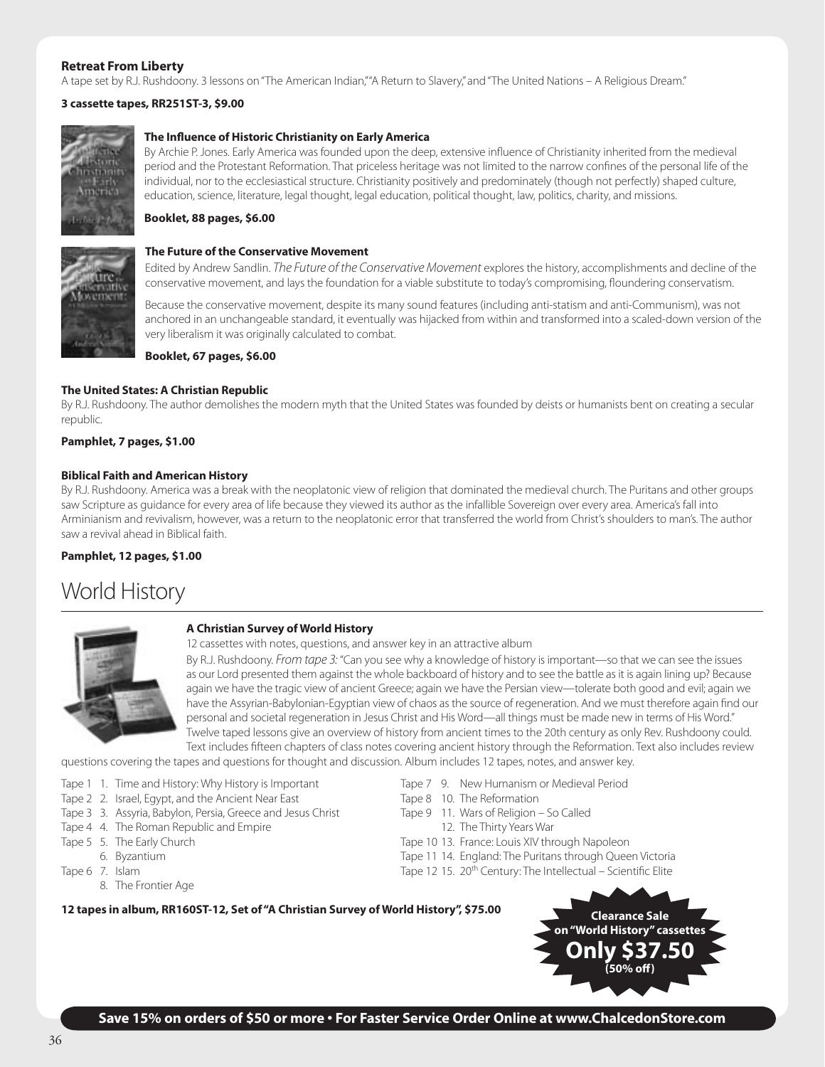**Retreat From Liberty**

A tape set by R.J. Rushdoony. 3 lessons on "The American Indian," "A Return to Slavery," and "The United Nations – A Religious Dream."

**3 cassette tapes, RR251ST-3, $9.00**

**The Influence of Historic Christianity on Early America**

By Archie P. Jones. Early America was founded upon the deep, extensive influence of Christianity inherited from the medieval period and the Protestant Reformation. That priceless heritage was not limited to the narrow confines of the personal life of the individual, nor to the ecclesiastical structure. Christianity positively and predominately (though not perfectly) shaped culture, education, science, literature, legal thought, legal education, political thought, law, politics, charity, and missions.

**Booklet, 88 pages, $6.00**

**The Future of the Conservative Movement**

Edited by Andrew Sandlin. *The Future of the Conservative Movement* explores the history, accomplishments and decline of the conservative movement, and lays the foundation for a viable substitute to today's compromising, floundering conservatism.

Because the conservative movement, despite its many sound features (including anti-statism and anti-Communism), was not anchored in an unchangeable standard, it eventually was hijacked from within and transformed into a scaled-down version of the very liberalism it was originally calculated to combat.

**Booklet, 67 pages, $6.00**

**The United States: A Christian Republic**

By R.J. Rushdoony. The author demolishes the modern myth that the United States was founded by deists or humanists bent on creating a secular republic.

**Pamphlet, 7 pages, $1.00**

**Biblical Faith and American History**

By R.J. Rushdoony. America was a break with the neoplatonic view of religion that dominated the medieval church. The Puritans and other groups saw Scripture as guidance for every area of life because they viewed its author as the infallible Sovereign over every area. America's fall into Arminianism and revivalism, however, was a return to the neoplatonic error that transferred the world from Christ's shoulders to man's. The author saw a revival ahead in Biblical faith.

**Pamphlet, 12 pages, $1.00**

# World History

**A Christian Survey of World History**

12 cassettes with notes, questions, and answer key in an attractive album

By R.J. Rushdoony. *From tape 3:* "Can you see why a knowledge of history is important—so that we can see the issues as our Lord presented them against the whole backboard of history and to see the battle as it is again lining up? Because again we have the tragic view of ancient Greece; again we have the Persian view—tolerate both good and evil; again we have the Assyrian-Babylonian-Egyptian view of chaos as the source of regeneration. And we must therefore again find our personal and societal regeneration in Jesus Christ and His Word—all things must be made new in terms of His Word." Twelve taped lessons give an overview of history from ancient times to the 20th century as only Rev. Rushdoony could. Text includes fifteen chapters of class notes covering ancient history through the Reformation. Text also includes review questions covering the tapes and questions for thought and discussion. Album includes 12 tapes, notes, and answer key.

- Tape 1 1. Time and History: Why History is Important
- Tape 2 2. Israel, Egypt, and the Ancient Near East
- Tape 3 3. Assyria, Babylon, Persia, Greece and Jesus Christ
- Tape 4 4. The Roman Republic and Empire
- Tape 5 5. The Early Church
  - 6. Byzantium
- Tape 6 7. Islam
  - 8. The Frontier Age
- Tape 7 9. New Humanism or Medieval Period
- Tape 8 10. The Reformation
- Tape 9 11. Wars of Religion – So Called
  - 12. The Thirty Years War
- Tape 10 13. France: Louis XIV through Napoleon
- Tape 11 14. England: The Puritans through Queen Victoria
- Tape 12 15. 20th Century: The Intellectual – Scientific Elite

**12 tapes in album, RR160ST-12, Set of "A Christian Survey of World History", $75.00**

**Clearance Sale on "World History" cassettes Only $37.50 (50% off)**

**Save 15% on orders of $50 or more • For Faster Service Order Online at www.ChalcedonStore.com**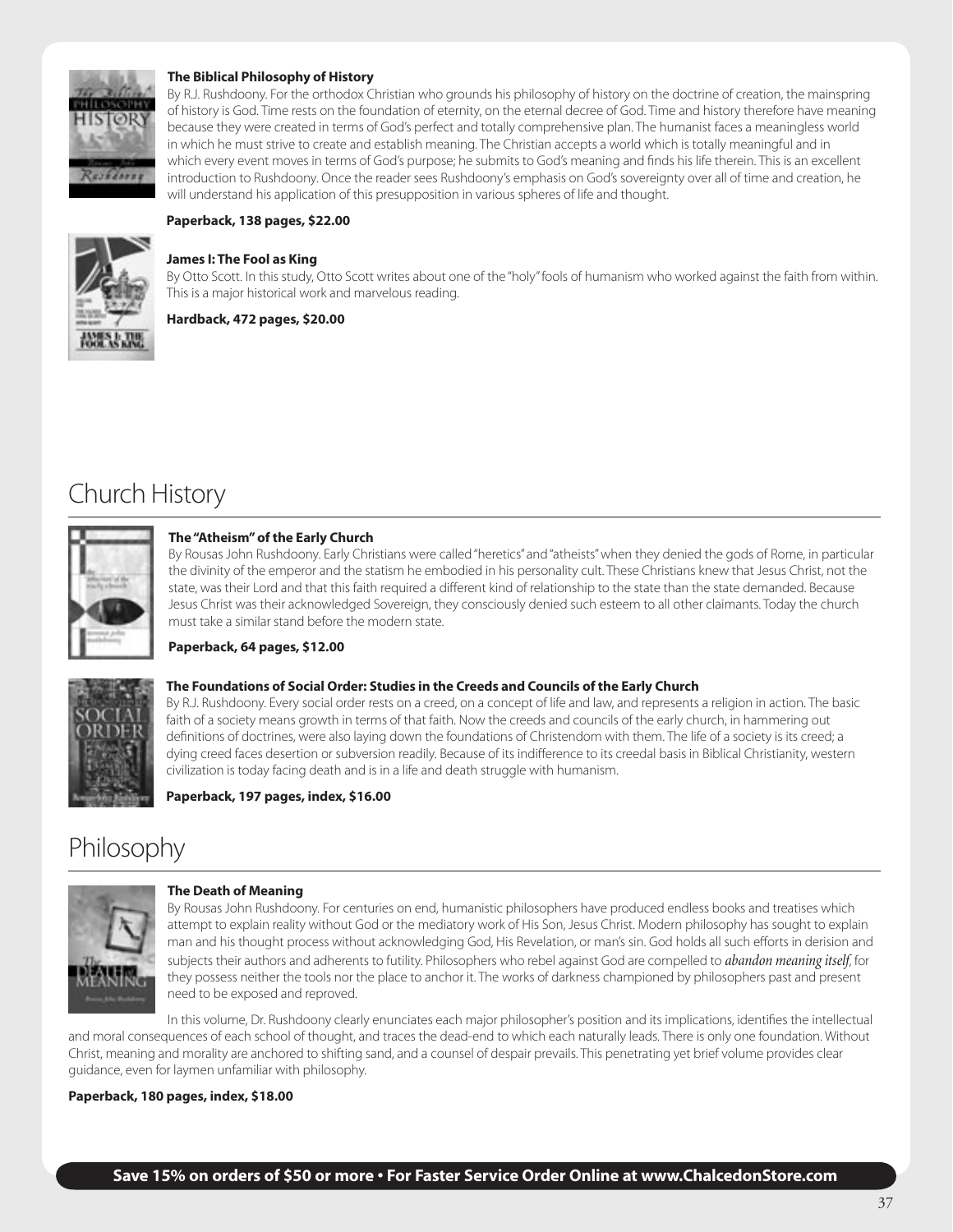**The Biblical Philosophy of History**

By R.J. Rushdoony. For the orthodox Christian who grounds his philosophy of history on the doctrine of creation, the mainspring of history is God. Time rests on the foundation of eternity, on the eternal decree of God. Time and history therefore have meaning because they were created in terms of God's perfect and totally comprehensive plan. The humanist faces a meaningless world in which he must strive to create and establish meaning. The Christian accepts a world which is totally meaningful and in which every event moves in terms of God's purpose; he submits to God's meaning and finds his life therein. This is an excellent introduction to Rushdoony. Once the reader sees Rushdoony's emphasis on God's sovereignty over all of time and creation, he will understand his application of this presupposition in various spheres of life and thought.

**Paperback, 138 pages, $22.00**

**James I: The Fool as King**

By Otto Scott. In this study, Otto Scott writes about one of the "holy" fools of humanism who worked against the faith from within. This is a major historical work and marvelous reading.

**Hardback, 472 pages, $20.00**

# Church History

**The "Atheism" of the Early Church**

By Rousas John Rushdoony. Early Christians were called "heretics" and "atheists" when they denied the gods of Rome, in particular the divinity of the emperor and the statism he embodied in his personality cult. These Christians knew that Jesus Christ, not the state, was their Lord and that this faith required a different kind of relationship to the state than the state demanded. Because Jesus Christ was their acknowledged Sovereign, they consciously denied such esteem to all other claimants. Today the church must take a similar stand before the modern state.

**Paperback, 64 pages, $12.00**

**The Foundations of Social Order: Studies in the Creeds and Councils of the Early Church**

By R.J. Rushdoony. Every social order rests on a creed, on a concept of life and law, and represents a religion in action. The basic faith of a society means growth in terms of that faith. Now the creeds and councils of the early church, in hammering out definitions of doctrines, were also laying down the foundations of Christendom with them. The life of a society is its creed; a dying creed faces desertion or subversion readily. Because of its indifference to its creedal basis in Biblical Christianity, western civilization is today facing death and is in a life and death struggle with humanism.

**Paperback, 197 pages, index, $16.00**

# Philosophy

**The Death of Meaning**

By Rousas John Rushdoony. For centuries on end, humanistic philosophers have produced endless books and treatises which attempt to explain reality without God or the mediatory work of His Son, Jesus Christ. Modern philosophy has sought to explain man and his thought process without acknowledging God, His Revelation, or man's sin. God holds all such efforts in derision and subjects their authors and adherents to futility. Philosophers who rebel against God are compelled to *abandon meaning itself*, for they possess neither the tools nor the place to anchor it. The works of darkness championed by philosophers past and present need to be exposed and reproved.

In this volume, Dr. Rushdoony clearly enunciates each major philosopher's position and its implications, identifies the intellectual and moral consequences of each school of thought, and traces the dead-end to which each naturally leads. There is only one foundation. Without Christ, meaning and morality are anchored to shifting sand, and a counsel of despair prevails. This penetrating yet brief volume provides clear guidance, even for laymen unfamiliar with philosophy.

**Paperback, 180 pages, index, $18.00**

**Save 15% on orders of $50 or more • For Faster Service Order Online at www.ChalcedonStore.com**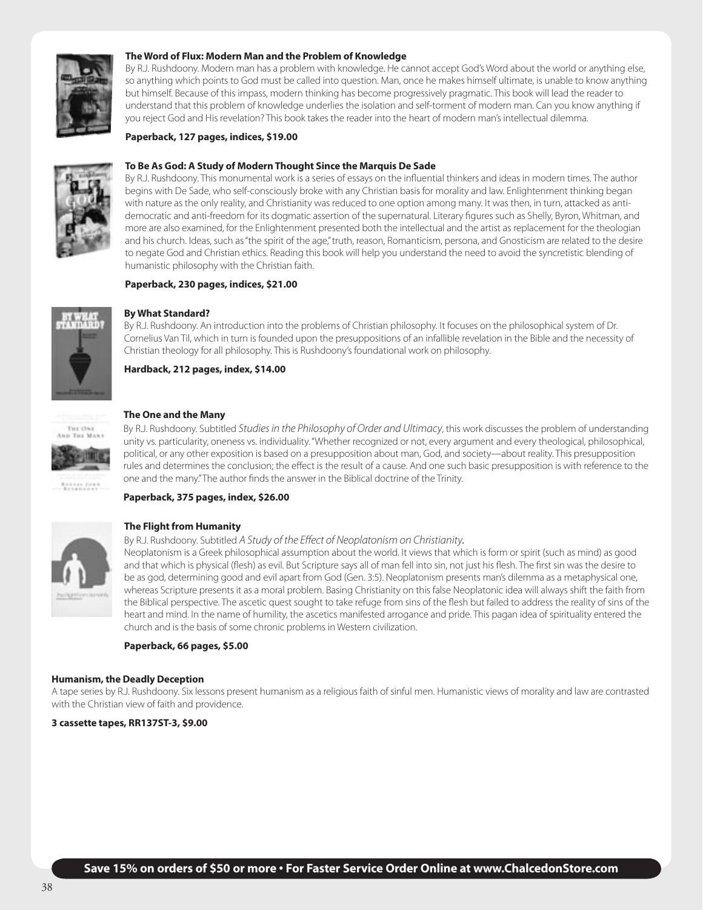**The Word of Flux: Modern Man and the Problem of Knowledge**

By R.J. Rushdoony. Modern man has a problem with knowledge. He cannot accept God's Word about the world or anything else, so anything which points to God must be called into question. Man, once he makes himself ultimate, is unable to know anything but himself. Because of this impass, modern thinking has become progressively pragmatic. This book will lead the reader to understand that this problem of knowledge underlies the isolation and self-torment of modern man. Can you know anything if you reject God and His revelation? This book takes the reader into the heart of modern man's intellectual dilemma.

**Paperback, 127 pages, indices, $19.00**

**To Be As God: A Study of Modern Thought Since the Marquis De Sade**

By R.J. Rushdoony. This monumental work is a series of essays on the influential thinkers and ideas in modern times. The author begins with De Sade, who self-consciously broke with any Christian basis for morality and law. Enlightenment thinking began with nature as the only reality, and Christianity was reduced to one option among many. It was then, in turn, attacked as anti-democratic and anti-freedom for its dogmatic assertion of the supernatural. Literary figures such as Shelly, Byron, Whitman, and more are also examined, for the Enlightenment presented both the intellectual and the artist as replacement for the theologian and his church. Ideas, such as "the spirit of the age," truth, reason, Romanticism, persona, and Gnosticism are related to the desire to negate God and Christian ethics. Reading this book will help you understand the need to avoid the syncretistic blending of humanistic philosophy with the Christian faith.

**Paperback, 230 pages, indices, $21.00**

**By What Standard?**

By R.J. Rushdoony. An introduction into the problems of Christian philosophy. It focuses on the philosophical system of Dr. Cornelius Van Til, which in turn is founded upon the presuppositions of an infallible revelation in the Bible and the necessity of Christian theology for all philosophy. This is Rushdoony's foundational work on philosophy.

**Hardback, 212 pages, index, $14.00**

**The One and the Many**

By R.J. Rushdoony. Subtitled *Studies in the Philosophy of Order and Ultimacy*, this work discusses the problem of understanding unity vs. particularity, oneness vs. individuality. "Whether recognized or not, every argument and every theological, philosophical, political, or any other exposition is based on a presupposition about man, God, and society—about reality. This presupposition rules and determines the conclusion; the effect is the result of a cause. And one such basic presupposition is with reference to the one and the many." The author finds the answer in the Biblical doctrine of the Trinity.

**Paperback, 375 pages, index, $26.00**

**The Flight from Humanity**

By R.J. Rushdoony. Subtitled *A Study of the Effect of Neoplatonism on Christianity*.

Neoplatonism is a Greek philosophical assumption about the world. It views that which is form or spirit (such as mind) as good and that which is physical (flesh) as evil. But Scripture says all of man fell into sin, not just his flesh. The first sin was the desire to be as god, determining good and evil apart from God (Gen. 3:5). Neoplatonism presents man's dilemma as a metaphysical one, whereas Scripture presents it as a moral problem. Basing Christianity on this false Neoplatonic idea will always shift the faith from the Biblical perspective. The ascetic quest sought to take refuge from sins of the flesh but failed to address the reality of sins of the heart and mind. In the name of humility, the ascetics manifested arrogance and pride. This pagan idea of spirituality entered the church and is the basis of some chronic problems in Western civilization.

**Paperback, 66 pages, $5.00**

**Humanism, the Deadly Deception**

A tape series by R.J. Rushdoony. Six lessons present humanism as a religious faith of sinful men. Humanistic views of morality and law are contrasted with the Christian view of faith and providence.

**3 cassette tapes, RR137ST-3, $9.00**

**Save 15% on orders of $50 or more • For Faster Service Order Online at www.ChalcedonStore.com**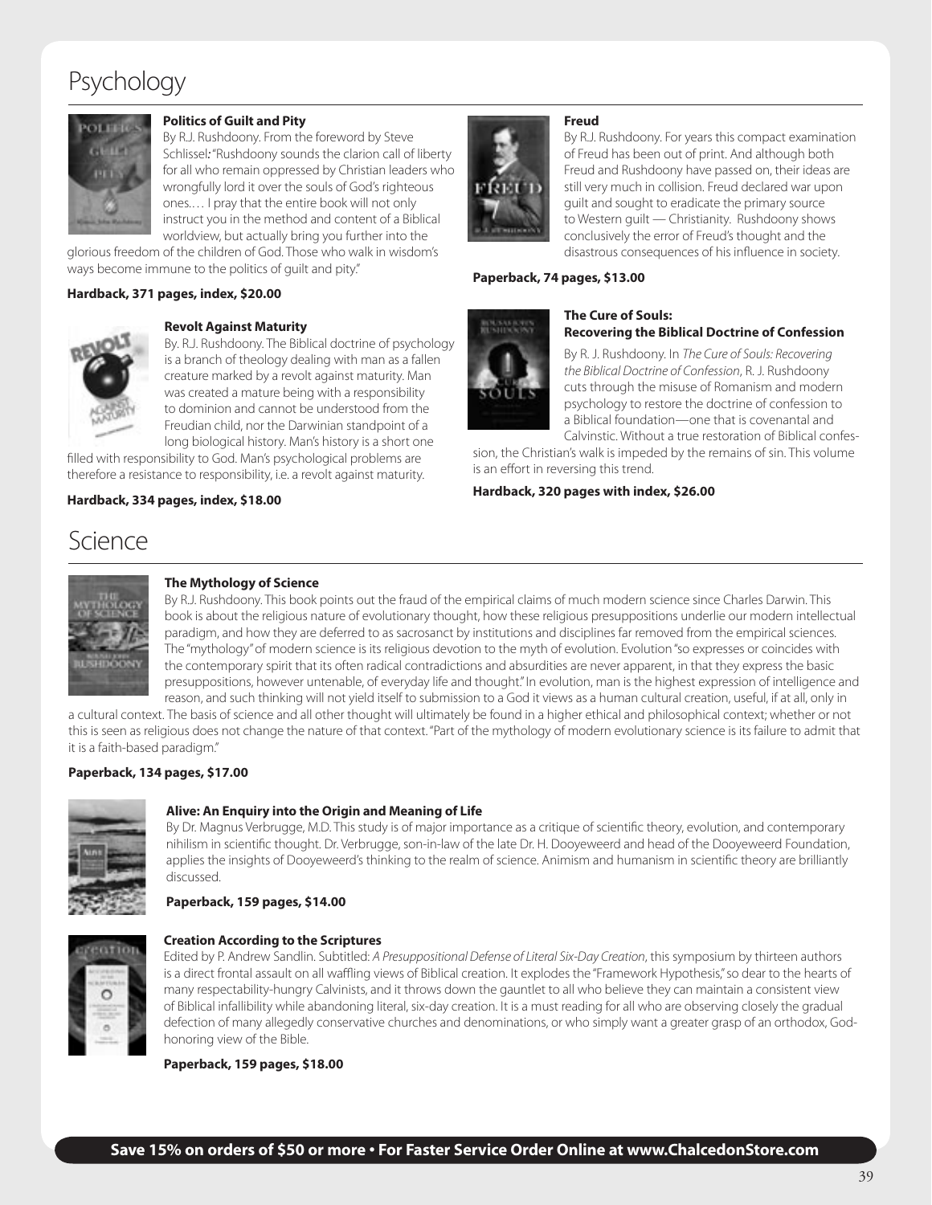# Psychology

### Politics of Guilt and Pity

By R.J. Rushdoony. From the foreword by Steve Schlissel: "Rushdoony sounds the clarion call of liberty for all who remain oppressed by Christian leaders who wrongfully lord it over the souls of God's righteous ones.… I pray that the entire book will not only instruct you in the method and content of a Biblical worldview, but actually bring you further into the glorious freedom of the children of God. Those who walk in wisdom's ways become immune to the politics of guilt and pity."

**Hardback, 371 pages, index, $20.00**

### Revolt Against Maturity

By. R.J. Rushdoony. The Biblical doctrine of psychology is a branch of theology dealing with man as a fallen creature marked by a revolt against maturity. Man was created a mature being with a responsibility to dominion and cannot be understood from the Freudian child, nor the Darwinian standpoint of a long biological history. Man's history is a short one filled with responsibility to God. Man's psychological problems are therefore a resistance to responsibility, i.e. a revolt against maturity.

**Hardback, 334 pages, index, $18.00**

### Freud

By R.J. Rushdoony. For years this compact examination of Freud has been out of print. And although both Freud and Rushdoony have passed on, their ideas are still very much in collision. Freud declared war upon guilt and sought to eradicate the primary source to Western guilt — Christianity. Rushdoony shows conclusively the error of Freud's thought and the disastrous consequences of his influence in society.

**Paperback, 74 pages, $13.00**

### The Cure of Souls: Recovering the Biblical Doctrine of Confession

By R. J. Rushdoony. In *The Cure of Souls: Recovering the Biblical Doctrine of Confession*, R. J. Rushdoony cuts through the misuse of Romanism and modern psychology to restore the doctrine of confession to a Biblical foundation—one that is covenantal and Calvinstic. Without a true restoration of Biblical confession, the Christian's walk is impeded by the remains of sin. This volume is an effort in reversing this trend.

**Hardback, 320 pages with index, $26.00**

# Science

### The Mythology of Science

By R.J. Rushdoony. This book points out the fraud of the empirical claims of much modern science since Charles Darwin. This book is about the religious nature of evolutionary thought, how these religious presuppositions underlie our modern intellectual paradigm, and how they are deferred to as sacrosanct by institutions and disciplines far removed from the empirical sciences. The "mythology" of modern science is its religious devotion to the myth of evolution. Evolution "so expresses or coincides with the contemporary spirit that its often radical contradictions and absurdities are never apparent, in that they express the basic presuppositions, however untenable, of everyday life and thought." In evolution, man is the highest expression of intelligence and reason, and such thinking will not yield itself to submission to a God it views as a human cultural creation, useful, if at all, only in a cultural context. The basis of science and all other thought will ultimately be found in a higher ethical and philosophical context; whether or not this is seen as religious does not change the nature of that context. "Part of the mythology of modern evolutionary science is its failure to admit that it is a faith-based paradigm."

**Paperback, 134 pages, $17.00**

### Alive: An Enquiry into the Origin and Meaning of Life

By Dr. Magnus Verbrugge, M.D. This study is of major importance as a critique of scientific theory, evolution, and contemporary nihilism in scientific thought. Dr. Verbrugge, son-in-law of the late Dr. H. Dooyeweerd and head of the Dooyeweerd Foundation, applies the insights of Dooyeweerd's thinking to the realm of science. Animism and humanism in scientific theory are brilliantly discussed.

**Paperback, 159 pages, $14.00**

### Creation According to the Scriptures

Edited by P. Andrew Sandlin. Subtitled: *A Presuppositional Defense of Literal Six-Day Creation*, this symposium by thirteen authors is a direct frontal assault on all waffling views of Biblical creation. It explodes the "Framework Hypothesis," so dear to the hearts of many respectability-hungry Calvinists, and it throws down the gauntlet to all who believe they can maintain a consistent view of Biblical infallibility while abandoning literal, six-day creation. It is a must reading for all who are observing closely the gradual defection of many allegedly conservative churches and denominations, or who simply want a greater grasp of an orthodox, God-honoring view of the Bible.

**Paperback, 159 pages, $18.00**

**Save 15% on orders of $50 or more • For Faster Service Order Online at www.ChalcedonStore.com**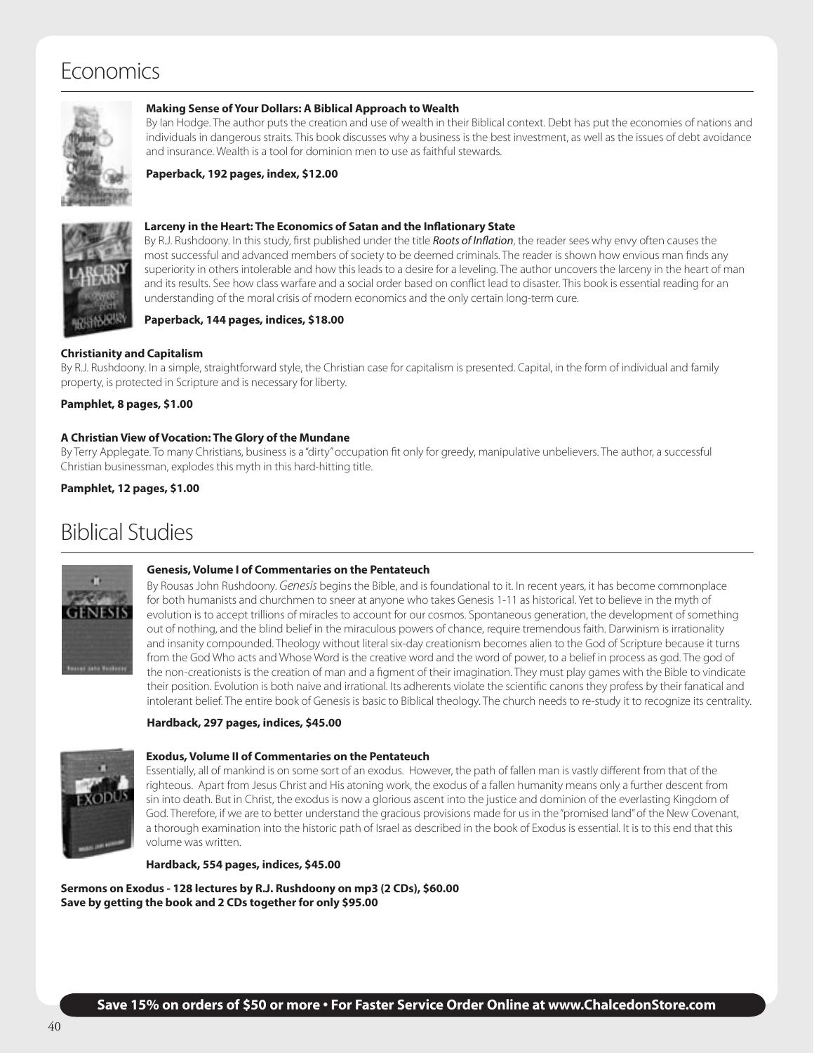# Economics

**Making Sense of Your Dollars: A Biblical Approach to Wealth**

By Ian Hodge. The author puts the creation and use of wealth in their Biblical context. Debt has put the economies of nations and individuals in dangerous straits. This book discusses why a business is the best investment, as well as the issues of debt avoidance and insurance. Wealth is a tool for dominion men to use as faithful stewards.

**Paperback, 192 pages, index, $12.00**

**Larceny in the Heart: The Economics of Satan and the Inflationary State**

By R.J. Rushdoony. In this study, first published under the title ***Roots of Inflation***, the reader sees why envy often causes the most successful and advanced members of society to be deemed criminals. The reader is shown how envious man finds any superiority in others intolerable and how this leads to a desire for a leveling. The author uncovers the larceny in the heart of man and its results. See how class warfare and a social order based on conflict lead to disaster. This book is essential reading for an understanding of the moral crisis of modern economics and the only certain long-term cure.

**Paperback, 144 pages, indices, $18.00**

**Christianity and Capitalism**

By R.J. Rushdoony. In a simple, straightforward style, the Christian case for capitalism is presented. Capital, in the form of individual and family property, is protected in Scripture and is necessary for liberty.

**Pamphlet, 8 pages, $1.00**

**A Christian View of Vocation: The Glory of the Mundane**

By Terry Applegate. To many Christians, business is a "dirty" occupation fit only for greedy, manipulative unbelievers. The author, a successful Christian businessman, explodes this myth in this hard-hitting title.

**Pamphlet, 12 pages, $1.00**

# Biblical Studies

**Genesis, Volume I of Commentaries on the Pentateuch**

By Rousas John Rushdoony. *Genesis* begins the Bible, and is foundational to it. In recent years, it has become commonplace for both humanists and churchmen to sneer at anyone who takes Genesis 1-11 as historical. Yet to believe in the myth of evolution is to accept trillions of miracles to account for our cosmos. Spontaneous generation, the development of something out of nothing, and the blind belief in the miraculous powers of chance, require tremendous faith. Darwinism is irrationality and insanity compounded. Theology without literal six-day creationism becomes alien to the God of Scripture because it turns from the God Who acts and Whose Word is the creative word and the word of power, to a belief in process as god. The god of the non-creationists is the creation of man and a figment of their imagination. They must play games with the Bible to vindicate their position. Evolution is both naive and irrational. Its adherents violate the scientific canons they profess by their fanatical and intolerant belief. The entire book of Genesis is basic to Biblical theology. The church needs to re-study it to recognize its centrality.

**Hardback, 297 pages, indices, $45.00**

**Exodus, Volume II of Commentaries on the Pentateuch**

Essentially, all of mankind is on some sort of an exodus. However, the path of fallen man is vastly different from that of the righteous. Apart from Jesus Christ and His atoning work, the exodus of a fallen humanity means only a further descent from sin into death. But in Christ, the exodus is now a glorious ascent into the justice and dominion of the everlasting Kingdom of God. Therefore, if we are to better understand the gracious provisions made for us in the "promised land" of the New Covenant, a thorough examination into the historic path of Israel as described in the book of Exodus is essential. It is to this end that this volume was written.

**Hardback, 554 pages, indices, $45.00**

**Sermons on Exodus - 128 lectures by R.J. Rushdoony on mp3 (2 CDs), $60.00**
**Save by getting the book and 2 CDs together for only $95.00**

**Save 15% on orders of $50 or more • For Faster Service Order Online at www.ChalcedonStore.com**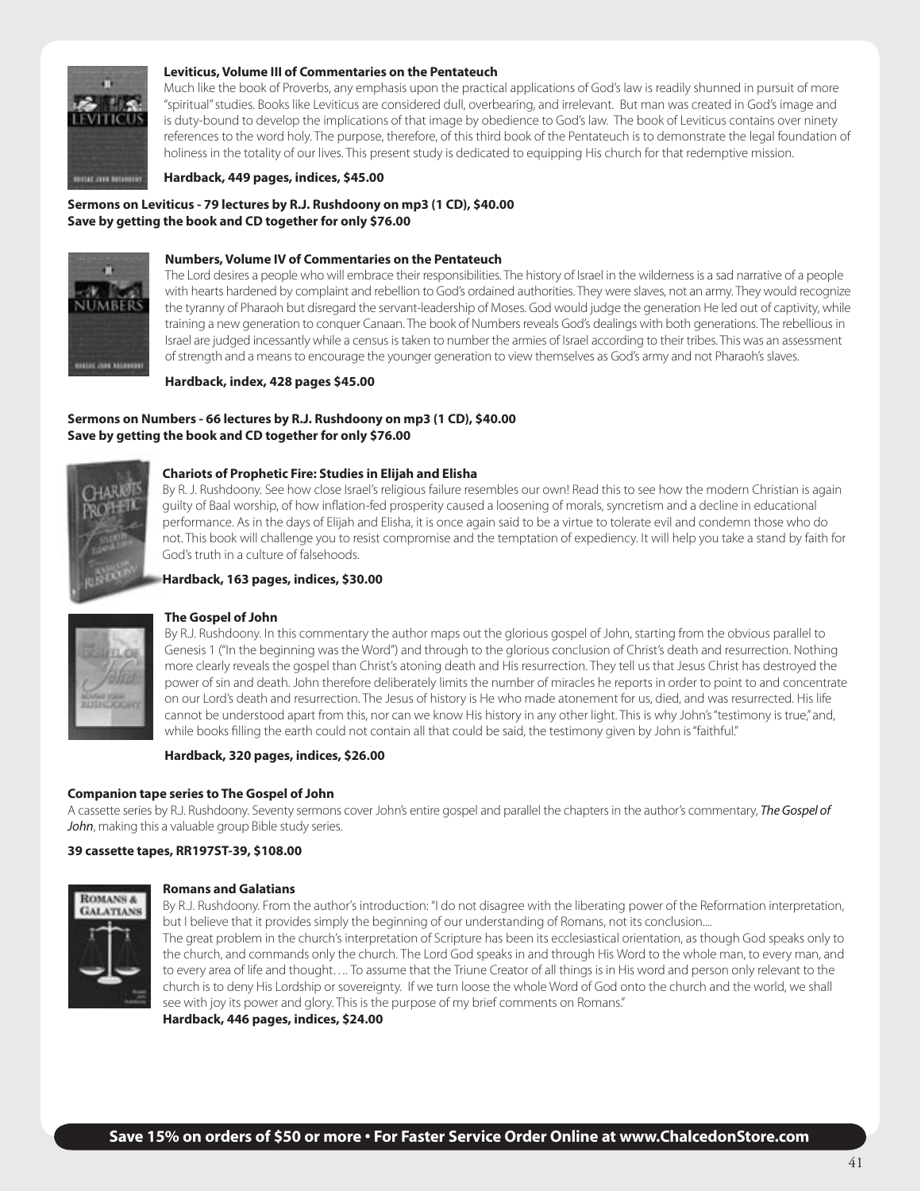### Leviticus, Volume III of Commentaries on the Pentateuch

Much like the book of Proverbs, any emphasis upon the practical applications of God's law is readily shunned in pursuit of more "spiritual" studies. Books like Leviticus are considered dull, overbearing, and irrelevant. But man was created in God's image and is duty-bound to develop the implications of that image by obedience to God's law. The book of Leviticus contains over ninety references to the word holy. The purpose, therefore, of this third book of the Pentateuch is to demonstrate the legal foundation of holiness in the totality of our lives. This present study is dedicated to equipping His church for that redemptive mission.

**Hardback, 449 pages, indices, $45.00**

**Sermons on Leviticus - 79 lectures by R.J. Rushdoony on mp3 (1 CD), $40.00**
**Save by getting the book and CD together for only $76.00**

### Numbers, Volume IV of Commentaries on the Pentateuch

The Lord desires a people who will embrace their responsibilities. The history of Israel in the wilderness is a sad narrative of a people with hearts hardened by complaint and rebellion to God's ordained authorities. They were slaves, not an army. They would recognize the tyranny of Pharaoh but disregard the servant-leadership of Moses. God would judge the generation He led out of captivity, while training a new generation to conquer Canaan. The book of Numbers reveals God's dealings with both generations. The rebellious in Israel are judged incessantly while a census is taken to number the armies of Israel according to their tribes. This was an assessment of strength and a means to encourage the younger generation to view themselves as God's army and not Pharaoh's slaves.

**Hardback, index, 428 pages $45.00**

**Sermons on Numbers - 66 lectures by R.J. Rushdoony on mp3 (1 CD), $40.00**
**Save by getting the book and CD together for only $76.00**

### Chariots of Prophetic Fire: Studies in Elijah and Elisha

By R. J. Rushdoony. See how close Israel's religious failure resembles our own! Read this to see how the modern Christian is again guilty of Baal worship, of how inflation-fed prosperity caused a loosening of morals, syncretism and a decline in educational performance. As in the days of Elijah and Elisha, it is once again said to be a virtue to tolerate evil and condemn those who do not. This book will challenge you to resist compromise and the temptation of expediency. It will help you take a stand by faith for God's truth in a culture of falsehoods.

**Hardback, 163 pages, indices, $30.00**

### The Gospel of John

By R.J. Rushdoony. In this commentary the author maps out the glorious gospel of John, starting from the obvious parallel to Genesis 1 ("In the beginning was the Word") and through to the glorious conclusion of Christ's death and resurrection. Nothing more clearly reveals the gospel than Christ's atoning death and His resurrection. They tell us that Jesus Christ has destroyed the power of sin and death. John therefore deliberately limits the number of miracles he reports in order to point to and concentrate on our Lord's death and resurrection. The Jesus of history is He who made atonement for us, died, and was resurrected. His life cannot be understood apart from this, nor can we know His history in any other light. This is why John's "testimony is true," and, while books filling the earth could not contain all that could be said, the testimony given by John is "faithful."

**Hardback, 320 pages, indices, $26.00**

### Companion tape series to The Gospel of John

A cassette series by R.J. Rushdoony. Seventy sermons cover John's entire gospel and parallel the chapters in the author's commentary, ***The Gospel of John***, making this a valuable group Bible study series.

**39 cassette tapes, RR197ST-39, $108.00**

### Romans and Galatians

By R.J. Rushdoony. From the author's introduction: "I do not disagree with the liberating power of the Reformation interpretation, but I believe that it provides simply the beginning of our understanding of Romans, not its conclusion....

The great problem in the church's interpretation of Scripture has been its ecclesiastical orientation, as though God speaks only to the church, and commands only the church. The Lord God speaks in and through His Word to the whole man, to every man, and to every area of life and thought…. To assume that the Triune Creator of all things is in His word and person only relevant to the church is to deny His Lordship or sovereignty. If we turn loose the whole Word of God onto the church and the world, we shall see with joy its power and glory. This is the purpose of my brief comments on Romans."

**Hardback, 446 pages, indices, $24.00**

**Save 15% on orders of $50 or more • For Faster Service Order Online at www.ChalcedonStore.com**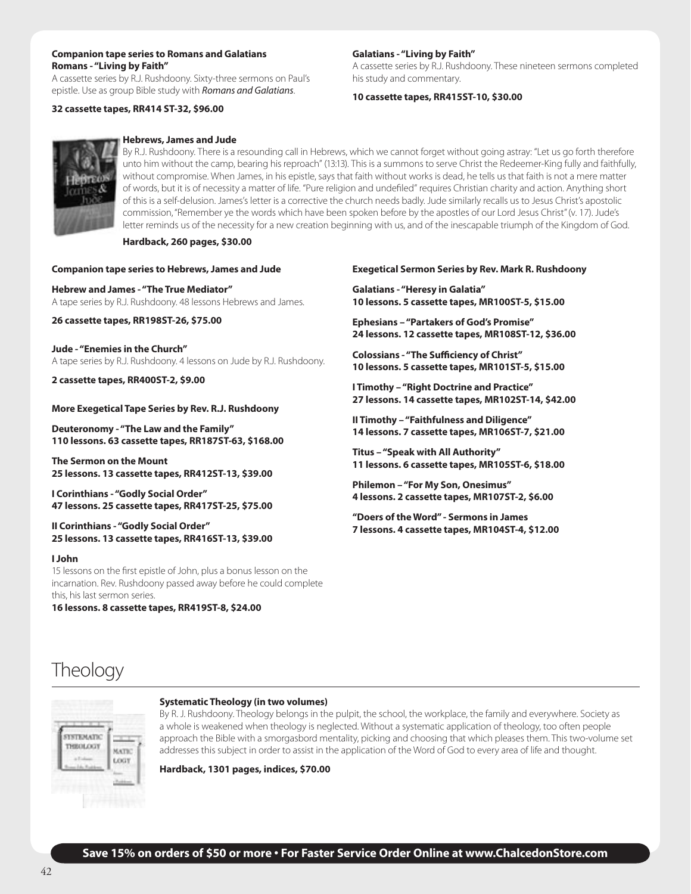**Companion tape series to Romans and Galatians**
**Romans - "Living by Faith"**
A cassette series by R.J. Rushdoony. Sixty-three sermons on Paul's epistle. Use as group Bible study with *Romans and Galatians*.

**32 cassette tapes, RR414 ST-32, $96.00**

**Galatians - "Living by Faith"**
A cassette series by R.J. Rushdoony. These nineteen sermons completed his study and commentary.

**10 cassette tapes, RR415ST-10, $30.00**

**Hebrews, James and Jude**
By R.J. Rushdoony. There is a resounding call in Hebrews, which we cannot forget without going astray: "Let us go forth therefore unto him without the camp, bearing his reproach" (13:13). This is a summons to serve Christ the Redeemer-King fully and faithfully, without compromise. When James, in his epistle, says that faith without works is dead, he tells us that faith is not a mere matter of words, but it is of necessity a matter of life. "Pure religion and undefiled" requires Christian charity and action. Anything short of this is a self-delusion. James's letter is a corrective the church needs badly. Jude similarly recalls us to Jesus Christ's apostolic commission, "Remember ye the words which have been spoken before by the apostles of our Lord Jesus Christ" (v. 17). Jude's letter reminds us of the necessity for a new creation beginning with us, and of the inescapable triumph of the Kingdom of God.

**Hardback, 260 pages, $30.00**

**Companion tape series to Hebrews, James and Jude**

**Hebrew and James - "The True Mediator"**
A tape series by R.J. Rushdoony. 48 lessons Hebrews and James.

**26 cassette tapes, RR198ST-26, $75.00**

**Jude - "Enemies in the Church"**
A tape series by R.J. Rushdoony. 4 lessons on Jude by R.J. Rushdoony.

**2 cassette tapes, RR400ST-2, $9.00**

**More Exegetical Tape Series by Rev. R.J. Rushdoony**

**Deuteronomy - "The Law and the Family"**
**110 lessons. 63 cassette tapes, RR187ST-63, $168.00**

**The Sermon on the Mount**
**25 lessons. 13 cassette tapes, RR412ST-13, $39.00**

**I Corinthians - "Godly Social Order"**
**47 lessons. 25 cassette tapes, RR417ST-25, $75.00**

**II Corinthians - "Godly Social Order"**
**25 lessons. 13 cassette tapes, RR416ST-13, $39.00**

**I John**
15 lessons on the first epistle of John, plus a bonus lesson on the incarnation. Rev. Rushdoony passed away before he could complete this, his last sermon series.
**16 lessons. 8 cassette tapes, RR419ST-8, $24.00**

**Exegetical Sermon Series by Rev. Mark R. Rushdoony**

**Galatians - "Heresy in Galatia"**
**10 lessons. 5 cassette tapes, MR100ST-5, $15.00**

**Ephesians – "Partakers of God's Promise"**
**24 lessons. 12 cassette tapes, MR108ST-12, $36.00**

**Colossians - "The Sufficiency of Christ"**
**10 lessons. 5 cassette tapes, MR101ST-5, $15.00**

**I Timothy – "Right Doctrine and Practice"**
**27 lessons. 14 cassette tapes, MR102ST-14, $42.00**

**II Timothy – "Faithfulness and Diligence"**
**14 lessons. 7 cassette tapes, MR106ST-7, $21.00**

**Titus – "Speak with All Authority"**
**11 lessons. 6 cassette tapes, MR105ST-6, $18.00**

**Philemon – "For My Son, Onesimus"**
**4 lessons. 2 cassette tapes, MR107ST-2, $6.00**

**"Doers of the Word" - Sermons in James**
**7 lessons. 4 cassette tapes, MR104ST-4, $12.00**

# Theology

**Systematic Theology (in two volumes)**
By R. J. Rushdoony. Theology belongs in the pulpit, the school, the workplace, the family and everywhere. Society as a whole is weakened when theology is neglected. Without a systematic application of theology, too often people approach the Bible with a smorgasbord mentality, picking and choosing that which pleases them. This two-volume set addresses this subject in order to assist in the application of the Word of God to every area of life and thought.

**Hardback, 1301 pages, indices, $70.00**

**Save 15% on orders of $50 or more • For Faster Service Order Online at www.ChalcedonStore.com**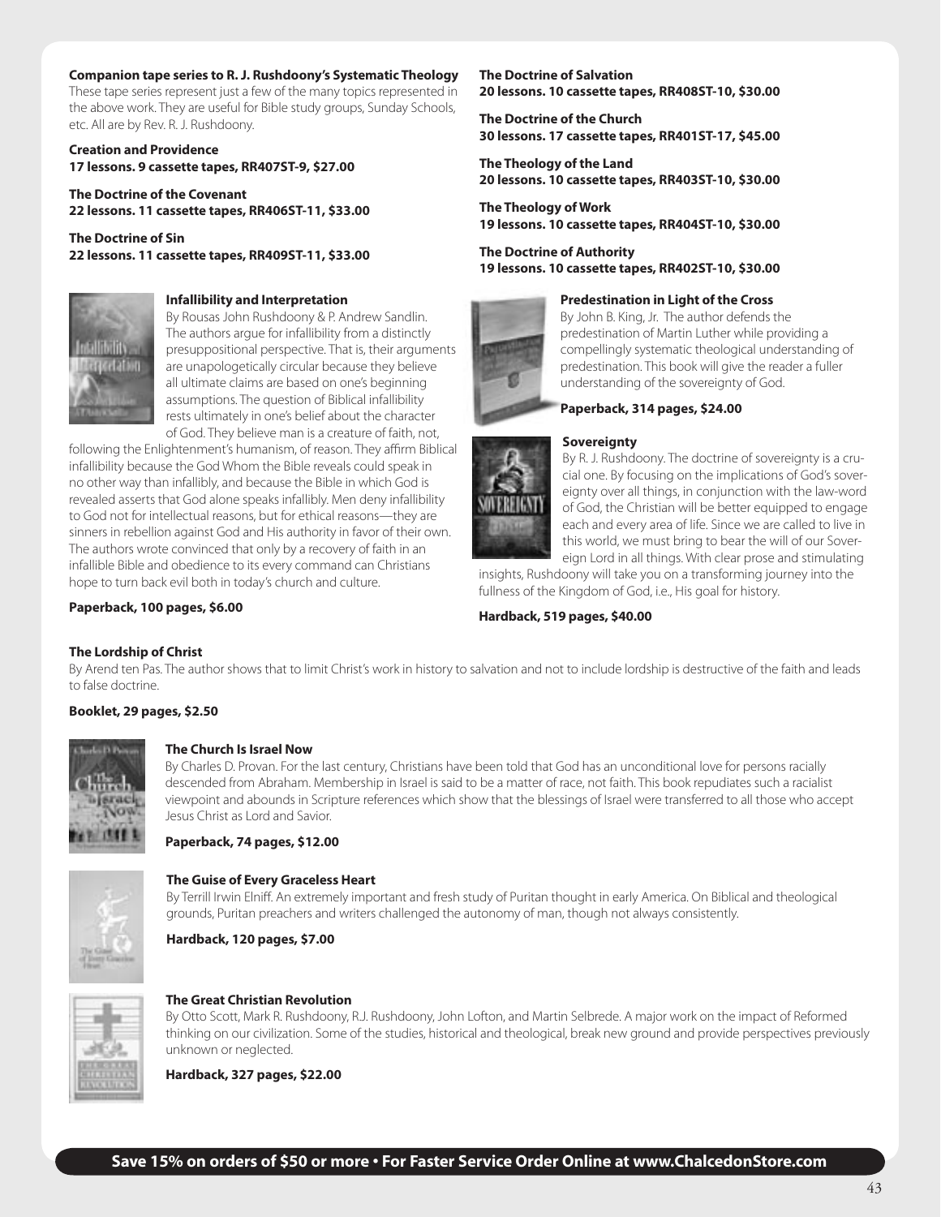**Companion tape series to R. J. Rushdoony's Systematic Theology**

These tape series represent just a few of the many topics represented in the above work. They are useful for Bible study groups, Sunday Schools, etc. All are by Rev. R. J. Rushdoony.

**Creation and Providence**
**17 lessons. 9 cassette tapes, RR407ST-9, $27.00**

**The Doctrine of the Covenant**
**22 lessons. 11 cassette tapes, RR406ST-11, $33.00**

**The Doctrine of Sin**
**22 lessons. 11 cassette tapes, RR409ST-11, $33.00**

**The Doctrine of Salvation**
**20 lessons. 10 cassette tapes, RR408ST-10, $30.00**

**The Doctrine of the Church**
**30 lessons. 17 cassette tapes, RR401ST-17, $45.00**

**The Theology of the Land**
**20 lessons. 10 cassette tapes, RR403ST-10, $30.00**

**The Theology of Work**
**19 lessons. 10 cassette tapes, RR404ST-10, $30.00**

**The Doctrine of Authority**
**19 lessons. 10 cassette tapes, RR402ST-10, $30.00**

**Infallibility and Interpretation**

By Rousas John Rushdoony & P. Andrew Sandlin. The authors argue for infallibility from a distinctly presuppositional perspective. That is, their arguments are unapologetically circular because they believe all ultimate claims are based on one's beginning assumptions. The question of Biblical infallibility rests ultimately in one's belief about the character of God. They believe man is a creature of faith, not, following the Enlightenment's humanism, of reason. They affirm Biblical infallibility because the God Whom the Bible reveals could speak in no other way than infallibly, and because the Bible in which God is revealed asserts that God alone speaks infallibly. Men deny infallibility to God not for intellectual reasons, but for ethical reasons—they are sinners in rebellion against God and His authority in favor of their own. The authors wrote convinced that only by a recovery of faith in an infallible Bible and obedience to its every command can Christians hope to turn back evil both in today's church and culture.

**Paperback, 100 pages, $6.00**

**Predestination in Light of the Cross**

By John B. King, Jr. The author defends the predestination of Martin Luther while providing a compellingly systematic theological understanding of predestination. This book will give the reader a fuller understanding of the sovereignty of God.

**Paperback, 314 pages, $24.00**

**Sovereignty**

By R. J. Rushdoony. The doctrine of sovereignty is a crucial one. By focusing on the implications of God's sovereignty over all things, in conjunction with the law-word of God, the Christian will be better equipped to engage each and every area of life. Since we are called to live in this world, we must bring to bear the will of our Sovereign Lord in all things. With clear prose and stimulating insights, Rushdoony will take you on a transforming journey into the fullness of the Kingdom of God, i.e., His goal for history.

**Hardback, 519 pages, $40.00**

**The Lordship of Christ**

By Arend ten Pas. The author shows that to limit Christ's work in history to salvation and not to include lordship is destructive of the faith and leads to false doctrine.

**Booklet, 29 pages, $2.50**

**The Church Is Israel Now**

By Charles D. Provan. For the last century, Christians have been told that God has an unconditional love for persons racially descended from Abraham. Membership in Israel is said to be a matter of race, not faith. This book repudiates such a racialist viewpoint and abounds in Scripture references which show that the blessings of Israel were transferred to all those who accept Jesus Christ as Lord and Savior.

**Paperback, 74 pages, $12.00**

**The Guise of Every Graceless Heart**

By Terrill Irwin Elniff. An extremely important and fresh study of Puritan thought in early America. On Biblical and theological grounds, Puritan preachers and writers challenged the autonomy of man, though not always consistently.

**Hardback, 120 pages, $7.00**

**The Great Christian Revolution**

By Otto Scott, Mark R. Rushdoony, R.J. Rushdoony, John Lofton, and Martin Selbrede. A major work on the impact of Reformed thinking on our civilization. Some of the studies, historical and theological, break new ground and provide perspectives previously unknown or neglected.

**Hardback, 327 pages, $22.00**

**Save 15% on orders of $50 or more • For Faster Service Order Online at www.ChalcedonStore.com**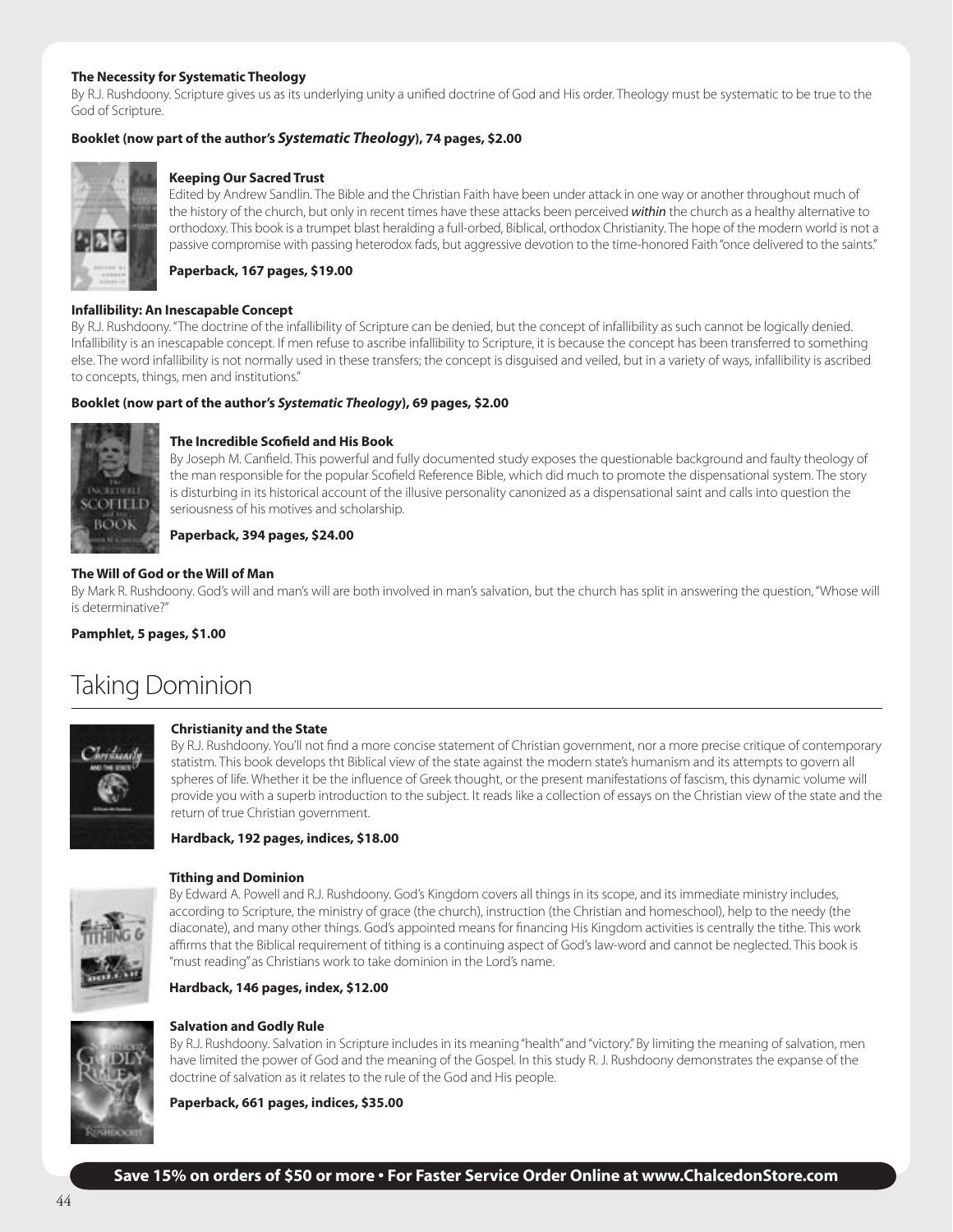**The Necessity for Systematic Theology**

By R.J. Rushdoony. Scripture gives us as its underlying unity a unified doctrine of God and His order. Theology must be systematic to be true to the God of Scripture.

**Booklet (now part of the author's *Systematic Theology*), 74 pages, $2.00**

**Keeping Our Sacred Trust**

Edited by Andrew Sandlin. The Bible and the Christian Faith have been under attack in one way or another throughout much of the history of the church, but only in recent times have these attacks been perceived *within* the church as a healthy alternative to orthodoxy. This book is a trumpet blast heralding a full-orbed, Biblical, orthodox Christianity. The hope of the modern world is not a passive compromise with passing heterodox fads, but aggressive devotion to the time-honored Faith "once delivered to the saints."

**Paperback, 167 pages, $19.00**

**Infallibility: An Inescapable Concept**

By R.J. Rushdoony. "The doctrine of the infallibility of Scripture can be denied, but the concept of infallibility as such cannot be logically denied. Infallibility is an inescapable concept. If men refuse to ascribe infallibility to Scripture, it is because the concept has been transferred to something else. The word infallibility is not normally used in these transfers; the concept is disguised and veiled, but in a variety of ways, infallibility is ascribed to concepts, things, men and institutions."

**Booklet (now part of the author's *Systematic Theology*), 69 pages, $2.00**

**The Incredible Scofield and His Book**

By Joseph M. Canfield. This powerful and fully documented study exposes the questionable background and faulty theology of the man responsible for the popular Scofield Reference Bible, which did much to promote the dispensational system. The story is disturbing in its historical account of the illusive personality canonized as a dispensational saint and calls into question the seriousness of his motives and scholarship.

**Paperback, 394 pages, $24.00**

**The Will of God or the Will of Man**

By Mark R. Rushdoony. God's will and man's will are both involved in man's salvation, but the church has split in answering the question, "Whose will is determinative?"

**Pamphlet, 5 pages, $1.00**

# Taking Dominion

**Christianity and the State**

By R.J. Rushdoony. You'll not find a more concise statement of Christian government, nor a more precise critique of contemporary statistm. This book develops tht Biblical view of the state against the modern state's humanism and its attempts to govern all spheres of life. Whether it be the influence of Greek thought, or the present manifestations of fascism, this dynamic volume will provide you with a superb introduction to the subject. It reads like a collection of essays on the Christian view of the state and the return of true Christian government.

**Hardback, 192 pages, indices, $18.00**

**Tithing and Dominion**

By Edward A. Powell and R.J. Rushdoony. God's Kingdom covers all things in its scope, and its immediate ministry includes, according to Scripture, the ministry of grace (the church), instruction (the Christian and homeschool), help to the needy (the diaconate), and many other things. God's appointed means for financing His Kingdom activities is centrally the tithe. This work affirms that the Biblical requirement of tithing is a continuing aspect of God's law-word and cannot be neglected. This book is "must reading" as Christians work to take dominion in the Lord's name.

**Hardback, 146 pages, index, $12.00**

**Salvation and Godly Rule**

By R.J. Rushdoony. Salvation in Scripture includes in its meaning "health" and "victory." By limiting the meaning of salvation, men have limited the power of God and the meaning of the Gospel. In this study R. J. Rushdoony demonstrates the expanse of the doctrine of salvation as it relates to the rule of the God and His people.

**Paperback, 661 pages, indices, $35.00**

**Save 15% on orders of $50 or more • For Faster Service Order Online at www.ChalcedonStore.com**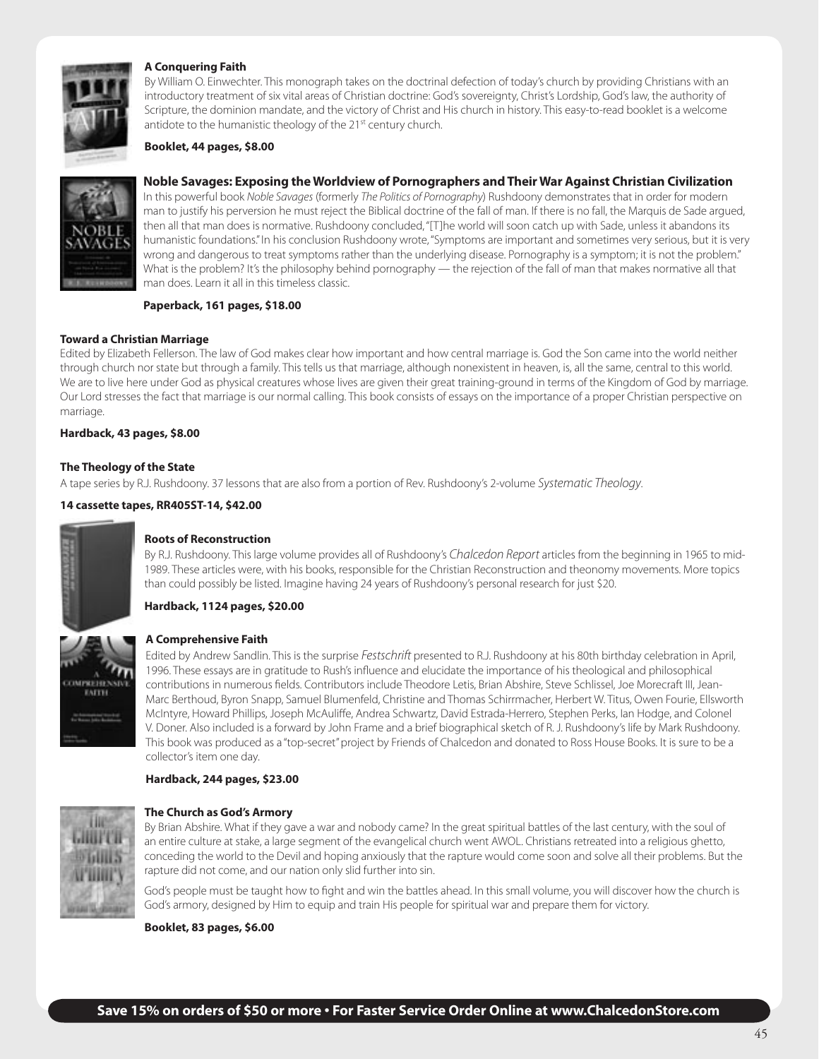**A Conquering Faith**

By William O. Einwechter. This monograph takes on the doctrinal defection of today's church by providing Christians with an introductory treatment of six vital areas of Christian doctrine: God's sovereignty, Christ's Lordship, God's law, the authority of Scripture, the dominion mandate, and the victory of Christ and His church in history. This easy-to-read booklet is a welcome antidote to the humanistic theology of the 21st century church.

**Booklet, 44 pages, $8.00**

**Noble Savages: Exposing the Worldview of Pornographers and Their War Against Christian Civilization**

In this powerful book *Noble Savages* (formerly *The Politics of Pornography*) Rushdoony demonstrates that in order for modern man to justify his perversion he must reject the Biblical doctrine of the fall of man. If there is no fall, the Marquis de Sade argued, then all that man does is normative. Rushdoony concluded, "[T]he world will soon catch up with Sade, unless it abandons its humanistic foundations." In his conclusion Rushdoony wrote, "Symptoms are important and sometimes very serious, but it is very wrong and dangerous to treat symptoms rather than the underlying disease. Pornography is a symptom; it is not the problem." What is the problem? It's the philosophy behind pornography — the rejection of the fall of man that makes normative all that man does. Learn it all in this timeless classic.

**Paperback, 161 pages, $18.00**

**Toward a Christian Marriage**

Edited by Elizabeth Fellerson. The law of God makes clear how important and how central marriage is. God the Son came into the world neither through church nor state but through a family. This tells us that marriage, although nonexistent in heaven, is, all the same, central to this world. We are to live here under God as physical creatures whose lives are given their great training-ground in terms of the Kingdom of God by marriage. Our Lord stresses the fact that marriage is our normal calling. This book consists of essays on the importance of a proper Christian perspective on marriage.

**Hardback, 43 pages, $8.00**

**The Theology of the State**

A tape series by R.J. Rushdoony. 37 lessons that are also from a portion of Rev. Rushdoony's 2-volume *Systematic Theology*.

**14 cassette tapes, RR405ST-14, $42.00**

**Roots of Reconstruction**

By R.J. Rushdoony. This large volume provides all of Rushdoony's *Chalcedon Report* articles from the beginning in 1965 to mid-1989. These articles were, with his books, responsible for the Christian Reconstruction and theonomy movements. More topics than could possibly be listed. Imagine having 24 years of Rushdoony's personal research for just $20.

**Hardback, 1124 pages, $20.00**

**A Comprehensive Faith**

Edited by Andrew Sandlin. This is the surprise *Festschrift* presented to R.J. Rushdoony at his 80th birthday celebration in April, 1996. These essays are in gratitude to Rush's influence and elucidate the importance of his theological and philosophical contributions in numerous fields. Contributors include Theodore Letis, Brian Abshire, Steve Schlissel, Joe Morecraft III, Jean-Marc Berthoud, Byron Snapp, Samuel Blumenfeld, Christine and Thomas Schirrmacher, Herbert W. Titus, Owen Fourie, Ellsworth McIntyre, Howard Phillips, Joseph McAuliffe, Andrea Schwartz, David Estrada-Herrero, Stephen Perks, Ian Hodge, and Colonel V. Doner. Also included is a forward by John Frame and a brief biographical sketch of R. J. Rushdoony's life by Mark Rushdoony. This book was produced as a "top-secret" project by Friends of Chalcedon and donated to Ross House Books. It is sure to be a collector's item one day.

**Hardback, 244 pages, $23.00**

**The Church as God's Armory**

By Brian Abshire. What if they gave a war and nobody came? In the great spiritual battles of the last century, with the soul of an entire culture at stake, a large segment of the evangelical church went AWOL. Christians retreated into a religious ghetto, conceding the world to the Devil and hoping anxiously that the rapture would come soon and solve all their problems. But the rapture did not come, and our nation only slid further into sin.

God's people must be taught how to fight and win the battles ahead. In this small volume, you will discover how the church is God's armory, designed by Him to equip and train His people for spiritual war and prepare them for victory.

**Booklet, 83 pages, $6.00**

**Save 15% on orders of $50 or more • For Faster Service Order Online at www.ChalcedonStore.com**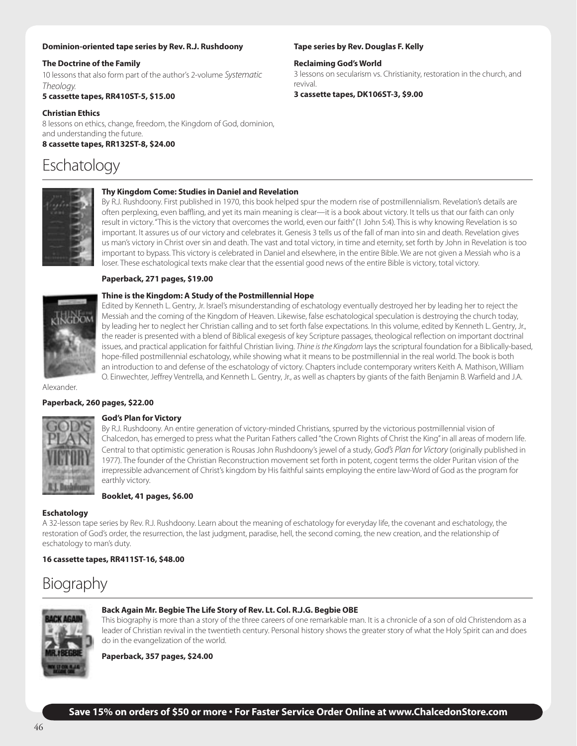**Dominion-oriented tape series by Rev. R.J. Rushdoony**

**The Doctrine of the Family**
10 lessons that also form part of the author's 2-volume *Systematic Theology.*
**5 cassette tapes, RR410ST-5, $15.00**

**Christian Ethics**
8 lessons on ethics, change, freedom, the Kingdom of God, dominion, and understanding the future.
**8 cassette tapes, RR132ST-8, $24.00**

**Tape series by Rev. Douglas F. Kelly**

**Reclaiming God's World**
3 lessons on secularism vs. Christianity, restoration in the church, and revival.
**3 cassette tapes, DK106ST-3, $9.00**

# Eschatology

**Thy Kingdom Come: Studies in Daniel and Revelation**
By R.J. Rushdoony. First published in 1970, this book helped spur the modern rise of postmillennialism. Revelation's details are often perplexing, even baffling, and yet its main meaning is clear—it is a book about victory. It tells us that our faith can only result in victory. "This is the victory that overcomes the world, even our faith" (1 John 5:4). This is why knowing Revelation is so important. It assures us of our victory and celebrates it. Genesis 3 tells us of the fall of man into sin and death. Revelation gives us man's victory in Christ over sin and death. The vast and total victory, in time and eternity, set forth by John in Revelation is too important to bypass. This victory is celebrated in Daniel and elsewhere, in the entire Bible. We are not given a Messiah who is a loser. These eschatological texts make clear that the essential good news of the entire Bible is victory, total victory.

**Paperback, 271 pages, $19.00**

**Thine is the Kingdom: A Study of the Postmillennial Hope**
Edited by Kenneth L. Gentry, Jr. Israel's misunderstanding of eschatology eventually destroyed her by leading her to reject the Messiah and the coming of the Kingdom of Heaven. Likewise, false eschatological speculation is destroying the church today, by leading her to neglect her Christian calling and to set forth false expectations. In this volume, edited by Kenneth L. Gentry, Jr., the reader is presented with a blend of Biblical exegesis of key Scripture passages, theological reflection on important doctrinal issues, and practical application for faithful Christian living. *Thine is the Kingdom* lays the scriptural foundation for a Biblically-based, hope-filled postmillennial eschatology, while showing what it means to be postmillennial in the real world. The book is both an introduction to and defense of the eschatology of victory. Chapters include contemporary writers Keith A. Mathison, William O. Einwechter, Jeffrey Ventrella, and Kenneth L. Gentry, Jr., as well as chapters by giants of the faith Benjamin B. Warfield and J.A. Alexander.

**Paperback, 260 pages, $22.00**

**God's Plan for Victory**
By R.J. Rushdoony. An entire generation of victory-minded Christians, spurred by the victorious postmillennial vision of Chalcedon, has emerged to press what the Puritan Fathers called "the Crown Rights of Christ the King" in all areas of modern life. Central to that optimistic generation is Rousas John Rushdoony's jewel of a study, *God's Plan for Victory* (originally published in 1977). The founder of the Christian Reconstruction movement set forth in potent, cogent terms the older Puritan vision of the irrepressible advancement of Christ's kingdom by His faithful saints employing the entire law-Word of God as the program for earthly victory.

**Booklet, 41 pages, $6.00**

**Eschatology**
A 32-lesson tape series by Rev. R.J. Rushdoony. Learn about the meaning of eschatology for everyday life, the covenant and eschatology, the restoration of God's order, the resurrection, the last judgment, paradise, hell, the second coming, the new creation, and the relationship of eschatology to man's duty.

**16 cassette tapes, RR411ST-16, $48.00**

# Biography

**Back Again Mr. Begbie The Life Story of Rev. Lt. Col. R.J.G. Begbie OBE**
This biography is more than a story of the three careers of one remarkable man. It is a chronicle of a son of old Christendom as a leader of Christian revival in the twentieth century. Personal history shows the greater story of what the Holy Spirit can and does do in the evangelization of the world.

**Paperback, 357 pages, $24.00**

**Save 15% on orders of $50 or more • For Faster Service Order Online at www.ChalcedonStore.com**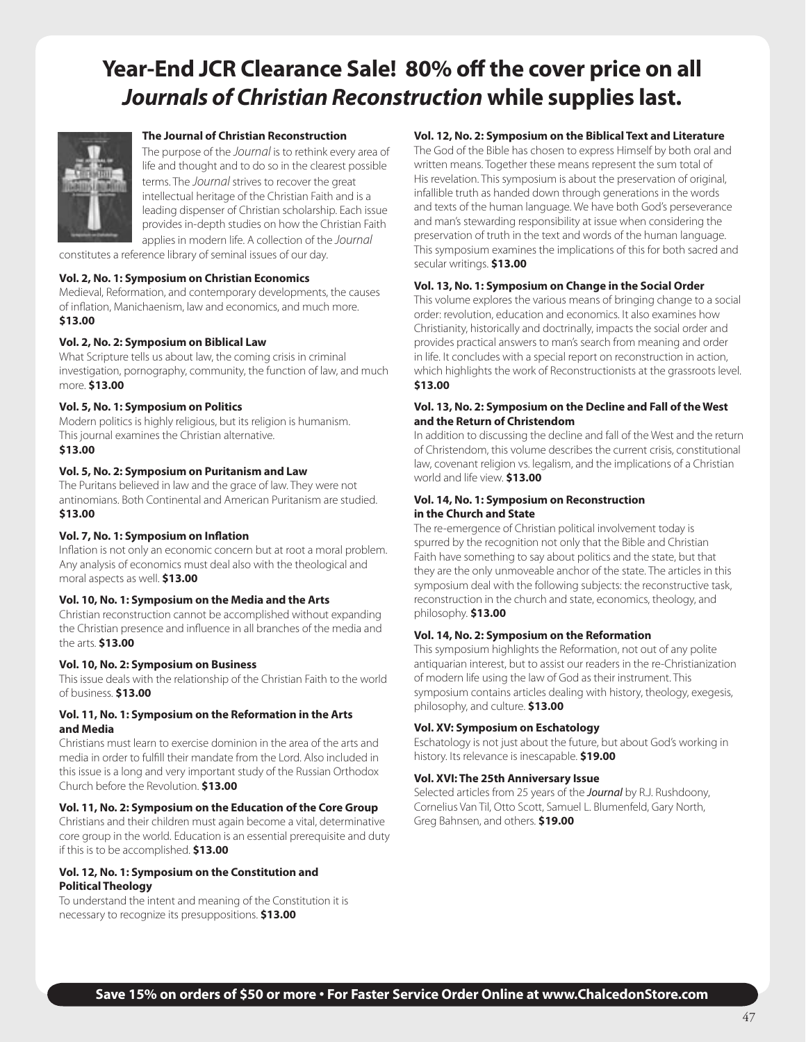# Year-End JCR Clearance Sale! 80% off the cover price on all *Journals of Christian Reconstruction* while supplies last.

**The Journal of Christian Reconstruction**

The purpose of the *Journal* is to rethink every area of life and thought and to do so in the clearest possible terms. The *Journal* strives to recover the great intellectual heritage of the Christian Faith and is a leading dispenser of Christian scholarship. Each issue provides in-depth studies on how the Christian Faith applies in modern life. A collection of the *Journal* constitutes a reference library of seminal issues of our day.

**Vol. 2, No. 1: Symposium on Christian Economics**

Medieval, Reformation, and contemporary developments, the causes of inflation, Manichaenism, law and economics, and much more. **$13.00**

**Vol. 2, No. 2: Symposium on Biblical Law**

What Scripture tells us about law, the coming crisis in criminal investigation, pornography, community, the function of law, and much more. **$13.00**

**Vol. 5, No. 1: Symposium on Politics**

Modern politics is highly religious, but its religion is humanism. This journal examines the Christian alternative. **$13.00**

**Vol. 5, No. 2: Symposium on Puritanism and Law**

The Puritans believed in law and the grace of law. They were not antinomians. Both Continental and American Puritanism are studied. **$13.00**

**Vol. 7, No. 1: Symposium on Inflation**

Inflation is not only an economic concern but at root a moral problem. Any analysis of economics must deal also with the theological and moral aspects as well. **$13.00**

**Vol. 10, No. 1: Symposium on the Media and the Arts**

Christian reconstruction cannot be accomplished without expanding the Christian presence and influence in all branches of the media and the arts. **$13.00**

**Vol. 10, No. 2: Symposium on Business**

This issue deals with the relationship of the Christian Faith to the world of business. **$13.00**

**Vol. 11, No. 1: Symposium on the Reformation in the Arts and Media**

Christians must learn to exercise dominion in the area of the arts and media in order to fulfill their mandate from the Lord. Also included in this issue is a long and very important study of the Russian Orthodox Church before the Revolution. **$13.00**

**Vol. 11, No. 2: Symposium on the Education of the Core Group**

Christians and their children must again become a vital, determinative core group in the world. Education is an essential prerequisite and duty if this is to be accomplished. **$13.00**

**Vol. 12, No. 1: Symposium on the Constitution and Political Theology**

To understand the intent and meaning of the Constitution it is necessary to recognize its presuppositions. **$13.00**

**Vol. 12, No. 2: Symposium on the Biblical Text and Literature**

The God of the Bible has chosen to express Himself by both oral and written means. Together these means represent the sum total of His revelation. This symposium is about the preservation of original, infallible truth as handed down through generations in the words and texts of the human language. We have both God's perseverance and man's stewarding responsibility at issue when considering the preservation of truth in the text and words of the human language. This symposium examines the implications of this for both sacred and secular writings. **$13.00**

**Vol. 13, No. 1: Symposium on Change in the Social Order**

This volume explores the various means of bringing change to a social order: revolution, education and economics. It also examines how Christianity, historically and doctrinally, impacts the social order and provides practical answers to man's search from meaning and order in life. It concludes with a special report on reconstruction in action, which highlights the work of Reconstructionists at the grassroots level. **$13.00**

**Vol. 13, No. 2: Symposium on the Decline and Fall of the West and the Return of Christendom**

In addition to discussing the decline and fall of the West and the return of Christendom, this volume describes the current crisis, constitutional law, covenant religion vs. legalism, and the implications of a Christian world and life view. **$13.00**

**Vol. 14, No. 1: Symposium on Reconstruction in the Church and State**

The re-emergence of Christian political involvement today is spurred by the recognition not only that the Bible and Christian Faith have something to say about politics and the state, but that they are the only unmoveable anchor of the state. The articles in this symposium deal with the following subjects: the reconstructive task, reconstruction in the church and state, economics, theology, and philosophy. **$13.00**

**Vol. 14, No. 2: Symposium on the Reformation**

This symposium highlights the Reformation, not out of any polite antiquarian interest, but to assist our readers in the re-Christianization of modern life using the law of God as their instrument. This symposium contains articles dealing with history, theology, exegesis, philosophy, and culture. **$13.00**

**Vol. XV: Symposium on Eschatology**

Eschatology is not just about the future, but about God's working in history. Its relevance is inescapable. **$19.00**

**Vol. XVI: The 25th Anniversary Issue**

Selected articles from 25 years of the ***Journal*** by R.J. Rushdoony, Cornelius Van Til, Otto Scott, Samuel L. Blumenfeld, Gary North, Greg Bahnsen, and others. **$19.00**

**Save 15% on orders of $50 or more • For Faster Service Order Online at www.ChalcedonStore.com**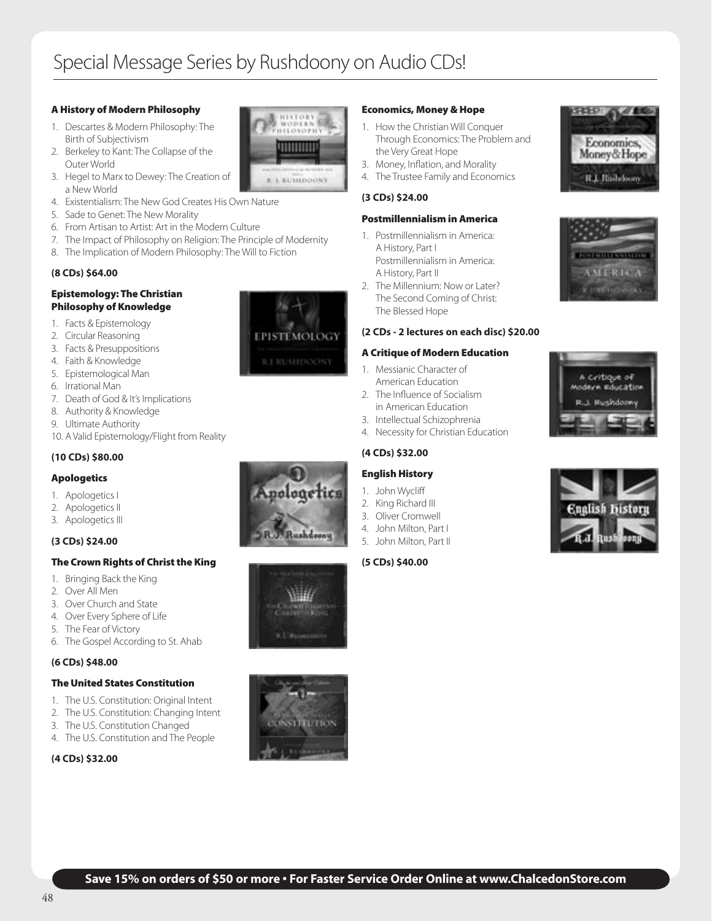# Special Message Series by Rushdoony on Audio CDs!

### A History of Modern Philosophy

1. Descartes & Modern Philosophy: The Birth of Subjectivism
2. Berkeley to Kant: The Collapse of the Outer World
3. Hegel to Marx to Dewey: The Creation of a New World
4. Existentialism: The New God Creates His Own Nature
5. Sade to Genet: The New Morality
6. From Artisan to Artist: Art in the Modern Culture
7. The Impact of Philosophy on Religion: The Principle of Modernity
8. The Implication of Modern Philosophy: The Will to Fiction

**(8 CDs) $64.00**

### Epistemology: The Christian Philosophy of Knowledge

1. Facts & Epistemology
2. Circular Reasoning
3. Facts & Presuppositions
4. Faith & Knowledge
5. Epistemological Man
6. Irrational Man
7. Death of God & It's Implications
8. Authority & Knowledge
9. Ultimate Authority
10. A Valid Epistemology/Flight from Reality

**(10 CDs) $80.00**

### Apologetics

1. Apologetics I
2. Apologetics II
3. Apologetics III

**(3 CDs) $24.00**

### The Crown Rights of Christ the King

1. Bringing Back the King
2. Over All Men
3. Over Church and State
4. Over Every Sphere of Life
5. The Fear of Victory
6. The Gospel According to St. Ahab

**(6 CDs) $48.00**

### The United States Constitution

1. The U.S. Constitution: Original Intent
2. The U.S. Constitution: Changing Intent
3. The U.S. Constitution Changed
4. The U.S. Constitution and The People

**(4 CDs) $32.00**

### Economics, Money & Hope

1. How the Christian Will Conquer Through Economics: The Problem and the Very Great Hope
3. Money, Inflation, and Morality
4. The Trustee Family and Economics

**(3 CDs) $24.00**

### Postmillennialism in America

1. Postmillennialism in America: A History, Part I
   Postmillennialism in America: A History, Part II
2. The Millennium: Now or Later?
   The Second Coming of Christ: The Blessed Hope

**(2 CDs - 2 lectures on each disc) $20.00**

### A Critique of Modern Education

1. Messianic Character of American Education
2. The Influence of Socialism in American Education
3. Intellectual Schizophrenia
4. Necessity for Christian Education

**(4 CDs) $32.00**

### English History

1. John Wycliff
2. King Richard III
3. Oliver Cromwell
4. John Milton, Part I
5. John Milton, Part II

**(5 CDs) $40.00**

**Save 15% on orders of $50 or more • For Faster Service Order Online at www.ChalcedonStore.com**